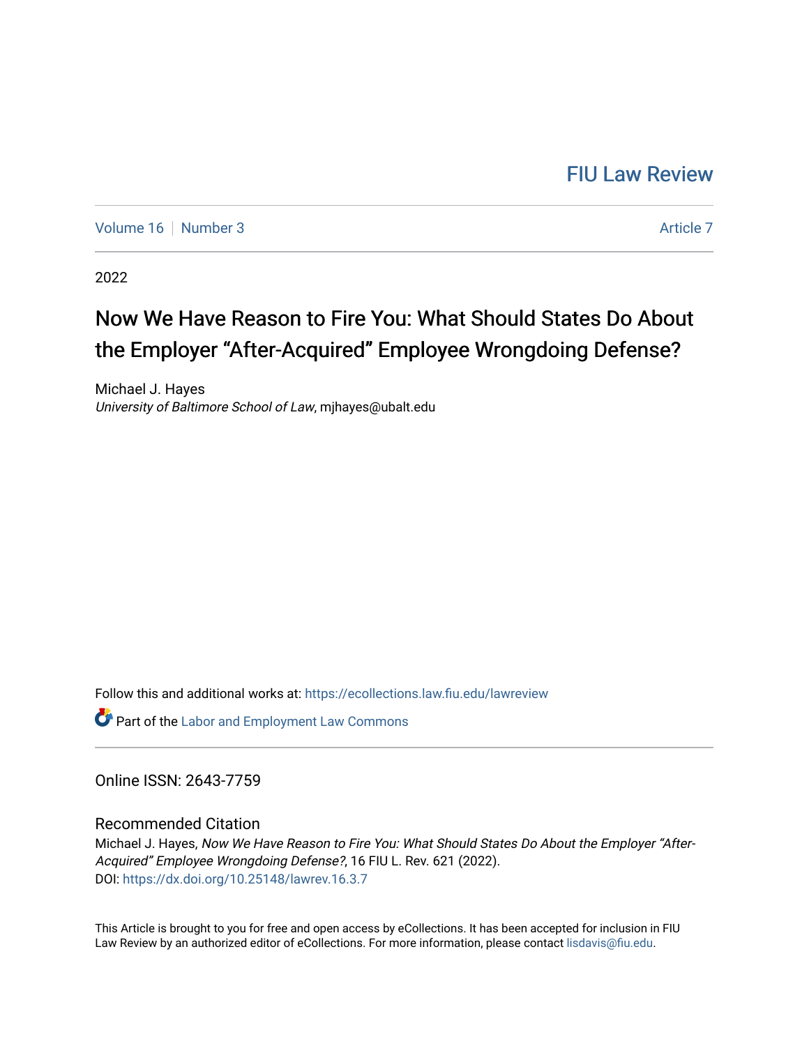FIU Law Review

Volume 16 | Number 3 Article 7

2022

# Now We Have Reason to Fire You: What Should States Do About the Employer "After-Acquired" Employee Wrongdoing Defense?

Michael J. Hayes
*University of Baltimore School of Law*, mjhayes@ubalt.edu

Follow this and additional works at: https://ecollections.law.fiu.edu/lawreview

Part of the Labor and Employment Law Commons

Online ISSN: 2643-7759

## Recommended Citation

Michael J. Hayes, *Now We Have Reason to Fire You: What Should States Do About the Employer "After-Acquired" Employee Wrongdoing Defense?*, 16 FIU L. Rev. 621 (2022).
DOI: https://dx.doi.org/10.25148/lawrev.16.3.7

This Article is brought to you for free and open access by eCollections. It has been accepted for inclusion in FIU Law Review by an authorized editor of eCollections. For more information, please contact lisdavis@fiu.edu.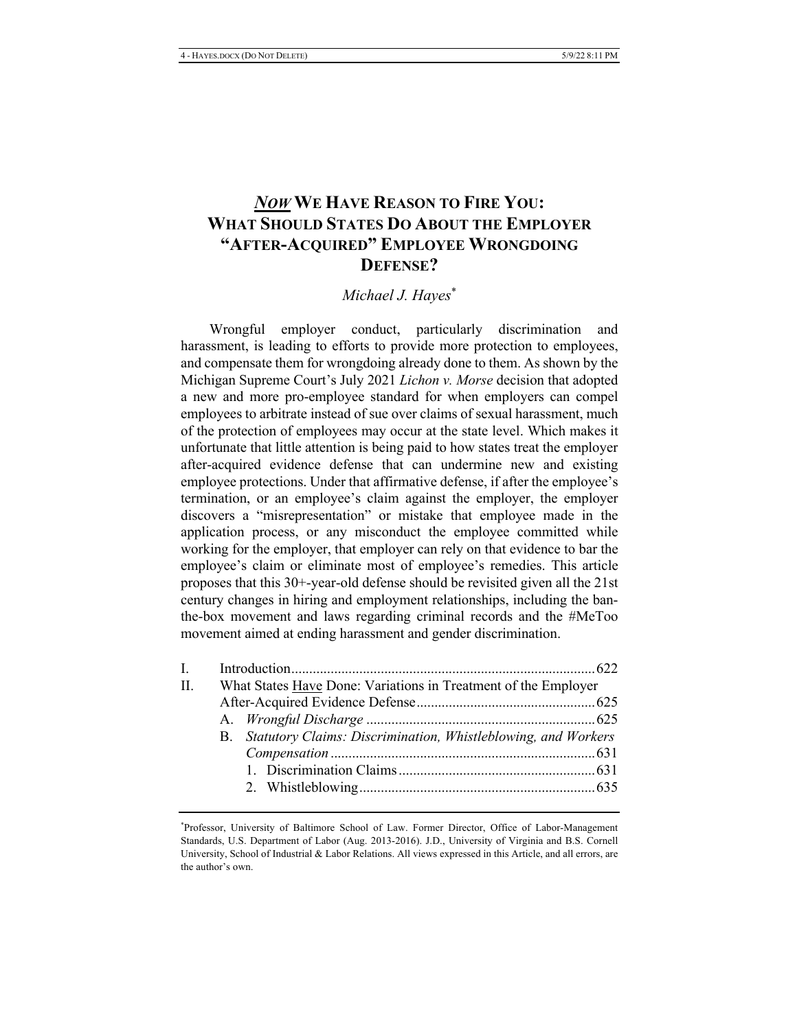# *Now* We Have Reason to Fire You: What Should States Do About the Employer "After-Acquired" Employee Wrongdoing Defense?

*Michael J. Hayes*[*]

Wrongful employer conduct, particularly discrimination and harassment, is leading to efforts to provide more protection to employees, and compensate them for wrongdoing already done to them. As shown by the Michigan Supreme Court's July 2021 *Lichon v. Morse* decision that adopted a new and more pro-employee standard for when employers can compel employees to arbitrate instead of sue over claims of sexual harassment, much of the protection of employees may occur at the state level. Which makes it unfortunate that little attention is being paid to how states treat the employer after-acquired evidence defense that can undermine new and existing employee protections. Under that affirmative defense, if after the employee's termination, or an employee's claim against the employer, the employer discovers a "misrepresentation" or mistake that employee made in the application process, or any misconduct the employee committed while working for the employer, that employer can rely on that evidence to bar the employee's claim or eliminate most of employee's remedies. This article proposes that this 30+-year-old defense should be revisited given all the 21st century changes in hiring and employment relationships, including the ban-the-box movement and laws regarding criminal records and the #MeToo movement aimed at ending harassment and gender discrimination.

I. Introduction .................................................................................... 622
II. What States <u>Have</u> Done: Variations in Treatment of the Employer After-Acquired Evidence Defense ................................................. 625
  A. *Wrongful Discharge* ............................................................... 625
  B. *Statutory Claims: Discrimination, Whistleblowing, and Workers Compensation* .......................................................................... 631
    1. Discrimination Claims ...................................................... 631
    2. Whistleblowing ................................................................. 635

---

[*] Professor, University of Baltimore School of Law. Former Director, Office of Labor-Management Standards, U.S. Department of Labor (Aug. 2013-2016). J.D., University of Virginia and B.S. Cornell University, School of Industrial & Labor Relations. All views expressed in this Article, and all errors, are the author's own.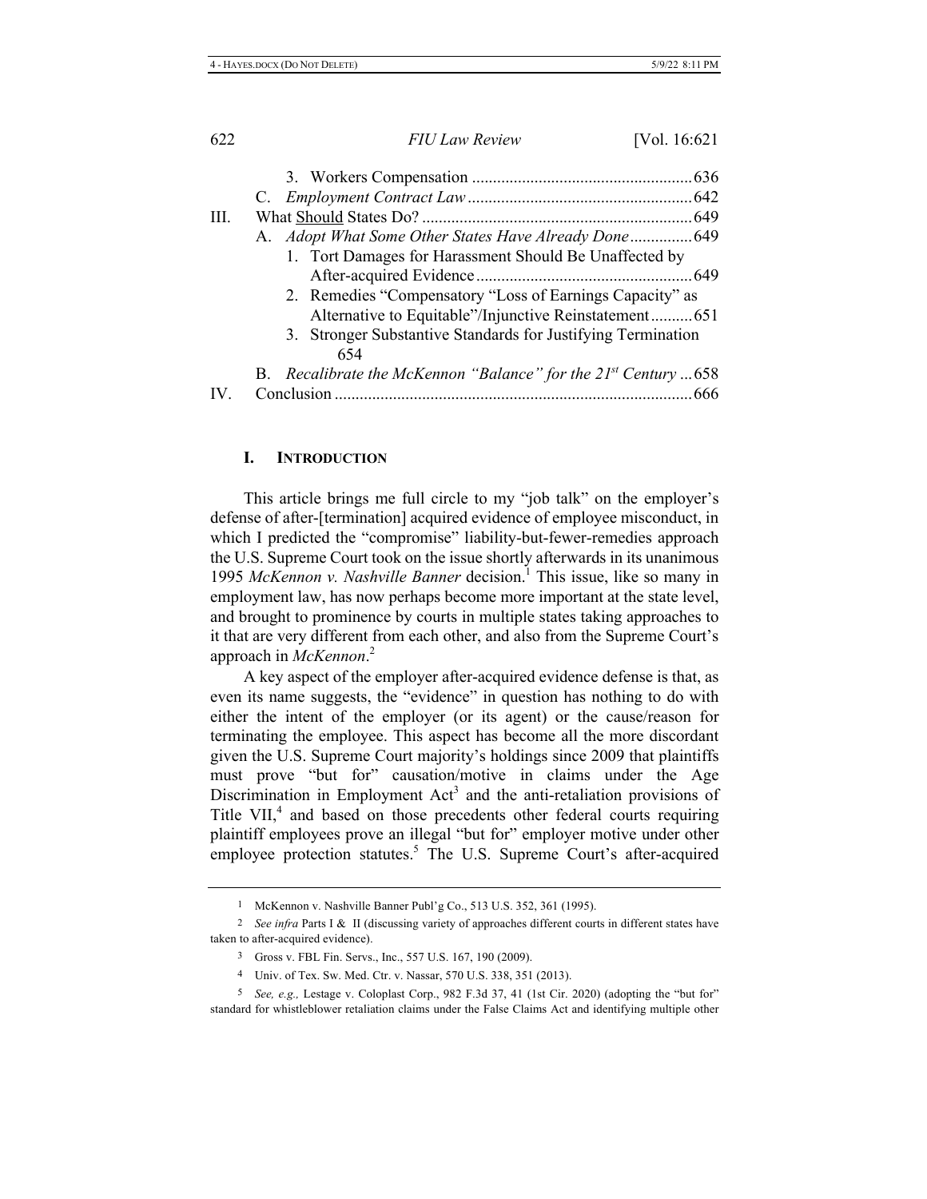3. Workers Compensation .................................................... 636

C. *Employment Contract Law* ..................................................... 642

III. What Should States Do? ................................................................ 649

A. *Adopt What Some Other States Have Already Done* .............. 649

1. Tort Damages for Harassment Should Be Unaffected by After-acquired Evidence ................................................... 649

2. Remedies "Compensatory "Loss of Earnings Capacity" as Alternative to Equitable"/Injunctive Reinstatement .......... 651

3. Stronger Substantive Standards for Justifying Termination 654

B. *Recalibrate the McKennon "Balance" for the 21st Century* ... 658

IV. Conclusion ..................................................................................... 666

## I. INTRODUCTION

This article brings me full circle to my "job talk" on the employer's defense of after-[termination] acquired evidence of employee misconduct, in which I predicted the "compromise" liability-but-fewer-remedies approach the U.S. Supreme Court took on the issue shortly afterwards in its unanimous 1995 *McKennon v. Nashville Banner* decision.[1] This issue, like so many in employment law, has now perhaps become more important at the state level, and brought to prominence by courts in multiple states taking approaches to it that are very different from each other, and also from the Supreme Court's approach in *McKennon*.[2]

A key aspect of the employer after-acquired evidence defense is that, as even its name suggests, the "evidence" in question has nothing to do with either the intent of the employer (or its agent) or the cause/reason for terminating the employee. This aspect has become all the more discordant given the U.S. Supreme Court majority's holdings since 2009 that plaintiffs must prove "but for" causation/motive in claims under the Age Discrimination in Employment Act[3] and the anti-retaliation provisions of Title VII,[4] and based on those precedents other federal courts requiring plaintiff employees prove an illegal "but for" employer motive under other employee protection statutes.[5] The U.S. Supreme Court's after-acquired

---

[1] McKennon v. Nashville Banner Publ'g Co., 513 U.S. 352, 361 (1995).

[2] *See infra* Parts I & II (discussing variety of approaches different courts in different states have taken to after-acquired evidence).

[3] Gross v. FBL Fin. Servs., Inc., 557 U.S. 167, 190 (2009).

[4] Univ. of Tex. Sw. Med. Ctr. v. Nassar, 570 U.S. 338, 351 (2013).

[5] *See, e.g.,* Lestage v. Coloplast Corp., 982 F.3d 37, 41 (1st Cir. 2020) (adopting the "but for" standard for whistleblower retaliation claims under the False Claims Act and identifying multiple other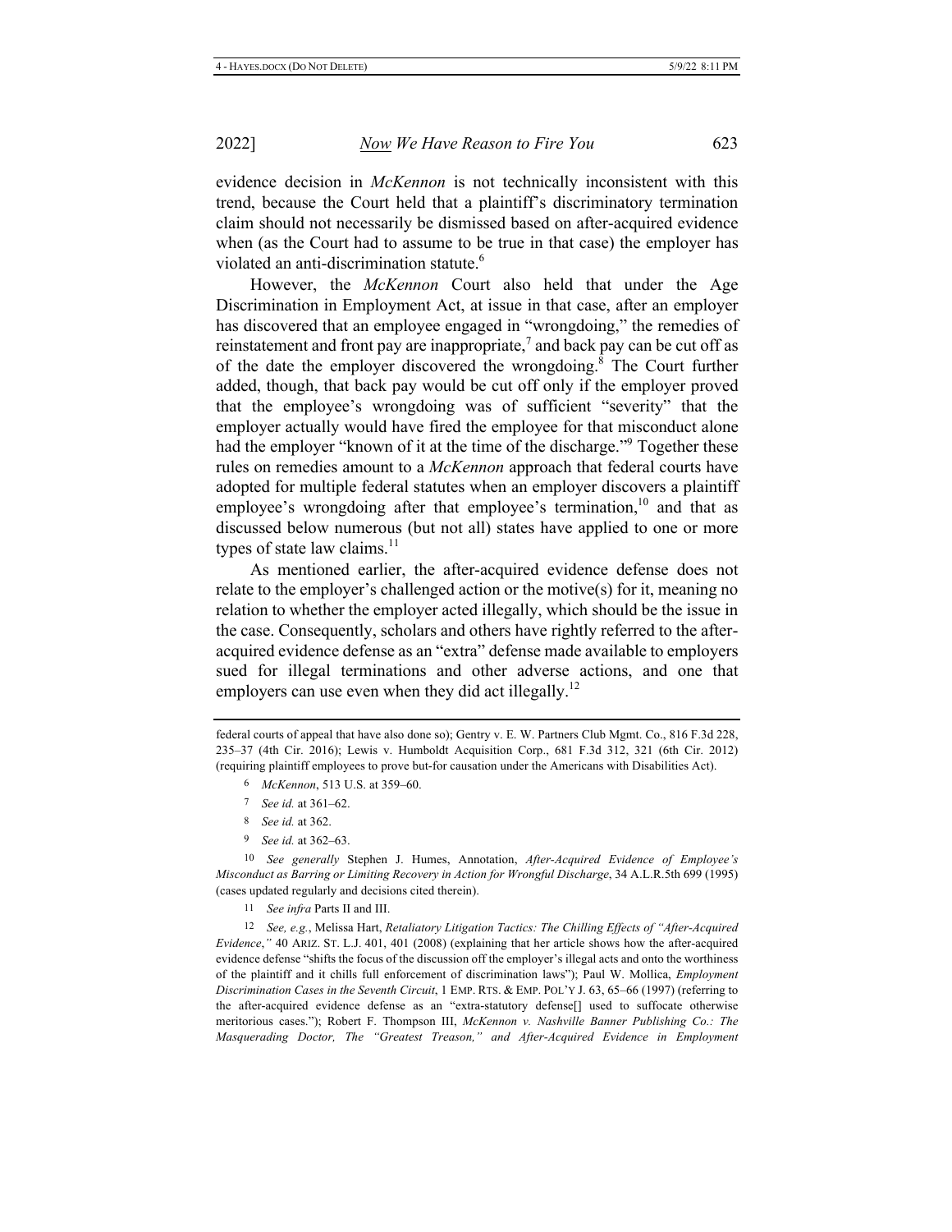evidence decision in *McKennon* is not technically inconsistent with this trend, because the Court held that a plaintiff's discriminatory termination claim should not necessarily be dismissed based on after-acquired evidence when (as the Court had to assume to be true in that case) the employer has violated an anti-discrimination statute.[6]

However, the *McKennon* Court also held that under the Age Discrimination in Employment Act, at issue in that case, after an employer has discovered that an employee engaged in "wrongdoing," the remedies of reinstatement and front pay are inappropriate,[7] and back pay can be cut off as of the date the employer discovered the wrongdoing.[8] The Court further added, though, that back pay would be cut off only if the employer proved that the employee's wrongdoing was of sufficient "severity" that the employer actually would have fired the employee for that misconduct alone had the employer "known of it at the time of the discharge."[9] Together these rules on remedies amount to a *McKennon* approach that federal courts have adopted for multiple federal statutes when an employer discovers a plaintiff employee's wrongdoing after that employee's termination,[10] and that as discussed below numerous (but not all) states have applied to one or more types of state law claims.[11]

As mentioned earlier, the after-acquired evidence defense does not relate to the employer's challenged action or the motive(s) for it, meaning no relation to whether the employer acted illegally, which should be the issue in the case. Consequently, scholars and others have rightly referred to the after-acquired evidence defense as an "extra" defense made available to employers sued for illegal terminations and other adverse actions, and one that employers can use even when they did act illegally.[12]

---

federal courts of appeal that have also done so); Gentry v. E. W. Partners Club Mgmt. Co., 816 F.3d 228, 235–37 (4th Cir. 2016); Lewis v. Humboldt Acquisition Corp., 681 F.3d 312, 321 (6th Cir. 2012) (requiring plaintiff employees to prove but-for causation under the Americans with Disabilities Act).

6 *McKennon*, 513 U.S. at 359–60.

7 *See id.* at 361–62.

8 *See id.* at 362.

9 *See id.* at 362–63.

10 *See generally* Stephen J. Humes, Annotation, *After-Acquired Evidence of Employee's Misconduct as Barring or Limiting Recovery in Action for Wrongful Discharge*, 34 A.L.R.5th 699 (1995) (cases updated regularly and decisions cited therein).

11 *See infra* Parts II and III.

12 *See, e.g.*, Melissa Hart, *Retaliatory Litigation Tactics: The Chilling Effects of "After-Acquired Evidence*,*"* 40 ARIZ. ST. L.J. 401, 401 (2008) (explaining that her article shows how the after-acquired evidence defense "shifts the focus of the discussion off the employer's illegal acts and onto the worthiness of the plaintiff and it chills full enforcement of discrimination laws"); Paul W. Mollica, *Employment Discrimination Cases in the Seventh Circuit*, 1 EMP. RTS. & EMP. POL'Y J. 63, 65–66 (1997) (referring to the after-acquired evidence defense as an "extra-statutory defense[] used to suffocate otherwise meritorious cases."); Robert F. Thompson III, *McKennon v. Nashville Banner Publishing Co.: The Masquerading Doctor, The "Greatest Treason," and After-Acquired Evidence in Employment*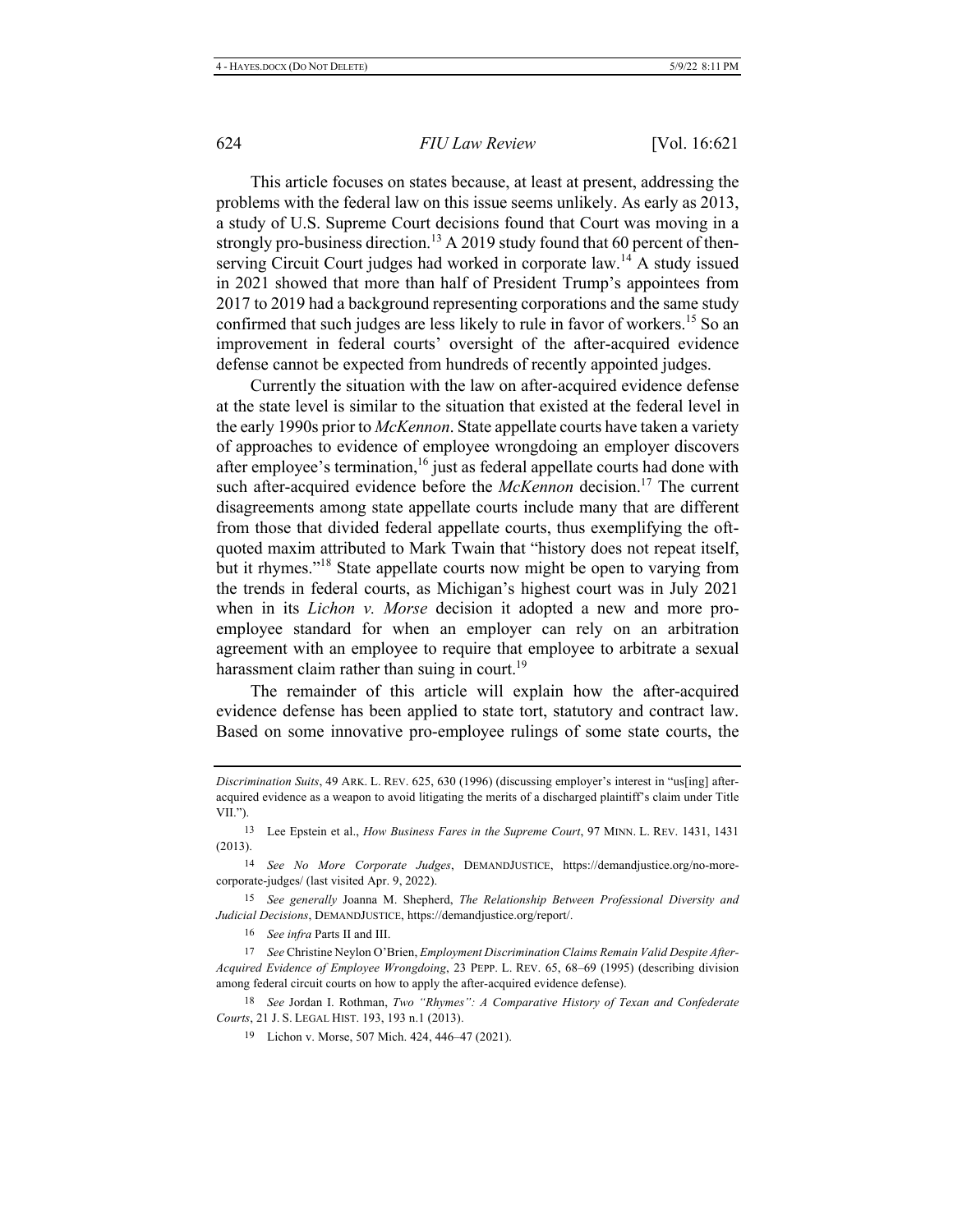This article focuses on states because, at least at present, addressing the problems with the federal law on this issue seems unlikely. As early as 2013, a study of U.S. Supreme Court decisions found that Court was moving in a strongly pro-business direction.[13] A 2019 study found that 60 percent of then-serving Circuit Court judges had worked in corporate law.[14] A study issued in 2021 showed that more than half of President Trump's appointees from 2017 to 2019 had a background representing corporations and the same study confirmed that such judges are less likely to rule in favor of workers.[15] So an improvement in federal courts' oversight of the after-acquired evidence defense cannot be expected from hundreds of recently appointed judges.

Currently the situation with the law on after-acquired evidence defense at the state level is similar to the situation that existed at the federal level in the early 1990s prior to *McKennon*. State appellate courts have taken a variety of approaches to evidence of employee wrongdoing an employer discovers after employee's termination,[16] just as federal appellate courts had done with such after-acquired evidence before the *McKennon* decision.[17] The current disagreements among state appellate courts include many that are different from those that divided federal appellate courts, thus exemplifying the oft-quoted maxim attributed to Mark Twain that "history does not repeat itself, but it rhymes."[18] State appellate courts now might be open to varying from the trends in federal courts, as Michigan's highest court was in July 2021 when in its *Lichon v. Morse* decision it adopted a new and more pro-employee standard for when an employer can rely on an arbitration agreement with an employee to require that employee to arbitrate a sexual harassment claim rather than suing in court.[19]

The remainder of this article will explain how the after-acquired evidence defense has been applied to state tort, statutory and contract law. Based on some innovative pro-employee rulings of some state courts, the

---

*Discrimination Suits*, 49 ARK. L. REV. 625, 630 (1996) (discussing employer's interest in "us[ing] after-acquired evidence as a weapon to avoid litigating the merits of a discharged plaintiff's claim under Title VII.").

13 Lee Epstein et al., *How Business Fares in the Supreme Court*, 97 MINN. L. REV. 1431, 1431 (2013).

14 *See No More Corporate Judges*, DEMANDJUSTICE, https://demandjustice.org/no-more-corporate-judges/ (last visited Apr. 9, 2022).

15 *See generally* Joanna M. Shepherd, *The Relationship Between Professional Diversity and Judicial Decisions*, DEMANDJUSTICE, https://demandjustice.org/report/.

16 *See infra* Parts II and III.

17 *See* Christine Neylon O'Brien, *Employment Discrimination Claims Remain Valid Despite After-Acquired Evidence of Employee Wrongdoing*, 23 PEPP. L. REV. 65, 68–69 (1995) (describing division among federal circuit courts on how to apply the after-acquired evidence defense).

18 *See* Jordan I. Rothman, *Two "Rhymes": A Comparative History of Texan and Confederate Courts*, 21 J. S. LEGAL HIST. 193, 193 n.1 (2013).

19 Lichon v. Morse, 507 Mich. 424, 446–47 (2021).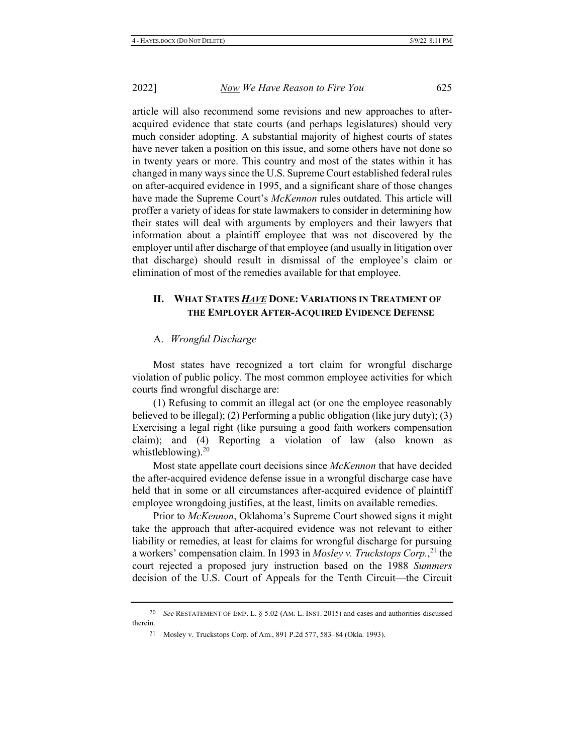article will also recommend some revisions and new approaches to after-acquired evidence that state courts (and perhaps legislatures) should very much consider adopting. A substantial majority of highest courts of states have never taken a position on this issue, and some others have not done so in twenty years or more. This country and most of the states within it has changed in many ways since the U.S. Supreme Court established federal rules on after-acquired evidence in 1995, and a significant share of those changes have made the Supreme Court's *McKennon* rules outdated. This article will proffer a variety of ideas for state lawmakers to consider in determining how their states will deal with arguments by employers and their lawyers that information about a plaintiff employee that was not discovered by the employer until after discharge of that employee (and usually in litigation over that discharge) should result in dismissal of the employee's claim or elimination of most of the remedies available for that employee.

## II. What States *Have* Done: Variations in Treatment of the Employer After-Acquired Evidence Defense

### A. *Wrongful Discharge*

Most states have recognized a tort claim for wrongful discharge violation of public policy. The most common employee activities for which courts find wrongful discharge are:

(1) Refusing to commit an illegal act (or one the employee reasonably believed to be illegal); (2) Performing a public obligation (like jury duty); (3) Exercising a legal right (like pursuing a good faith workers compensation claim); and (4) Reporting a violation of law (also known as whistleblowing).[20]

Most state appellate court decisions since *McKennon* that have decided the after-acquired evidence defense issue in a wrongful discharge case have held that in some or all circumstances after-acquired evidence of plaintiff employee wrongdoing justifies, at the least, limits on available remedies.

Prior to *McKennon*, Oklahoma's Supreme Court showed signs it might take the approach that after-acquired evidence was not relevant to either liability or remedies, at least for claims for wrongful discharge for pursuing a workers' compensation claim. In 1993 in *Mosley v. Truckstops Corp.*,[21] the court rejected a proposed jury instruction based on the 1988 *Summers* decision of the U.S. Court of Appeals for the Tenth Circuit—the Circuit

---

20 *See* RESTATEMENT OF EMP. L. § 5.02 (AM. L. INST. 2015) and cases and authorities discussed therein.

21 Mosley v. Truckstops Corp. of Am., 891 P.2d 577, 583–84 (Okla. 1993).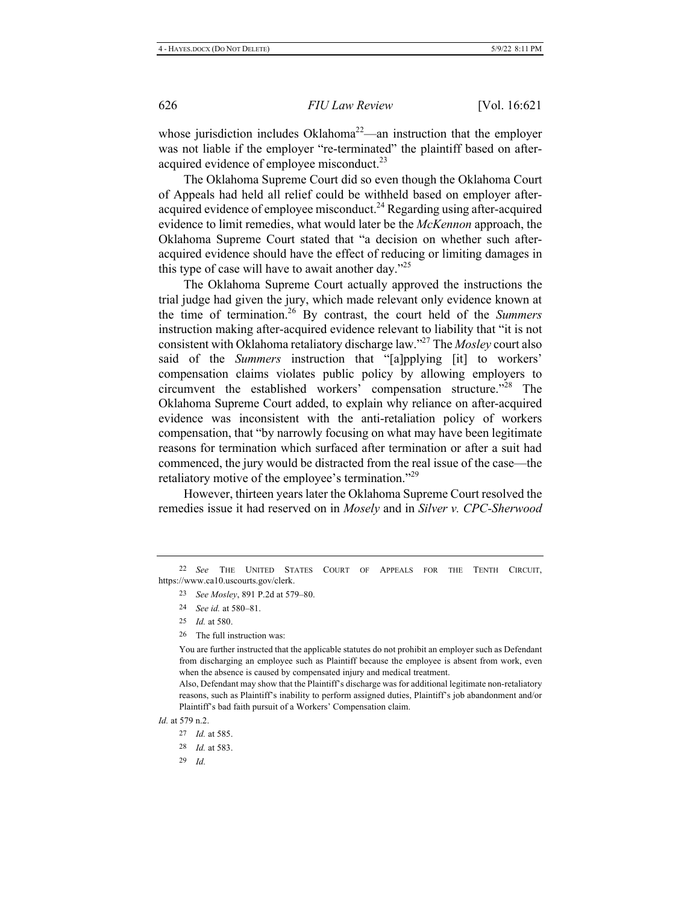whose jurisdiction includes Oklahoma[22]—an instruction that the employer was not liable if the employer "re-terminated" the plaintiff based on after-acquired evidence of employee misconduct.[23]

The Oklahoma Supreme Court did so even though the Oklahoma Court of Appeals had held all relief could be withheld based on employer after-acquired evidence of employee misconduct.[24] Regarding using after-acquired evidence to limit remedies, what would later be the *McKennon* approach, the Oklahoma Supreme Court stated that "a decision on whether such after-acquired evidence should have the effect of reducing or limiting damages in this type of case will have to await another day."[25]

The Oklahoma Supreme Court actually approved the instructions the trial judge had given the jury, which made relevant only evidence known at the time of termination.[26] By contrast, the court held of the *Summers* instruction making after-acquired evidence relevant to liability that "it is not consistent with Oklahoma retaliatory discharge law."[27] The *Mosley* court also said of the *Summers* instruction that "[a]pplying [it] to workers' compensation claims violates public policy by allowing employers to circumvent the established workers' compensation structure."[28] The Oklahoma Supreme Court added, to explain why reliance on after-acquired evidence was inconsistent with the anti-retaliation policy of workers compensation, that "by narrowly focusing on what may have been legitimate reasons for termination which surfaced after termination or after a suit had commenced, the jury would be distracted from the real issue of the case—the retaliatory motive of the employee's termination."[29]

However, thirteen years later the Oklahoma Supreme Court resolved the remedies issue it had reserved on in *Mosely* and in *Silver v. CPC-Sherwood*

---

[22] *See* THE UNITED STATES COURT OF APPEALS FOR THE TENTH CIRCUIT, https://www.ca10.uscourts.gov/clerk.

[23] *See Mosley*, 891 P.2d at 579–80.

[24] *See id.* at 580–81.

[25] *Id.* at 580.

[26] The full instruction was:

> You are further instructed that the applicable statutes do not prohibit an employer such as Defendant from discharging an employee such as Plaintiff because the employee is absent from work, even when the absence is caused by compensated injury and medical treatment.
>
> Also, Defendant may show that the Plaintiff's discharge was for additional legitimate non-retaliatory reasons, such as Plaintiff's inability to perform assigned duties, Plaintiff's job abandonment and/or Plaintiff's bad faith pursuit of a Workers' Compensation claim.

*Id.* at 579 n.2.

[27] *Id.* at 585.

[28] *Id.* at 583.

[29] *Id.*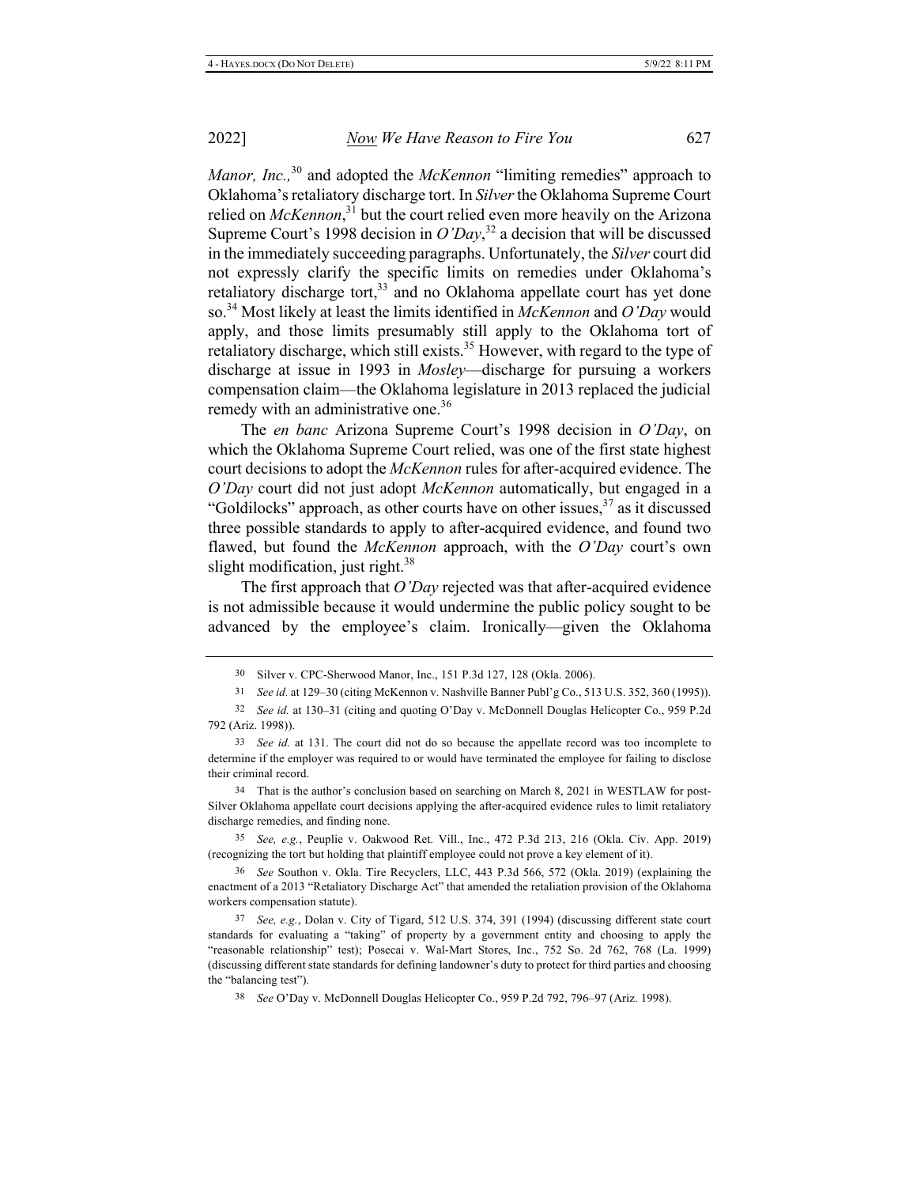*Manor, Inc.,*[30] and adopted the *McKennon* "limiting remedies" approach to Oklahoma's retaliatory discharge tort. In *Silver* the Oklahoma Supreme Court relied on *McKennon*,[31] but the court relied even more heavily on the Arizona Supreme Court's 1998 decision in *O'Day*,[32] a decision that will be discussed in the immediately succeeding paragraphs. Unfortunately, the *Silver* court did not expressly clarify the specific limits on remedies under Oklahoma's retaliatory discharge tort,[33] and no Oklahoma appellate court has yet done so.[34] Most likely at least the limits identified in *McKennon* and *O'Day* would apply, and those limits presumably still apply to the Oklahoma tort of retaliatory discharge, which still exists.[35] However, with regard to the type of discharge at issue in 1993 in *Mosley*—discharge for pursuing a workers compensation claim—the Oklahoma legislature in 2013 replaced the judicial remedy with an administrative one.[36]

The *en banc* Arizona Supreme Court's 1998 decision in *O'Day*, on which the Oklahoma Supreme Court relied, was one of the first state highest court decisions to adopt the *McKennon* rules for after-acquired evidence. The *O'Day* court did not just adopt *McKennon* automatically, but engaged in a "Goldilocks" approach, as other courts have on other issues,[37] as it discussed three possible standards to apply to after-acquired evidence, and found two flawed, but found the *McKennon* approach, with the *O'Day* court's own slight modification, just right.[38]

The first approach that *O'Day* rejected was that after-acquired evidence is not admissible because it would undermine the public policy sought to be advanced by the employee's claim. Ironically—given the Oklahoma

---

30 Silver v. CPC-Sherwood Manor, Inc., 151 P.3d 127, 128 (Okla. 2006).

31 *See id.* at 129–30 (citing McKennon v. Nashville Banner Publ'g Co., 513 U.S. 352, 360 (1995)).

32 *See id.* at 130–31 (citing and quoting O'Day v. McDonnell Douglas Helicopter Co., 959 P.2d 792 (Ariz. 1998)).

33 *See id.* at 131. The court did not do so because the appellate record was too incomplete to determine if the employer was required to or would have terminated the employee for failing to disclose their criminal record.

34 That is the author's conclusion based on searching on March 8, 2021 in WESTLAW for post-Silver Oklahoma appellate court decisions applying the after-acquired evidence rules to limit retaliatory discharge remedies, and finding none.

35 *See, e.g.*, Peuplie v. Oakwood Ret. Vill., Inc., 472 P.3d 213, 216 (Okla. Civ. App. 2019) (recognizing the tort but holding that plaintiff employee could not prove a key element of it).

36 *See* Southon v. Okla. Tire Recyclers, LLC, 443 P.3d 566, 572 (Okla. 2019) (explaining the enactment of a 2013 "Retaliatory Discharge Act" that amended the retaliation provision of the Oklahoma workers compensation statute).

37 *See, e.g.*, Dolan v. City of Tigard, 512 U.S. 374, 391 (1994) (discussing different state court standards for evaluating a "taking" of property by a government entity and choosing to apply the "reasonable relationship" test); Posecai v. Wal-Mart Stores, Inc., 752 So. 2d 762, 768 (La. 1999) (discussing different state standards for defining landowner's duty to protect for third parties and choosing the "balancing test").

38 *See* O'Day v. McDonnell Douglas Helicopter Co., 959 P.2d 792, 796–97 (Ariz. 1998).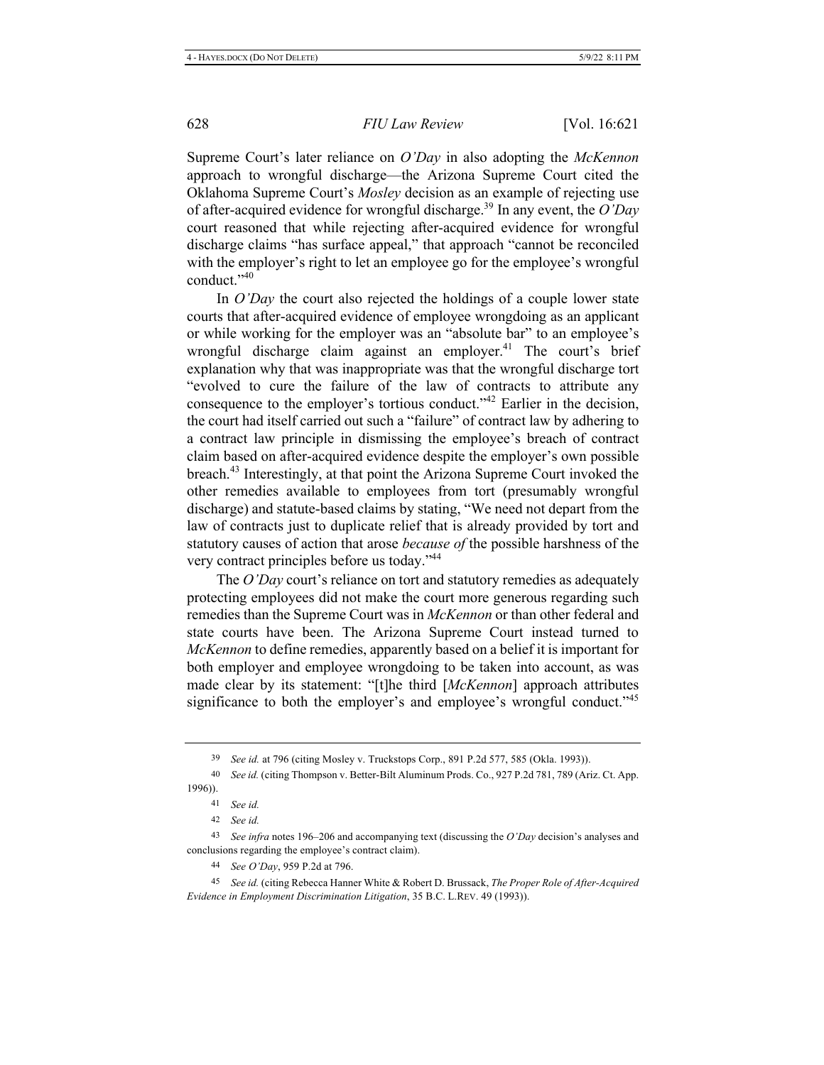Supreme Court's later reliance on *O'Day* in also adopting the *McKennon* approach to wrongful discharge—the Arizona Supreme Court cited the Oklahoma Supreme Court's *Mosley* decision as an example of rejecting use of after-acquired evidence for wrongful discharge.[39] In any event, the *O'Day* court reasoned that while rejecting after-acquired evidence for wrongful discharge claims "has surface appeal," that approach "cannot be reconciled with the employer's right to let an employee go for the employee's wrongful conduct."[40]

In *O'Day* the court also rejected the holdings of a couple lower state courts that after-acquired evidence of employee wrongdoing as an applicant or while working for the employer was an "absolute bar" to an employee's wrongful discharge claim against an employer.[41] The court's brief explanation why that was inappropriate was that the wrongful discharge tort "evolved to cure the failure of the law of contracts to attribute any consequence to the employer's tortious conduct."[42] Earlier in the decision, the court had itself carried out such a "failure" of contract law by adhering to a contract law principle in dismissing the employee's breach of contract claim based on after-acquired evidence despite the employer's own possible breach.[43] Interestingly, at that point the Arizona Supreme Court invoked the other remedies available to employees from tort (presumably wrongful discharge) and statute-based claims by stating, "We need not depart from the law of contracts just to duplicate relief that is already provided by tort and statutory causes of action that arose *because of* the possible harshness of the very contract principles before us today."[44]

The *O'Day* court's reliance on tort and statutory remedies as adequately protecting employees did not make the court more generous regarding such remedies than the Supreme Court was in *McKennon* or than other federal and state courts have been. The Arizona Supreme Court instead turned to *McKennon* to define remedies, apparently based on a belief it is important for both employer and employee wrongdoing to be taken into account, as was made clear by its statement: "[t]he third [*McKennon*] approach attributes significance to both the employer's and employee's wrongful conduct."[45]

---

39 *See id.* at 796 (citing Mosley v. Truckstops Corp., 891 P.2d 577, 585 (Okla. 1993)).

40 *See id.* (citing Thompson v. Better-Bilt Aluminum Prods. Co., 927 P.2d 781, 789 (Ariz. Ct. App. 1996)).

41 *See id.*

42 *See id.*

43 *See infra* notes 196–206 and accompanying text (discussing the *O'Day* decision's analyses and conclusions regarding the employee's contract claim).

44 *See O'Day*, 959 P.2d at 796.

45 *See id.* (citing Rebecca Hanner White & Robert D. Brussack, *The Proper Role of After-Acquired Evidence in Employment Discrimination Litigation*, 35 B.C. L.REV. 49 (1993)).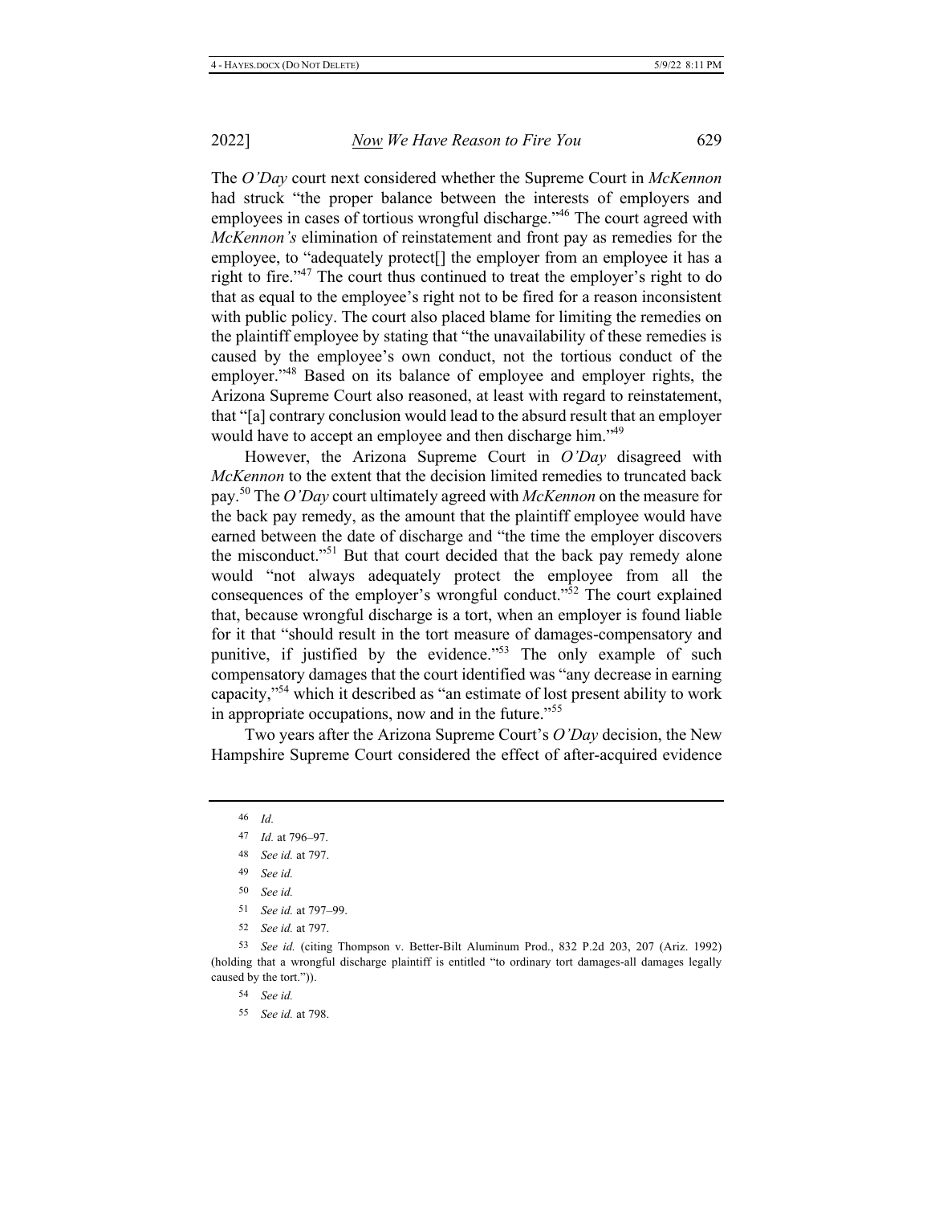The *O'Day* court next considered whether the Supreme Court in *McKennon* had struck "the proper balance between the interests of employers and employees in cases of tortious wrongful discharge."[46] The court agreed with *McKennon's* elimination of reinstatement and front pay as remedies for the employee, to "adequately protect[] the employer from an employee it has a right to fire."[47] The court thus continued to treat the employer's right to do that as equal to the employee's right not to be fired for a reason inconsistent with public policy. The court also placed blame for limiting the remedies on the plaintiff employee by stating that "the unavailability of these remedies is caused by the employee's own conduct, not the tortious conduct of the employer."[48] Based on its balance of employee and employer rights, the Arizona Supreme Court also reasoned, at least with regard to reinstatement, that "[a] contrary conclusion would lead to the absurd result that an employer would have to accept an employee and then discharge him."[49]

However, the Arizona Supreme Court in *O'Day* disagreed with *McKennon* to the extent that the decision limited remedies to truncated back pay.[50] The *O'Day* court ultimately agreed with *McKennon* on the measure for the back pay remedy, as the amount that the plaintiff employee would have earned between the date of discharge and "the time the employer discovers the misconduct."[51] But that court decided that the back pay remedy alone would "not always adequately protect the employee from all the consequences of the employer's wrongful conduct."[52] The court explained that, because wrongful discharge is a tort, when an employer is found liable for it that "should result in the tort measure of damages-compensatory and punitive, if justified by the evidence."[53] The only example of such compensatory damages that the court identified was "any decrease in earning capacity,"[54] which it described as "an estimate of lost present ability to work in appropriate occupations, now and in the future."[55]

Two years after the Arizona Supreme Court's *O'Day* decision, the New Hampshire Supreme Court considered the effect of after-acquired evidence

---

46 *Id.*

47 *Id.* at 796–97.

48 *See id.* at 797.

49 *See id.*

50 *See id.*

51 *See id.* at 797–99.

52 *See id.* at 797.

53 *See id.* (citing Thompson v. Better-Bilt Aluminum Prod., 832 P.2d 203, 207 (Ariz. 1992) (holding that a wrongful discharge plaintiff is entitled "to ordinary tort damages-all damages legally caused by the tort.")).

54 *See id.*

55 *See id.* at 798.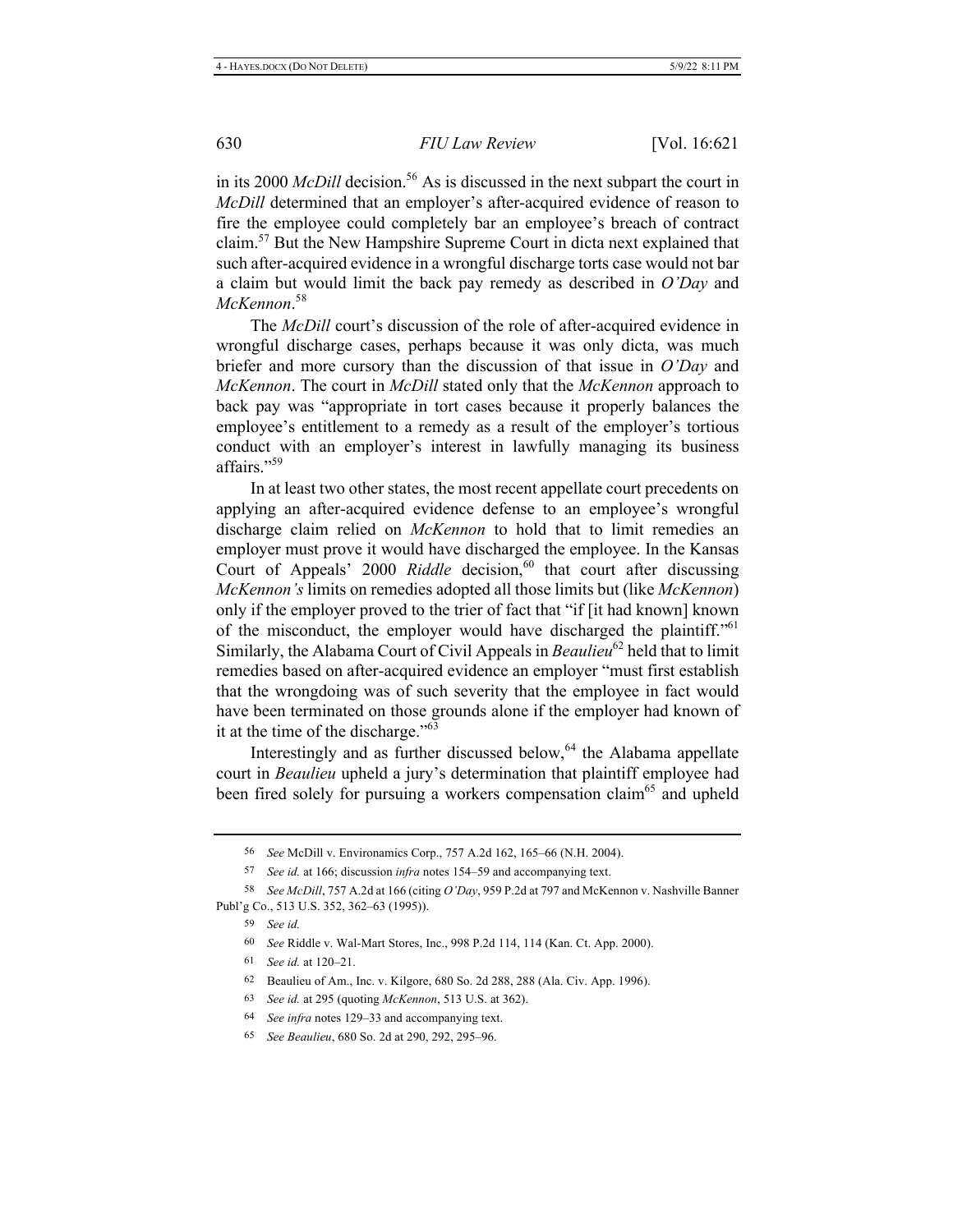in its 2000 *McDill* decision.[56] As is discussed in the next subpart the court in *McDill* determined that an employer's after-acquired evidence of reason to fire the employee could completely bar an employee's breach of contract claim.[57] But the New Hampshire Supreme Court in dicta next explained that such after-acquired evidence in a wrongful discharge torts case would not bar a claim but would limit the back pay remedy as described in *O'Day* and *McKennon*.[58]

The *McDill* court's discussion of the role of after-acquired evidence in wrongful discharge cases, perhaps because it was only dicta, was much briefer and more cursory than the discussion of that issue in *O'Day* and *McKennon*. The court in *McDill* stated only that the *McKennon* approach to back pay was "appropriate in tort cases because it properly balances the employee's entitlement to a remedy as a result of the employer's tortious conduct with an employer's interest in lawfully managing its business affairs."[59]

In at least two other states, the most recent appellate court precedents on applying an after-acquired evidence defense to an employee's wrongful discharge claim relied on *McKennon* to hold that to limit remedies an employer must prove it would have discharged the employee. In the Kansas Court of Appeals' 2000 *Riddle* decision,[60] that court after discussing *McKennon's* limits on remedies adopted all those limits but (like *McKennon*) only if the employer proved to the trier of fact that "if [it had known] known of the misconduct, the employer would have discharged the plaintiff."[61] Similarly, the Alabama Court of Civil Appeals in *Beaulieu*[62] held that to limit remedies based on after-acquired evidence an employer "must first establish that the wrongdoing was of such severity that the employee in fact would have been terminated on those grounds alone if the employer had known of it at the time of the discharge."[63]

Interestingly and as further discussed below,[64] the Alabama appellate court in *Beaulieu* upheld a jury's determination that plaintiff employee had been fired solely for pursuing a workers compensation claim[65] and upheld

---

56 *See* McDill v. Environamics Corp., 757 A.2d 162, 165–66 (N.H. 2004).

57 *See id.* at 166; discussion *infra* notes 154–59 and accompanying text.

58 *See McDill*, 757 A.2d at 166 (citing *O'Day*, 959 P.2d at 797 and McKennon v. Nashville Banner Publ'g Co., 513 U.S. 352, 362–63 (1995)).

59 *See id.*

60 *See* Riddle v. Wal-Mart Stores, Inc., 998 P.2d 114, 114 (Kan. Ct. App. 2000).

61 *See id.* at 120–21.

62 Beaulieu of Am., Inc. v. Kilgore, 680 So. 2d 288, 288 (Ala. Civ. App. 1996).

63 *See id.* at 295 (quoting *McKennon*, 513 U.S. at 362).

64 *See infra* notes 129–33 and accompanying text.

65 *See Beaulieu*, 680 So. 2d at 290, 292, 295–96.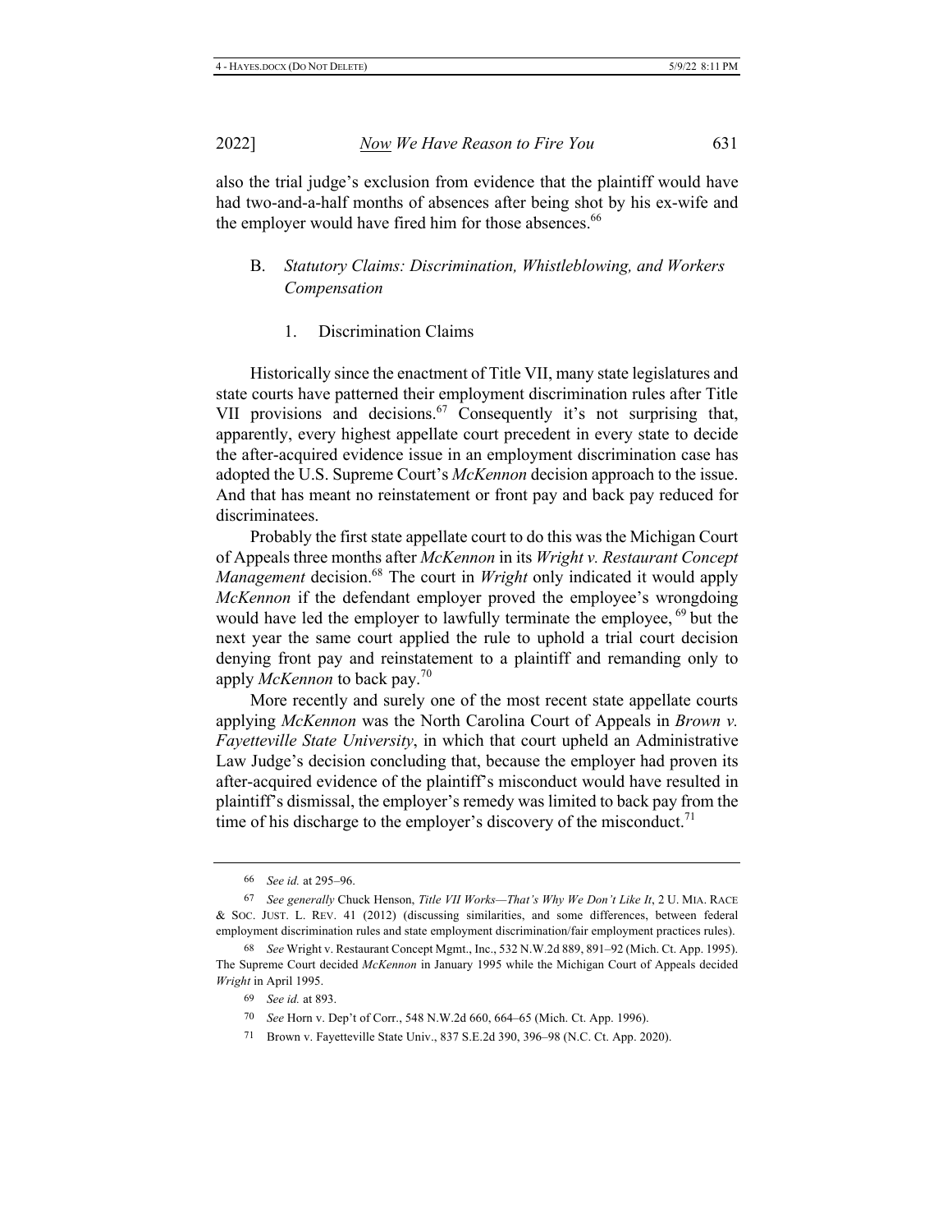also the trial judge's exclusion from evidence that the plaintiff would have had two-and-a-half months of absences after being shot by his ex-wife and the employer would have fired him for those absences.[66]

### B. *Statutory Claims: Discrimination, Whistleblowing, and Workers Compensation*

#### 1. Discrimination Claims

Historically since the enactment of Title VII, many state legislatures and state courts have patterned their employment discrimination rules after Title VII provisions and decisions.[67] Consequently it's not surprising that, apparently, every highest appellate court precedent in every state to decide the after-acquired evidence issue in an employment discrimination case has adopted the U.S. Supreme Court's *McKennon* decision approach to the issue. And that has meant no reinstatement or front pay and back pay reduced for discriminatees.

Probably the first state appellate court to do this was the Michigan Court of Appeals three months after *McKennon* in its *Wright v. Restaurant Concept Management* decision.[68] The court in *Wright* only indicated it would apply *McKennon* if the defendant employer proved the employee's wrongdoing would have led the employer to lawfully terminate the employee,[69] but the next year the same court applied the rule to uphold a trial court decision denying front pay and reinstatement to a plaintiff and remanding only to apply *McKennon* to back pay.[70]

More recently and surely one of the most recent state appellate courts applying *McKennon* was the North Carolina Court of Appeals in *Brown v. Fayetteville State University*, in which that court upheld an Administrative Law Judge's decision concluding that, because the employer had proven its after-acquired evidence of the plaintiff's misconduct would have resulted in plaintiff's dismissal, the employer's remedy was limited to back pay from the time of his discharge to the employer's discovery of the misconduct.[71]

---

66 *See id.* at 295–96.

67 *See generally* Chuck Henson, *Title VII Works—That's Why We Don't Like It*, 2 U. MIA. RACE & SOC. JUST. L. REV. 41 (2012) (discussing similarities, and some differences, between federal employment discrimination rules and state employment discrimination/fair employment practices rules).

68 *See* Wright v. Restaurant Concept Mgmt., Inc., 532 N.W.2d 889, 891–92 (Mich. Ct. App. 1995). The Supreme Court decided *McKennon* in January 1995 while the Michigan Court of Appeals decided *Wright* in April 1995.

69 *See id.* at 893.

70 *See* Horn v. Dep't of Corr., 548 N.W.2d 660, 664–65 (Mich. Ct. App. 1996).

71 Brown v. Fayetteville State Univ., 837 S.E.2d 390, 396–98 (N.C. Ct. App. 2020).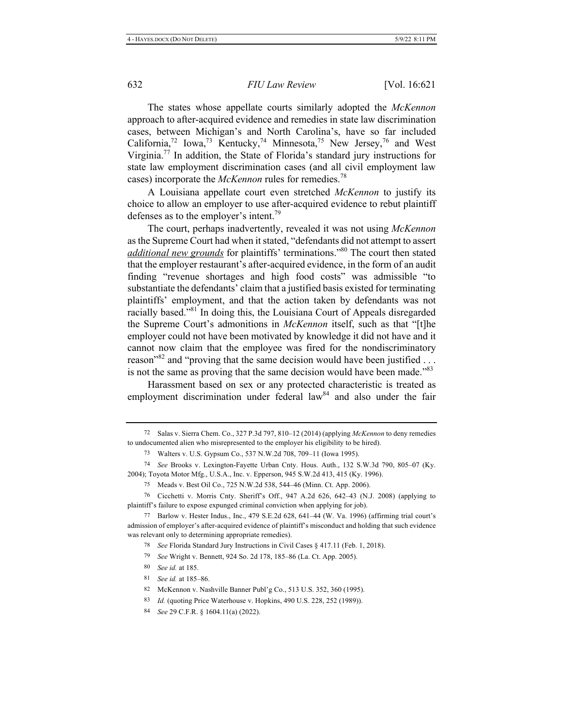The states whose appellate courts similarly adopted the *McKennon* approach to after-acquired evidence and remedies in state law discrimination cases, between Michigan's and North Carolina's, have so far included California,[72] Iowa,[73] Kentucky,[74] Minnesota,[75] New Jersey,[76] and West Virginia.[77] In addition, the State of Florida's standard jury instructions for state law employment discrimination cases (and all civil employment law cases) incorporate the *McKennon* rules for remedies.[78]

A Louisiana appellate court even stretched *McKennon* to justify its choice to allow an employer to use after-acquired evidence to rebut plaintiff defenses as to the employer's intent.[79]

The court, perhaps inadvertently, revealed it was not using *McKennon* as the Supreme Court had when it stated, "defendants did not attempt to assert ***additional new grounds*** for plaintiffs' terminations."[80] The court then stated that the employer restaurant's after-acquired evidence, in the form of an audit finding "revenue shortages and high food costs" was admissible "to substantiate the defendants' claim that a justified basis existed for terminating plaintiffs' employment, and that the action taken by defendants was not racially based."[81] In doing this, the Louisiana Court of Appeals disregarded the Supreme Court's admonitions in *McKennon* itself, such as that "[t]he employer could not have been motivated by knowledge it did not have and it cannot now claim that the employee was fired for the nondiscriminatory reason"[82] and "proving that the same decision would have been justified . . . is not the same as proving that the same decision would have been made."[83]

Harassment based on sex or any protected characteristic is treated as employment discrimination under federal law[84] and also under the fair

---

72 Salas v. Sierra Chem. Co., 327 P.3d 797, 810–12 (2014) (applying *McKennon* to deny remedies to undocumented alien who misrepresented to the employer his eligibility to be hired).

73 Walters v. U.S. Gypsum Co., 537 N.W.2d 708, 709–11 (Iowa 1995).

74 *See* Brooks v. Lexington-Fayette Urban Cnty. Hous. Auth., 132 S.W.3d 790, 805–07 (Ky. 2004); Toyota Motor Mfg., U.S.A., Inc. v. Epperson, 945 S.W.2d 413, 415 (Ky. 1996).

75 Meads v. Best Oil Co., 725 N.W.2d 538, 544–46 (Minn. Ct. App. 2006).

76 Cicchetti v. Morris Cnty. Sheriff's Off., 947 A.2d 626, 642–43 (N.J. 2008) (applying to plaintiff's failure to expose expunged criminal conviction when applying for job).

77 Barlow v. Hester Indus., Inc., 479 S.E.2d 628, 641–44 (W. Va. 1996) (affirming trial court's admission of employer's after-acquired evidence of plaintiff's misconduct and holding that such evidence was relevant only to determining appropriate remedies).

78 *See* Florida Standard Jury Instructions in Civil Cases § 417.11 (Feb. 1, 2018).

79 *See* Wright v. Bennett, 924 So. 2d 178, 185–86 (La. Ct. App. 2005).

80 *See id.* at 185.

81 *See id.* at 185–86.

82 McKennon v. Nashville Banner Publ'g Co., 513 U.S. 352, 360 (1995).

83 *Id.* (quoting Price Waterhouse v. Hopkins, 490 U.S. 228, 252 (1989)).

84 *See* 29 C.F.R. § 1604.11(a) (2022).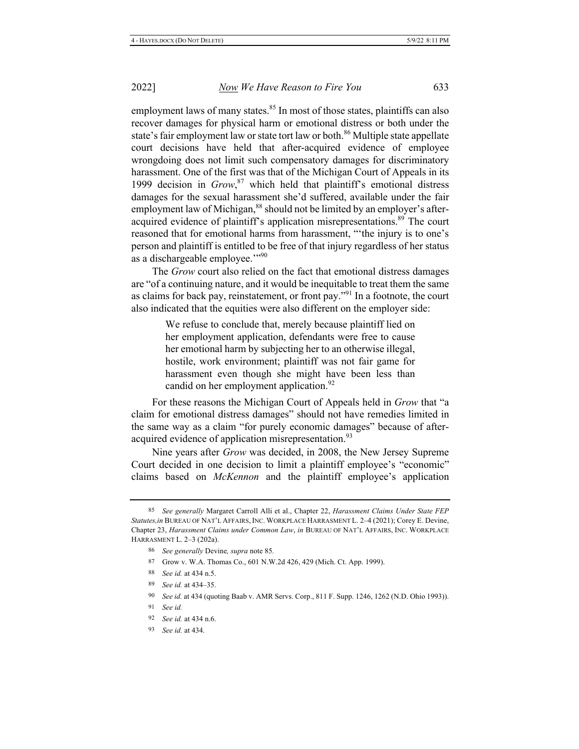employment laws of many states.[85] In most of those states, plaintiffs can also recover damages for physical harm or emotional distress or both under the state's fair employment law or state tort law or both.[86] Multiple state appellate court decisions have held that after-acquired evidence of employee wrongdoing does not limit such compensatory damages for discriminatory harassment. One of the first was that of the Michigan Court of Appeals in its 1999 decision in *Grow*,[87] which held that plaintiff's emotional distress damages for the sexual harassment she'd suffered, available under the fair employment law of Michigan,[88] should not be limited by an employer's after-acquired evidence of plaintiff's application misrepresentations.[89] The court reasoned that for emotional harms from harassment, "'the injury is to one's person and plaintiff is entitled to be free of that injury regardless of her status as a dischargeable employee.'"[90]

The *Grow* court also relied on the fact that emotional distress damages are "of a continuing nature, and it would be inequitable to treat them the same as claims for back pay, reinstatement, or front pay."[91] In a footnote, the court also indicated that the equities were also different on the employer side:

> We refuse to conclude that, merely because plaintiff lied on her employment application, defendants were free to cause her emotional harm by subjecting her to an otherwise illegal, hostile, work environment; plaintiff was not fair game for harassment even though she might have been less than candid on her employment application.[92]

For these reasons the Michigan Court of Appeals held in *Grow* that "a claim for emotional distress damages" should not have remedies limited in the same way as a claim "for purely economic damages" because of after-acquired evidence of application misrepresentation.[93]

Nine years after *Grow* was decided, in 2008, the New Jersey Supreme Court decided in one decision to limit a plaintiff employee's "economic" claims based on *McKennon* and the plaintiff employee's application

---

85 *See generally* Margaret Carroll Alli et al., Chapter 22, *Harassment Claims Under State FEP Statutes,in* BUREAU OF NAT'L AFFAIRS, INC. WORKPLACE HARRASMENT L. 2–4 (2021); Corey E. Devine, Chapter 23, *Harassment Claims under Common Law*, *in* BUREAU OF NAT'L AFFAIRS, INC. WORKPLACE HARRASMENT L. 2–3 (202a).

86 *See generally* Devine*, supra* note 85.

87 Grow v. W.A. Thomas Co., 601 N.W.2d 426, 429 (Mich. Ct. App. 1999).

88 *See id.* at 434 n.5.

89 *See id.* at 434–35.

90 *See id.* at 434 (quoting Baab v. AMR Servs. Corp., 811 F. Supp. 1246, 1262 (N.D. Ohio 1993)).

91 *See id.*

92 *See id.* at 434 n.6.

93 *See id.* at 434.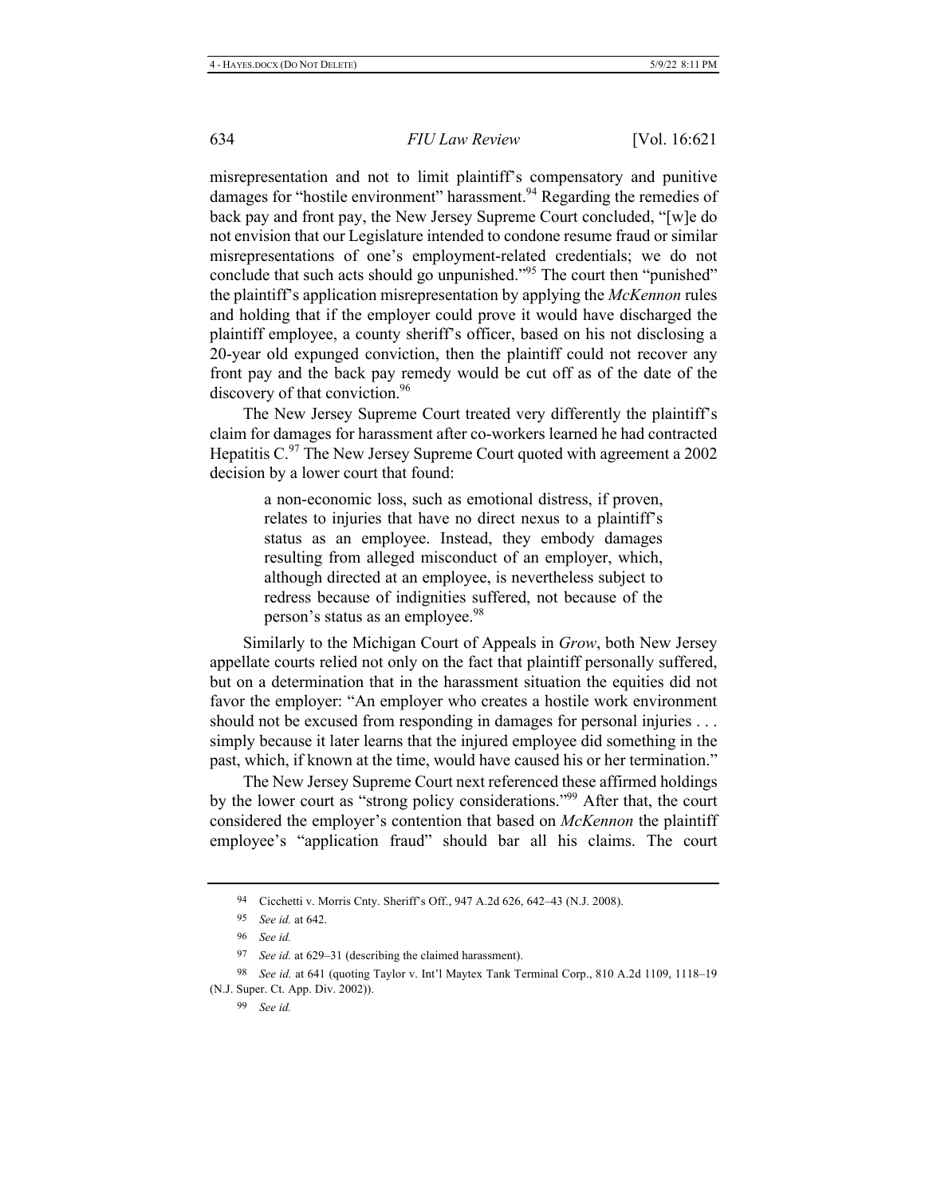misrepresentation and not to limit plaintiff's compensatory and punitive damages for "hostile environment" harassment.[94] Regarding the remedies of back pay and front pay, the New Jersey Supreme Court concluded, "[w]e do not envision that our Legislature intended to condone resume fraud or similar misrepresentations of one's employment-related credentials; we do not conclude that such acts should go unpunished."[95] The court then "punished" the plaintiff's application misrepresentation by applying the *McKennon* rules and holding that if the employer could prove it would have discharged the plaintiff employee, a county sheriff's officer, based on his not disclosing a 20-year old expunged conviction, then the plaintiff could not recover any front pay and the back pay remedy would be cut off as of the date of the discovery of that conviction.[96]

The New Jersey Supreme Court treated very differently the plaintiff's claim for damages for harassment after co-workers learned he had contracted Hepatitis C.[97] The New Jersey Supreme Court quoted with agreement a 2002 decision by a lower court that found:

> a non-economic loss, such as emotional distress, if proven, relates to injuries that have no direct nexus to a plaintiff's status as an employee. Instead, they embody damages resulting from alleged misconduct of an employer, which, although directed at an employee, is nevertheless subject to redress because of indignities suffered, not because of the person's status as an employee.[98]

Similarly to the Michigan Court of Appeals in *Grow*, both New Jersey appellate courts relied not only on the fact that plaintiff personally suffered, but on a determination that in the harassment situation the equities did not favor the employer: "An employer who creates a hostile work environment should not be excused from responding in damages for personal injuries . . . simply because it later learns that the injured employee did something in the past, which, if known at the time, would have caused his or her termination."

The New Jersey Supreme Court next referenced these affirmed holdings by the lower court as "strong policy considerations."[99] After that, the court considered the employer's contention that based on *McKennon* the plaintiff employee's "application fraud" should bar all his claims. The court

---

94 Cicchetti v. Morris Cnty. Sheriff's Off., 947 A.2d 626, 642–43 (N.J. 2008).

95 *See id.* at 642.

96 *See id.*

97 *See id.* at 629–31 (describing the claimed harassment).

98 *See id.* at 641 (quoting Taylor v. Int'l Maytex Tank Terminal Corp., 810 A.2d 1109, 1118–19 (N.J. Super. Ct. App. Div. 2002)).

99 *See id.*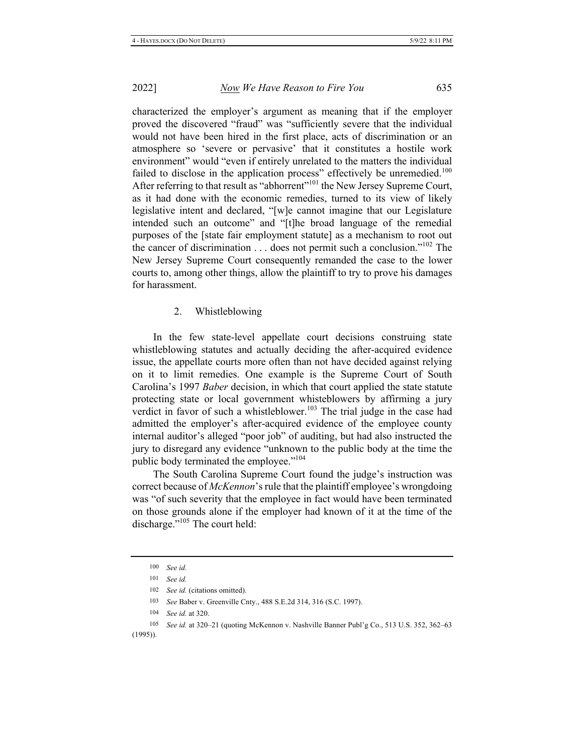characterized the employer's argument as meaning that if the employer proved the discovered "fraud" was "sufficiently severe that the individual would not have been hired in the first place, acts of discrimination or an atmosphere so 'severe or pervasive' that it constitutes a hostile work environment" would "even if entirely unrelated to the matters the individual failed to disclose in the application process" effectively be unremedied.[100] After referring to that result as "abhorrent"[101] the New Jersey Supreme Court, as it had done with the economic remedies, turned to its view of likely legislative intent and declared, "[w]e cannot imagine that our Legislature intended such an outcome" and "[t]he broad language of the remedial purposes of the [state fair employment statute] as a mechanism to root out the cancer of discrimination . . . does not permit such a conclusion."[102] The New Jersey Supreme Court consequently remanded the case to the lower courts to, among other things, allow the plaintiff to try to prove his damages for harassment.

### 2. Whistleblowing

In the few state-level appellate court decisions construing state whistleblowing statutes and actually deciding the after-acquired evidence issue, the appellate courts more often than not have decided against relying on it to limit remedies. One example is the Supreme Court of South Carolina's 1997 *Baber* decision, in which that court applied the state statute protecting state or local government whistleblowers by affirming a jury verdict in favor of such a whistleblower.[103] The trial judge in the case had admitted the employer's after-acquired evidence of the employee county internal auditor's alleged "poor job" of auditing, but had also instructed the jury to disregard any evidence "unknown to the public body at the time the public body terminated the employee."[104]

The South Carolina Supreme Court found the judge's instruction was correct because of *McKennon*'s rule that the plaintiff employee's wrongdoing was "of such severity that the employee in fact would have been terminated on those grounds alone if the employer had known of it at the time of the discharge."[105] The court held:

---

100 *See id.*

101 *See id.*

102 *See id.* (citations omitted).

103 *See* Baber v. Greenville Cnty., 488 S.E.2d 314, 316 (S.C. 1997).

104 *See id.* at 320.

105 *See id.* at 320–21 (quoting McKennon v. Nashville Banner Publ'g Co., 513 U.S. 352, 362–63 (1995)).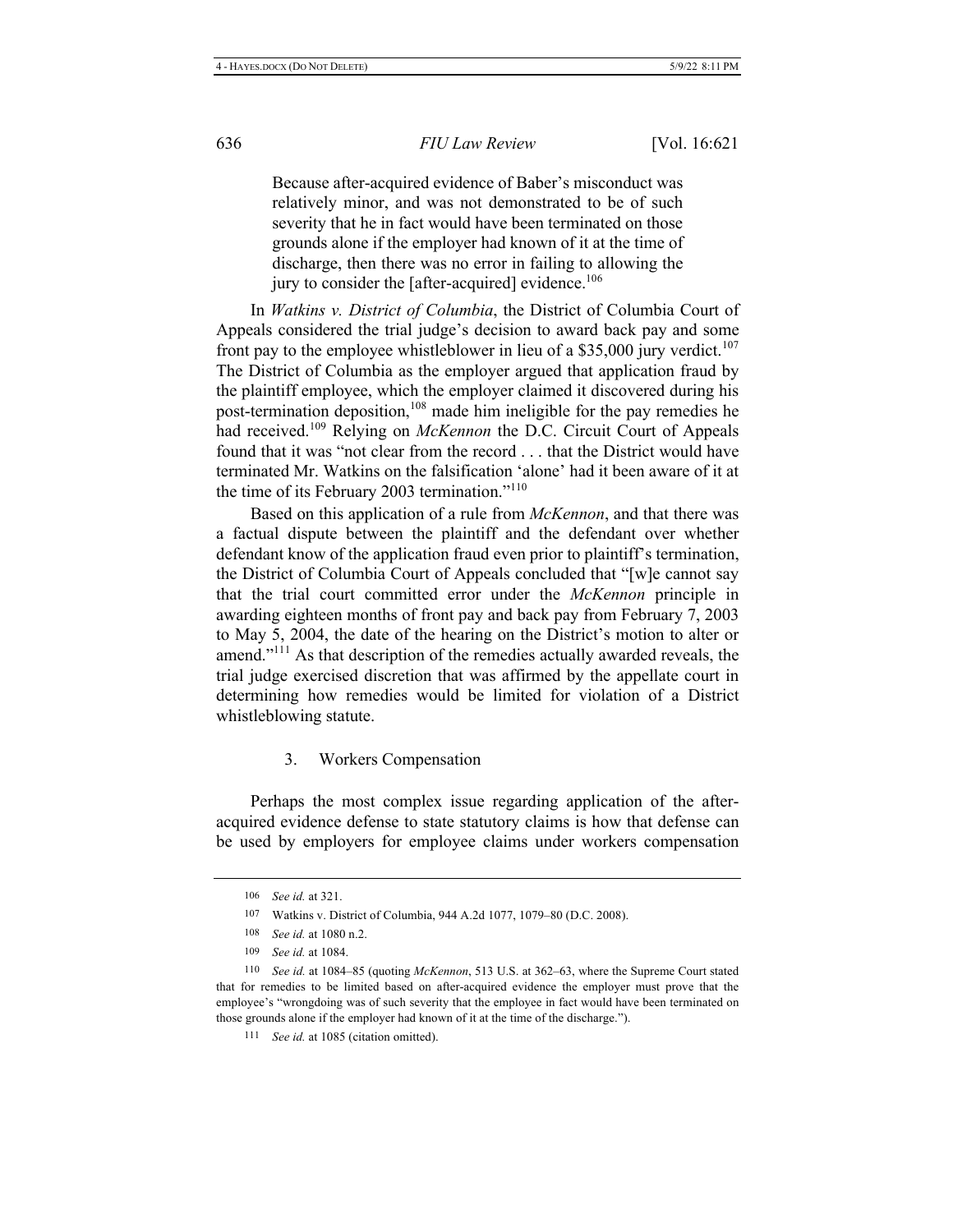> Because after-acquired evidence of Baber's misconduct was relatively minor, and was not demonstrated to be of such severity that he in fact would have been terminated on those grounds alone if the employer had known of it at the time of discharge, then there was no error in failing to allowing the jury to consider the [after-acquired] evidence.[106]

In *Watkins v. District of Columbia*, the District of Columbia Court of Appeals considered the trial judge's decision to award back pay and some front pay to the employee whistleblower in lieu of a $35,000 jury verdict.[107] The District of Columbia as the employer argued that application fraud by the plaintiff employee, which the employer claimed it discovered during his post-termination deposition,[108] made him ineligible for the pay remedies he had received.[109] Relying on *McKennon* the D.C. Circuit Court of Appeals found that it was "not clear from the record . . . that the District would have terminated Mr. Watkins on the falsification 'alone' had it been aware of it at the time of its February 2003 termination."[110]

Based on this application of a rule from *McKennon*, and that there was a factual dispute between the plaintiff and the defendant over whether defendant know of the application fraud even prior to plaintiff's termination, the District of Columbia Court of Appeals concluded that "[w]e cannot say that the trial court committed error under the *McKennon* principle in awarding eighteen months of front pay and back pay from February 7, 2003 to May 5, 2004, the date of the hearing on the District's motion to alter or amend."[111] As that description of the remedies actually awarded reveals, the trial judge exercised discretion that was affirmed by the appellate court in determining how remedies would be limited for violation of a District whistleblowing statute.

### 3. Workers Compensation

Perhaps the most complex issue regarding application of the after-acquired evidence defense to state statutory claims is how that defense can be used by employers for employee claims under workers compensation

---

106 *See id.* at 321.

107 Watkins v. District of Columbia, 944 A.2d 1077, 1079–80 (D.C. 2008).

108 *See id.* at 1080 n.2.

109 *See id.* at 1084.

110 *See id.* at 1084–85 (quoting *McKennon*, 513 U.S. at 362–63, where the Supreme Court stated that for remedies to be limited based on after-acquired evidence the employer must prove that the employee's "wrongdoing was of such severity that the employee in fact would have been terminated on those grounds alone if the employer had known of it at the time of the discharge.").

111 *See id.* at 1085 (citation omitted).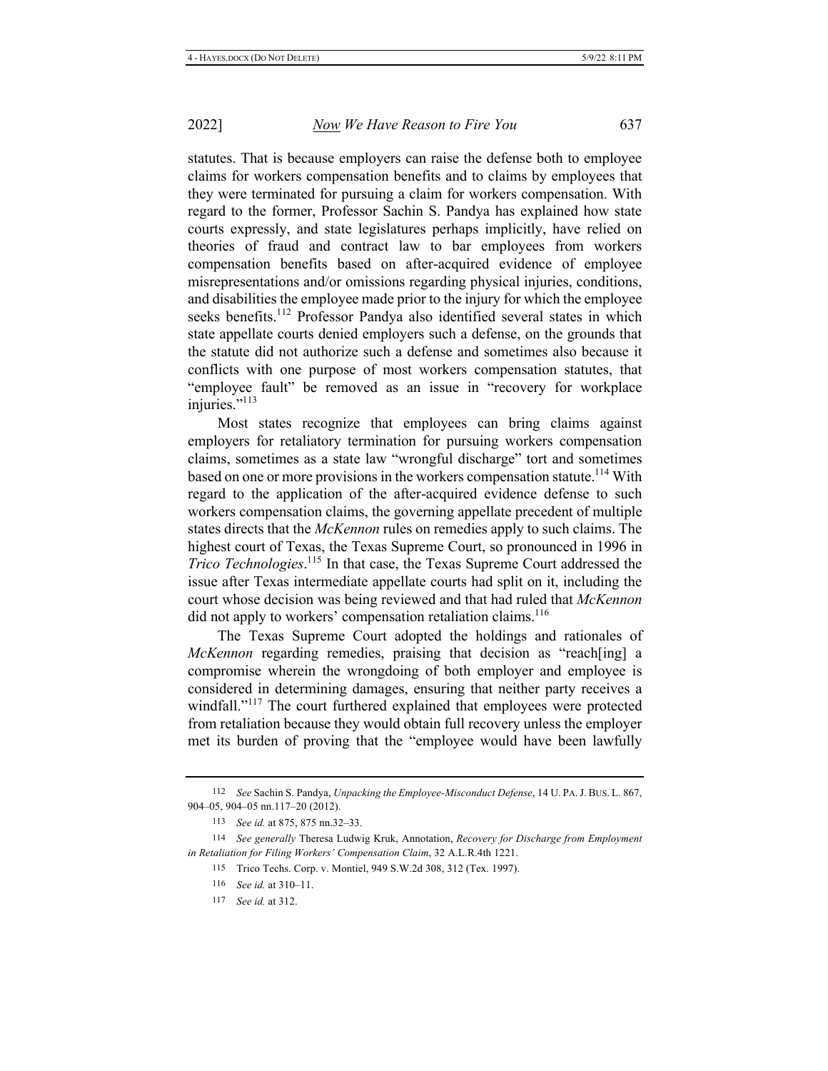statutes. That is because employers can raise the defense both to employee claims for workers compensation benefits and to claims by employees that they were terminated for pursuing a claim for workers compensation. With regard to the former, Professor Sachin S. Pandya has explained how state courts expressly, and state legislatures perhaps implicitly, have relied on theories of fraud and contract law to bar employees from workers compensation benefits based on after-acquired evidence of employee misrepresentations and/or omissions regarding physical injuries, conditions, and disabilities the employee made prior to the injury for which the employee seeks benefits.[112] Professor Pandya also identified several states in which state appellate courts denied employers such a defense, on the grounds that the statute did not authorize such a defense and sometimes also because it conflicts with one purpose of most workers compensation statutes, that "employee fault" be removed as an issue in "recovery for workplace injuries."[113]

Most states recognize that employees can bring claims against employers for retaliatory termination for pursuing workers compensation claims, sometimes as a state law "wrongful discharge" tort and sometimes based on one or more provisions in the workers compensation statute.[114] With regard to the application of the after-acquired evidence defense to such workers compensation claims, the governing appellate precedent of multiple states directs that the *McKennon* rules on remedies apply to such claims. The highest court of Texas, the Texas Supreme Court, so pronounced in 1996 in *Trico Technologies*.[115] In that case, the Texas Supreme Court addressed the issue after Texas intermediate appellate courts had split on it, including the court whose decision was being reviewed and that had ruled that *McKennon* did not apply to workers' compensation retaliation claims.[116]

The Texas Supreme Court adopted the holdings and rationales of *McKennon* regarding remedies, praising that decision as "reach[ing] a compromise wherein the wrongdoing of both employer and employee is considered in determining damages, ensuring that neither party receives a windfall."[117] The court furthered explained that employees were protected from retaliation because they would obtain full recovery unless the employer met its burden of proving that the "employee would have been lawfully

---

112 *See* Sachin S. Pandya, *Unpacking the Employee-Misconduct Defense*, 14 U. PA. J. BUS. L. 867, 904–05, 904–05 nn.117–20 (2012).

113 *See id.* at 875, 875 nn.32–33.

114 *See generally* Theresa Ludwig Kruk, Annotation, *Recovery for Discharge from Employment in Retaliation for Filing Workers' Compensation Claim*, 32 A.L.R.4th 1221.

115 Trico Techs. Corp. v. Montiel, 949 S.W.2d 308, 312 (Tex. 1997).

116 *See id.* at 310–11.

117 *See id.* at 312.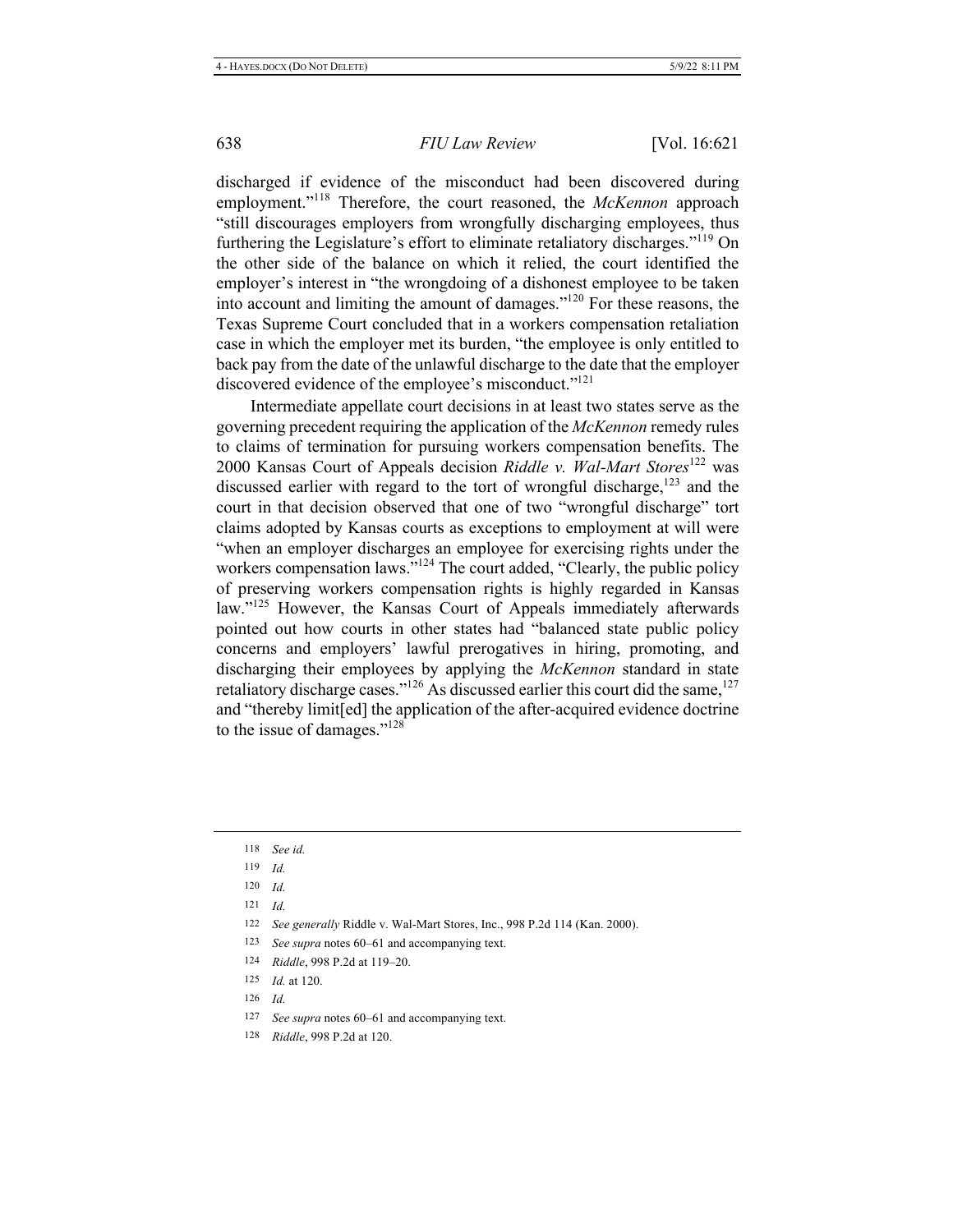discharged if evidence of the misconduct had been discovered during employment."[118] Therefore, the court reasoned, the *McKennon* approach "still discourages employers from wrongfully discharging employees, thus furthering the Legislature's effort to eliminate retaliatory discharges."[119] On the other side of the balance on which it relied, the court identified the employer's interest in "the wrongdoing of a dishonest employee to be taken into account and limiting the amount of damages."[120] For these reasons, the Texas Supreme Court concluded that in a workers compensation retaliation case in which the employer met its burden, "the employee is only entitled to back pay from the date of the unlawful discharge to the date that the employer discovered evidence of the employee's misconduct."[121]

Intermediate appellate court decisions in at least two states serve as the governing precedent requiring the application of the *McKennon* remedy rules to claims of termination for pursuing workers compensation benefits. The 2000 Kansas Court of Appeals decision *Riddle v. Wal-Mart Stores*[122] was discussed earlier with regard to the tort of wrongful discharge,[123] and the court in that decision observed that one of two "wrongful discharge" tort claims adopted by Kansas courts as exceptions to employment at will were "when an employer discharges an employee for exercising rights under the workers compensation laws."[124] The court added, "Clearly, the public policy of preserving workers compensation rights is highly regarded in Kansas law."[125] However, the Kansas Court of Appeals immediately afterwards pointed out how courts in other states had "balanced state public policy concerns and employers' lawful prerogatives in hiring, promoting, and discharging their employees by applying the *McKennon* standard in state retaliatory discharge cases."[126] As discussed earlier this court did the same,[127] and "thereby limit[ed] the application of the after-acquired evidence doctrine to the issue of damages."[128]

---

118 *See id.*

119 *Id.*

120 *Id.*

121 *Id.*

122 *See generally* Riddle v. Wal-Mart Stores, Inc., 998 P.2d 114 (Kan. 2000).

123 *See supra* notes 60–61 and accompanying text.

124 *Riddle*, 998 P.2d at 119–20.

125 *Id.* at 120.

126 *Id.*

127 *See supra* notes 60–61 and accompanying text.

128 *Riddle*, 998 P.2d at 120.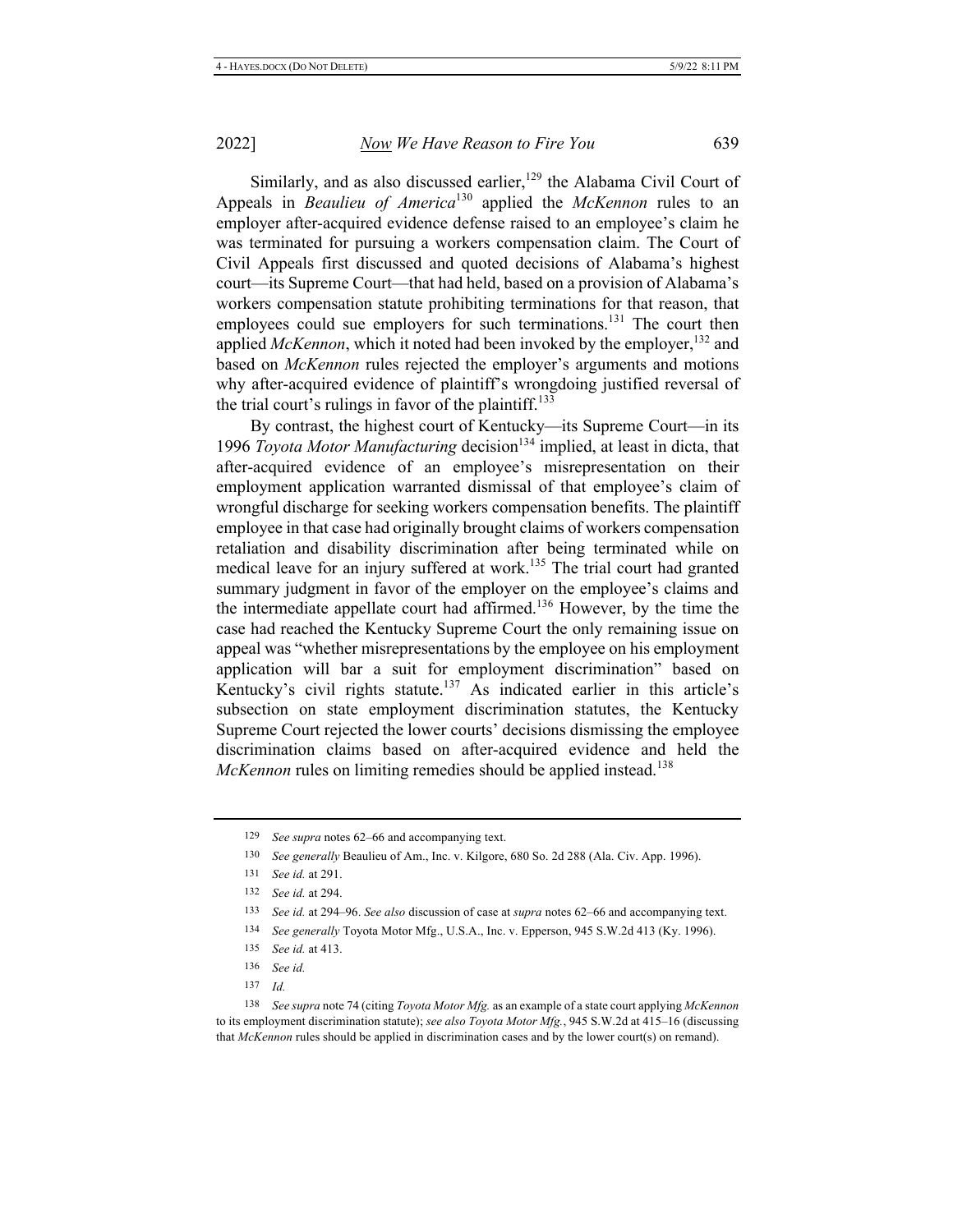Similarly, and as also discussed earlier,[129] the Alabama Civil Court of Appeals in *Beaulieu of America*[130] applied the *McKennon* rules to an employer after-acquired evidence defense raised to an employee's claim he was terminated for pursuing a workers compensation claim. The Court of Civil Appeals first discussed and quoted decisions of Alabama's highest court—its Supreme Court—that had held, based on a provision of Alabama's workers compensation statute prohibiting terminations for that reason, that employees could sue employers for such terminations.[131] The court then applied *McKennon*, which it noted had been invoked by the employer,[132] and based on *McKennon* rules rejected the employer's arguments and motions why after-acquired evidence of plaintiff's wrongdoing justified reversal of the trial court's rulings in favor of the plaintiff.[133]

By contrast, the highest court of Kentucky—its Supreme Court—in its 1996 *Toyota Motor Manufacturing* decision[134] implied, at least in dicta, that after-acquired evidence of an employee's misrepresentation on their employment application warranted dismissal of that employee's claim of wrongful discharge for seeking workers compensation benefits. The plaintiff employee in that case had originally brought claims of workers compensation retaliation and disability discrimination after being terminated while on medical leave for an injury suffered at work.[135] The trial court had granted summary judgment in favor of the employer on the employee's claims and the intermediate appellate court had affirmed.[136] However, by the time the case had reached the Kentucky Supreme Court the only remaining issue on appeal was "whether misrepresentations by the employee on his employment application will bar a suit for employment discrimination" based on Kentucky's civil rights statute.[137] As indicated earlier in this article's subsection on state employment discrimination statutes, the Kentucky Supreme Court rejected the lower courts' decisions dismissing the employee discrimination claims based on after-acquired evidence and held the *McKennon* rules on limiting remedies should be applied instead.[138]

---

129 *See supra* notes 62–66 and accompanying text.

130 *See generally* Beaulieu of Am., Inc. v. Kilgore, 680 So. 2d 288 (Ala. Civ. App. 1996).

131 *See id.* at 291.

132 *See id.* at 294.

133 *See id.* at 294–96. *See also* discussion of case at *supra* notes 62–66 and accompanying text.

134 *See generally* Toyota Motor Mfg., U.S.A., Inc. v. Epperson, 945 S.W.2d 413 (Ky. 1996).

135 *See id.* at 413.

136 *See id.*

137 *Id.*

138 *See supra* note 74 (citing *Toyota Motor Mfg.* as an example of a state court applying *McKennon* to its employment discrimination statute); *see also Toyota Motor Mfg.*, 945 S.W.2d at 415–16 (discussing that *McKennon* rules should be applied in discrimination cases and by the lower court(s) on remand).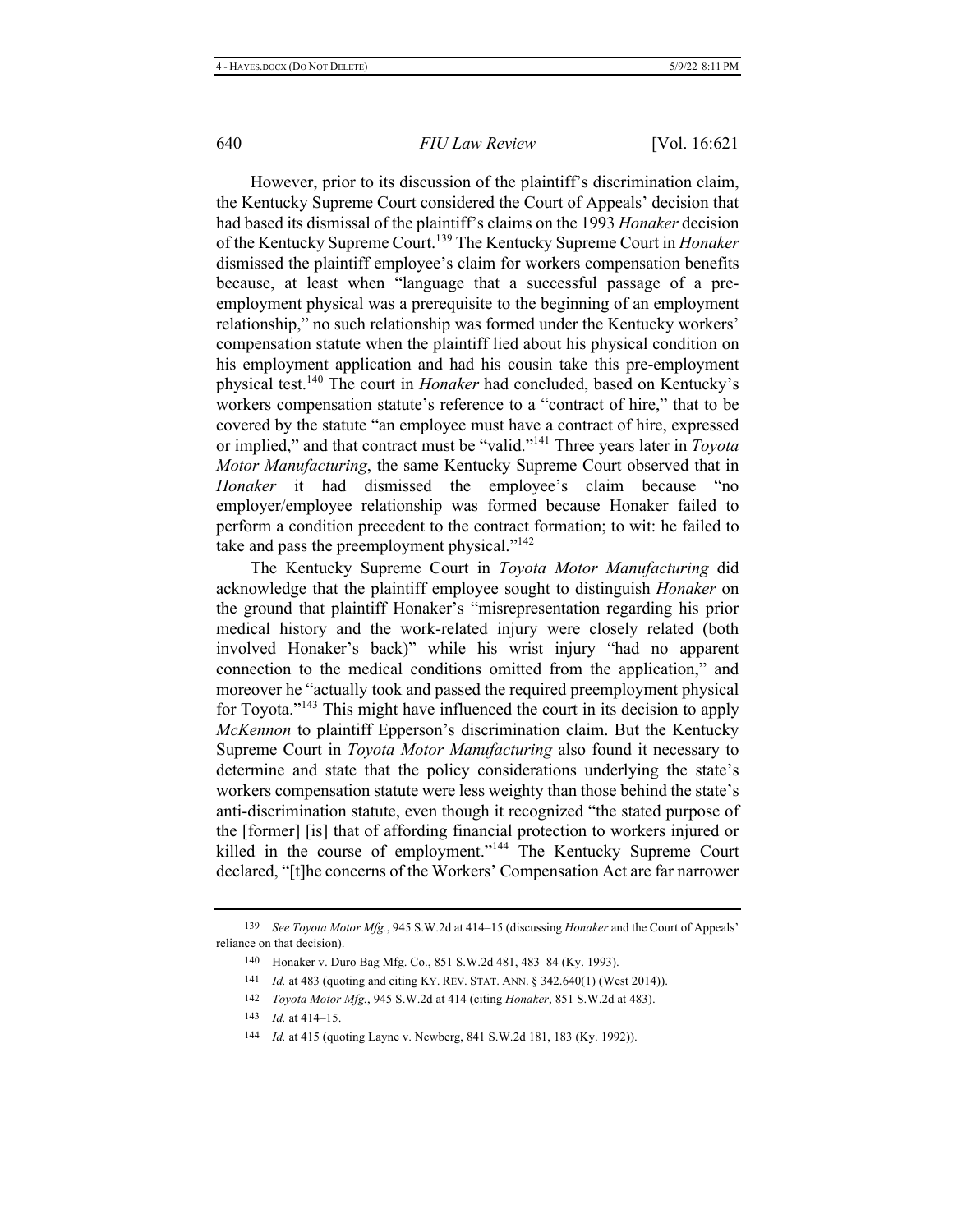However, prior to its discussion of the plaintiff's discrimination claim, the Kentucky Supreme Court considered the Court of Appeals' decision that had based its dismissal of the plaintiff's claims on the 1993 *Honaker* decision of the Kentucky Supreme Court.[139] The Kentucky Supreme Court in *Honaker* dismissed the plaintiff employee's claim for workers compensation benefits because, at least when "language that a successful passage of a pre-employment physical was a prerequisite to the beginning of an employment relationship," no such relationship was formed under the Kentucky workers' compensation statute when the plaintiff lied about his physical condition on his employment application and had his cousin take this pre-employment physical test.[140] The court in *Honaker* had concluded, based on Kentucky's workers compensation statute's reference to a "contract of hire," that to be covered by the statute "an employee must have a contract of hire, expressed or implied," and that contract must be "valid."[141] Three years later in *Toyota Motor Manufacturing*, the same Kentucky Supreme Court observed that in *Honaker* it had dismissed the employee's claim because "no employer/employee relationship was formed because Honaker failed to perform a condition precedent to the contract formation; to wit: he failed to take and pass the preemployment physical."[142]

The Kentucky Supreme Court in *Toyota Motor Manufacturing* did acknowledge that the plaintiff employee sought to distinguish *Honaker* on the ground that plaintiff Honaker's "misrepresentation regarding his prior medical history and the work-related injury were closely related (both involved Honaker's back)" while his wrist injury "had no apparent connection to the medical conditions omitted from the application," and moreover he "actually took and passed the required preemployment physical for Toyota."[143] This might have influenced the court in its decision to apply *McKennon* to plaintiff Epperson's discrimination claim. But the Kentucky Supreme Court in *Toyota Motor Manufacturing* also found it necessary to determine and state that the policy considerations underlying the state's workers compensation statute were less weighty than those behind the state's anti-discrimination statute, even though it recognized "the stated purpose of the [former] [is] that of affording financial protection to workers injured or killed in the course of employment."[144] The Kentucky Supreme Court declared, "[t]he concerns of the Workers' Compensation Act are far narrower

---

139 *See Toyota Motor Mfg.*, 945 S.W.2d at 414–15 (discussing *Honaker* and the Court of Appeals' reliance on that decision).

140 Honaker v. Duro Bag Mfg. Co., 851 S.W.2d 481, 483–84 (Ky. 1993).

141 *Id.* at 483 (quoting and citing KY. REV. STAT. ANN. § 342.640(1) (West 2014)).

142 *Toyota Motor Mfg.*, 945 S.W.2d at 414 (citing *Honaker*, 851 S.W.2d at 483).

143 *Id.* at 414–15.

144 *Id.* at 415 (quoting Layne v. Newberg, 841 S.W.2d 181, 183 (Ky. 1992)).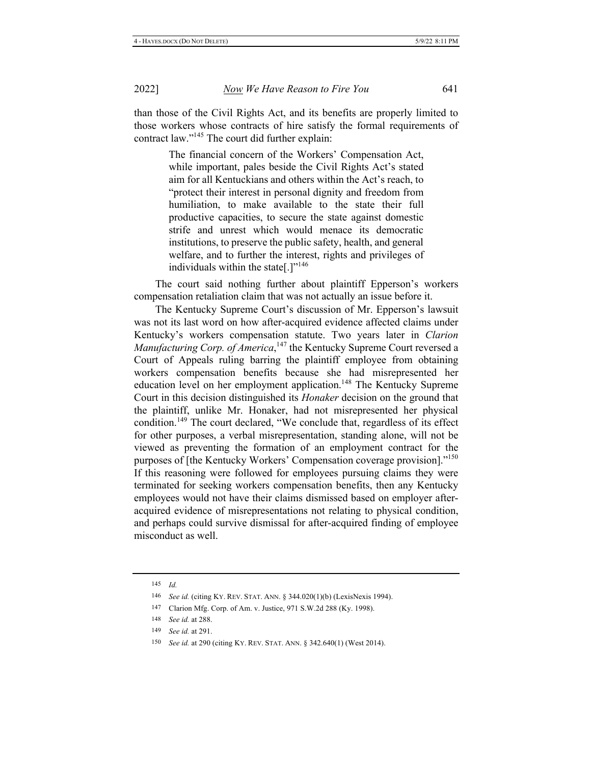than those of the Civil Rights Act, and its benefits are properly limited to those workers whose contracts of hire satisfy the formal requirements of contract law."[145] The court did further explain:

> The financial concern of the Workers' Compensation Act, while important, pales beside the Civil Rights Act's stated aim for all Kentuckians and others within the Act's reach, to "protect their interest in personal dignity and freedom from humiliation, to make available to the state their full productive capacities, to secure the state against domestic strife and unrest which would menace its democratic institutions, to preserve the public safety, health, and general welfare, and to further the interest, rights and privileges of individuals within the state[.]"[146]

The court said nothing further about plaintiff Epperson's workers compensation retaliation claim that was not actually an issue before it.

The Kentucky Supreme Court's discussion of Mr. Epperson's lawsuit was not its last word on how after-acquired evidence affected claims under Kentucky's workers compensation statute. Two years later in *Clarion Manufacturing Corp. of America*,[147] the Kentucky Supreme Court reversed a Court of Appeals ruling barring the plaintiff employee from obtaining workers compensation benefits because she had misrepresented her education level on her employment application.[148] The Kentucky Supreme Court in this decision distinguished its *Honaker* decision on the ground that the plaintiff, unlike Mr. Honaker, had not misrepresented her physical condition.[149] The court declared, "We conclude that, regardless of its effect for other purposes, a verbal misrepresentation, standing alone, will not be viewed as preventing the formation of an employment contract for the purposes of [the Kentucky Workers' Compensation coverage provision]."[150] If this reasoning were followed for employees pursuing claims they were terminated for seeking workers compensation benefits, then any Kentucky employees would not have their claims dismissed based on employer after-acquired evidence of misrepresentations not relating to physical condition, and perhaps could survive dismissal for after-acquired finding of employee misconduct as well.

---

145 *Id.*

146 *See id.* (citing KY. REV. STAT. ANN. § 344.020(1)(b) (LexisNexis 1994).

147 Clarion Mfg. Corp. of Am. v. Justice, 971 S.W.2d 288 (Ky. 1998).

148 *See id.* at 288.

149 *See id.* at 291.

150 *See id.* at 290 (citing KY. REV. STAT. ANN. § 342.640(1) (West 2014).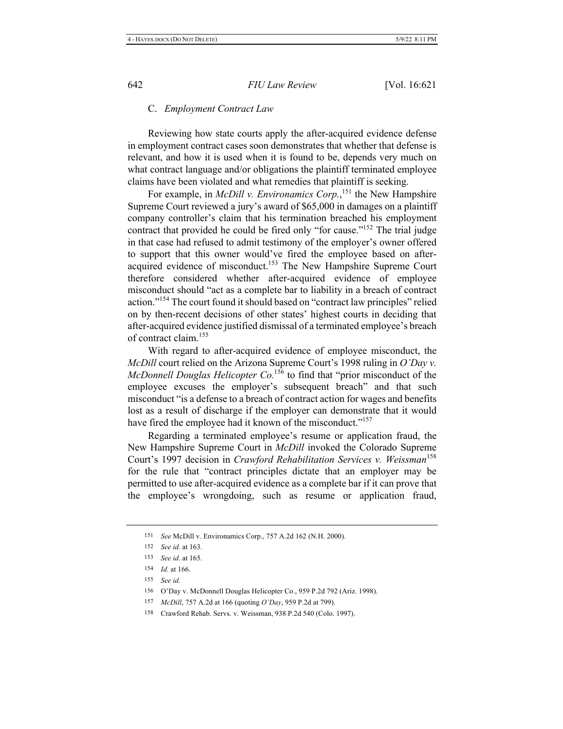### C. *Employment Contract Law*

Reviewing how state courts apply the after-acquired evidence defense in employment contract cases soon demonstrates that whether that defense is relevant, and how it is used when it is found to be, depends very much on what contract language and/or obligations the plaintiff terminated employee claims have been violated and what remedies that plaintiff is seeking.

For example, in *McDill v. Environamics Corp.*,[151] the New Hampshire Supreme Court reviewed a jury's award of $65,000 in damages on a plaintiff company controller's claim that his termination breached his employment contract that provided he could be fired only "for cause."[152] The trial judge in that case had refused to admit testimony of the employer's owner offered to support that this owner would've fired the employee based on after-acquired evidence of misconduct.[153] The New Hampshire Supreme Court therefore considered whether after-acquired evidence of employee misconduct should "act as a complete bar to liability in a breach of contract action."[154] The court found it should based on "contract law principles" relied on by then-recent decisions of other states' highest courts in deciding that after-acquired evidence justified dismissal of a terminated employee's breach of contract claim.[155]

With regard to after-acquired evidence of employee misconduct, the *McDill* court relied on the Arizona Supreme Court's 1998 ruling in *O'Day v. McDonnell Douglas Helicopter Co.*[156] to find that "prior misconduct of the employee excuses the employer's subsequent breach" and that such misconduct "is a defense to a breach of contract action for wages and benefits lost as a result of discharge if the employer can demonstrate that it would have fired the employee had it known of the misconduct."[157]

Regarding a terminated employee's resume or application fraud, the New Hampshire Supreme Court in *McDill* invoked the Colorado Supreme Court's 1997 decision in *Crawford Rehabilitation Services v. Weissman*[158] for the rule that "contract principles dictate that an employer may be permitted to use after-acquired evidence as a complete bar if it can prove that the employee's wrongdoing, such as resume or application fraud,

---

151 *See* McDill v. Environamics Corp., 757 A.2d 162 (N.H. 2000).

152 *See id.* at 163.

153 *See id.* at 165.

154 *Id.* at 166.

155 *See id.*

156 O'Day v. McDonnell Douglas Helicopter Co., 959 P.2d 792 (Ariz. 1998).

157 *McDill*, 757 A.2d at 166 (quoting *O'Day*, 959 P.2d at 799).

158 Crawford Rehab. Servs. v. Weissman, 938 P.2d 540 (Colo. 1997).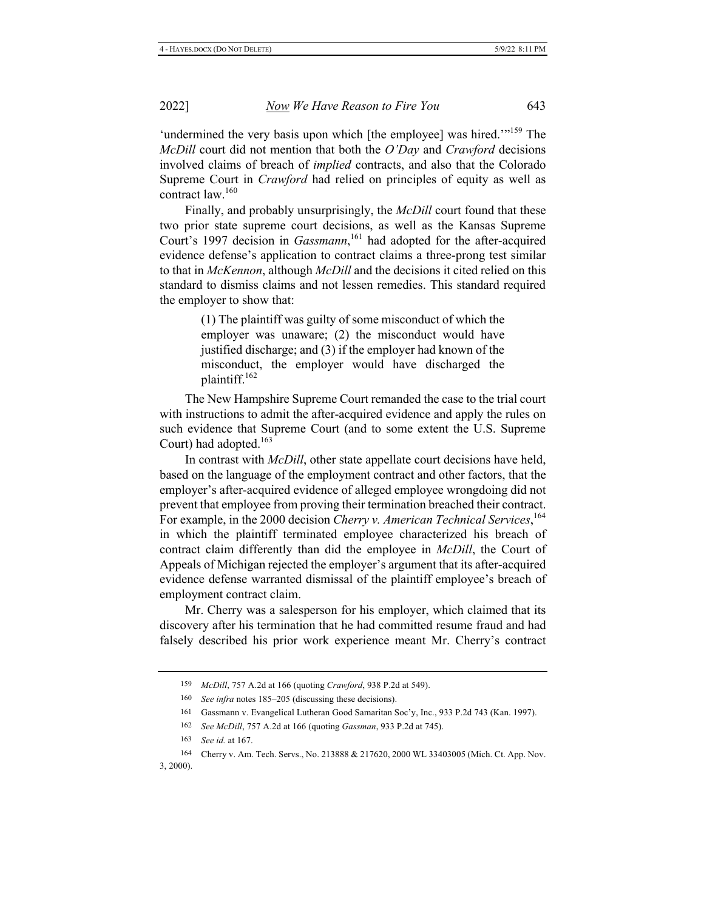'undermined the very basis upon which [the employee] was hired.'"[159] The *McDill* court did not mention that both the *O'Day* and *Crawford* decisions involved claims of breach of *implied* contracts, and also that the Colorado Supreme Court in *Crawford* had relied on principles of equity as well as contract law.[160]

Finally, and probably unsurprisingly, the *McDill* court found that these two prior state supreme court decisions, as well as the Kansas Supreme Court's 1997 decision in *Gassmann*,[161] had adopted for the after-acquired evidence defense's application to contract claims a three-prong test similar to that in *McKennon*, although *McDill* and the decisions it cited relied on this standard to dismiss claims and not lessen remedies. This standard required the employer to show that:

> (1) The plaintiff was guilty of some misconduct of which the employer was unaware; (2) the misconduct would have justified discharge; and (3) if the employer had known of the misconduct, the employer would have discharged the plaintiff.[162]

The New Hampshire Supreme Court remanded the case to the trial court with instructions to admit the after-acquired evidence and apply the rules on such evidence that Supreme Court (and to some extent the U.S. Supreme Court) had adopted.[163]

In contrast with *McDill*, other state appellate court decisions have held, based on the language of the employment contract and other factors, that the employer's after-acquired evidence of alleged employee wrongdoing did not prevent that employee from proving their termination breached their contract. For example, in the 2000 decision *Cherry v. American Technical Services*,[164] in which the plaintiff terminated employee characterized his breach of contract claim differently than did the employee in *McDill*, the Court of Appeals of Michigan rejected the employer's argument that its after-acquired evidence defense warranted dismissal of the plaintiff employee's breach of employment contract claim.

Mr. Cherry was a salesperson for his employer, which claimed that its discovery after his termination that he had committed resume fraud and had falsely described his prior work experience meant Mr. Cherry's contract

---

159 *McDill*, 757 A.2d at 166 (quoting *Crawford*, 938 P.2d at 549).

160 *See infra* notes 185–205 (discussing these decisions).

161 Gassmann v. Evangelical Lutheran Good Samaritan Soc'y, Inc., 933 P.2d 743 (Kan. 1997).

162 *See McDill*, 757 A.2d at 166 (quoting *Gassman*, 933 P.2d at 745).

163 *See id.* at 167.

164 Cherry v. Am. Tech. Servs., No. 213888 & 217620, 2000 WL 33403005 (Mich. Ct. App. Nov. 3, 2000).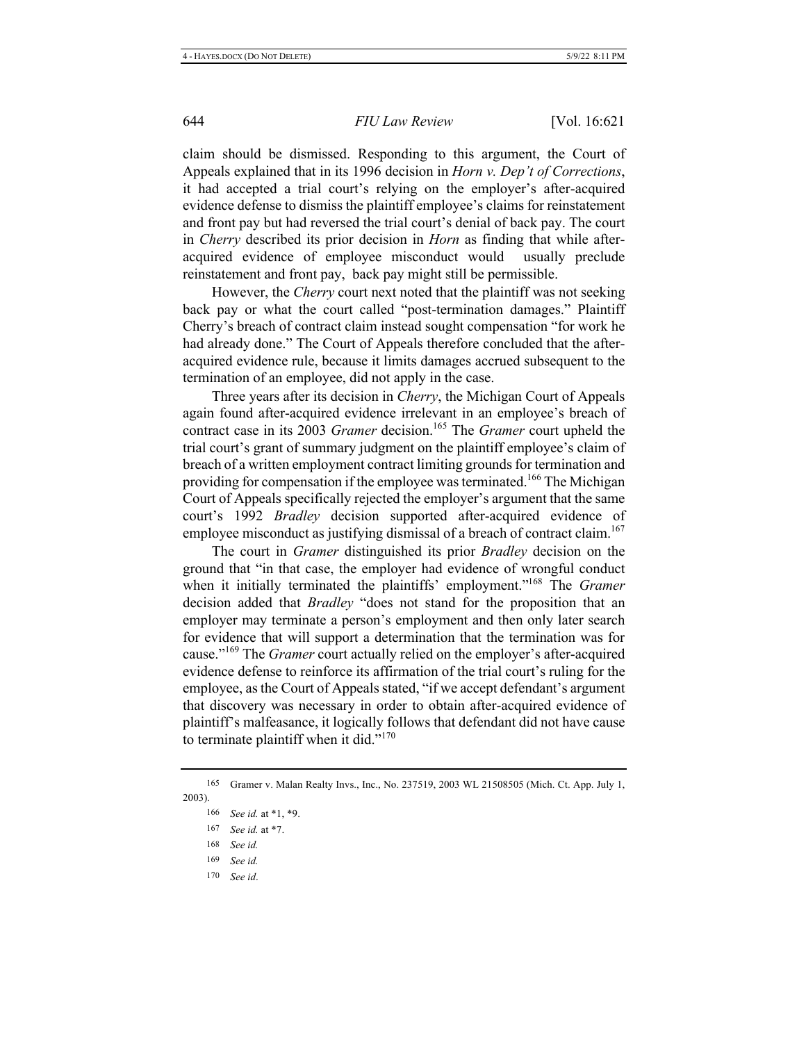claim should be dismissed. Responding to this argument, the Court of Appeals explained that in its 1996 decision in *Horn v. Dep't of Corrections*, it had accepted a trial court's relying on the employer's after-acquired evidence defense to dismiss the plaintiff employee's claims for reinstatement and front pay but had reversed the trial court's denial of back pay. The court in *Cherry* described its prior decision in *Horn* as finding that while after-acquired evidence of employee misconduct would usually preclude reinstatement and front pay, back pay might still be permissible.

However, the *Cherry* court next noted that the plaintiff was not seeking back pay or what the court called "post-termination damages." Plaintiff Cherry's breach of contract claim instead sought compensation "for work he had already done." The Court of Appeals therefore concluded that the after-acquired evidence rule, because it limits damages accrued subsequent to the termination of an employee, did not apply in the case.

Three years after its decision in *Cherry*, the Michigan Court of Appeals again found after-acquired evidence irrelevant in an employee's breach of contract case in its 2003 *Gramer* decision.[165] The *Gramer* court upheld the trial court's grant of summary judgment on the plaintiff employee's claim of breach of a written employment contract limiting grounds for termination and providing for compensation if the employee was terminated.[166] The Michigan Court of Appeals specifically rejected the employer's argument that the same court's 1992 *Bradley* decision supported after-acquired evidence of employee misconduct as justifying dismissal of a breach of contract claim.[167]

The court in *Gramer* distinguished its prior *Bradley* decision on the ground that "in that case, the employer had evidence of wrongful conduct when it initially terminated the plaintiffs' employment."[168] The *Gramer* decision added that *Bradley* "does not stand for the proposition that an employer may terminate a person's employment and then only later search for evidence that will support a determination that the termination was for cause."[169] The *Gramer* court actually relied on the employer's after-acquired evidence defense to reinforce its affirmation of the trial court's ruling for the employee, as the Court of Appeals stated, "if we accept defendant's argument that discovery was necessary in order to obtain after-acquired evidence of plaintiff's malfeasance, it logically follows that defendant did not have cause to terminate plaintiff when it did."[170]

---

165 Gramer v. Malan Realty Invs., Inc., No. 237519, 2003 WL 21508505 (Mich. Ct. App. July 1, 2003).

166 *See id.* at *1, *9.

167 *See id.* at *7.

168 *See id.*

169 *See id.*

170 *See id*.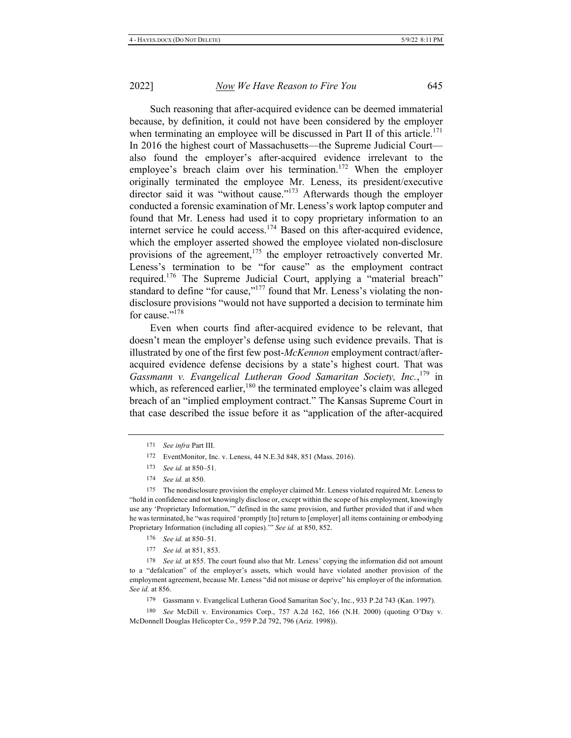Such reasoning that after-acquired evidence can be deemed immaterial because, by definition, it could not have been considered by the employer when terminating an employee will be discussed in Part II of this article.[171] In 2016 the highest court of Massachusetts—the Supreme Judicial Court—also found the employer's after-acquired evidence irrelevant to the employee's breach claim over his termination.[172] When the employer originally terminated the employee Mr. Leness, its president/executive director said it was "without cause."[173] Afterwards though the employer conducted a forensic examination of Mr. Leness's work laptop computer and found that Mr. Leness had used it to copy proprietary information to an internet service he could access.[174] Based on this after-acquired evidence, which the employer asserted showed the employee violated non-disclosure provisions of the agreement,[175] the employer retroactively converted Mr. Leness's termination to be "for cause" as the employment contract required.[176] The Supreme Judicial Court, applying a "material breach" standard to define "for cause,"[177] found that Mr. Leness's violating the non-disclosure provisions "would not have supported a decision to terminate him for cause."[178]

Even when courts find after-acquired evidence to be relevant, that doesn't mean the employer's defense using such evidence prevails. That is illustrated by one of the first few post-*McKennon* employment contract/after-acquired evidence defense decisions by a state's highest court. That was *Gassmann v. Evangelical Lutheran Good Samaritan Society, Inc.*,[179] in which, as referenced earlier,[180] the terminated employee's claim was alleged breach of an "implied employment contract." The Kansas Supreme Court in that case described the issue before it as "application of the after-acquired

---

171 *See infra* Part III.

172 EventMonitor, Inc. v. Leness, 44 N.E.3d 848, 851 (Mass. 2016).

173 *See id.* at 850–51.

174 *See id.* at 850.

175 The nondisclosure provision the employer claimed Mr. Leness violated required Mr. Leness to "hold in confidence and not knowingly disclose or, except within the scope of his employment, knowingly use any 'Proprietary Information,'" defined in the same provision, and further provided that if and when he was terminated, he "was required 'promptly [to] return to [employer] all items containing or embodying Proprietary Information (including all copies).'" *See id.* at 850, 852.

176 *See id.* at 850–51.

177 *See id.* at 851, 853.

178 *See id.* at 855. The court found also that Mr. Leness' copying the information did not amount to a "defalcation" of the employer's assets, which would have violated another provision of the employment agreement, because Mr. Leness "did not misuse or deprive" his employer of the information. *See id.* at 856.

179 Gassmann v. Evangelical Lutheran Good Samaritan Soc'y, Inc., 933 P.2d 743 (Kan. 1997).

180 *See* McDill v. Environamics Corp., 757 A.2d 162, 166 (N.H. 2000) (quoting O'Day v. McDonnell Douglas Helicopter Co., 959 P.2d 792, 796 (Ariz. 1998)).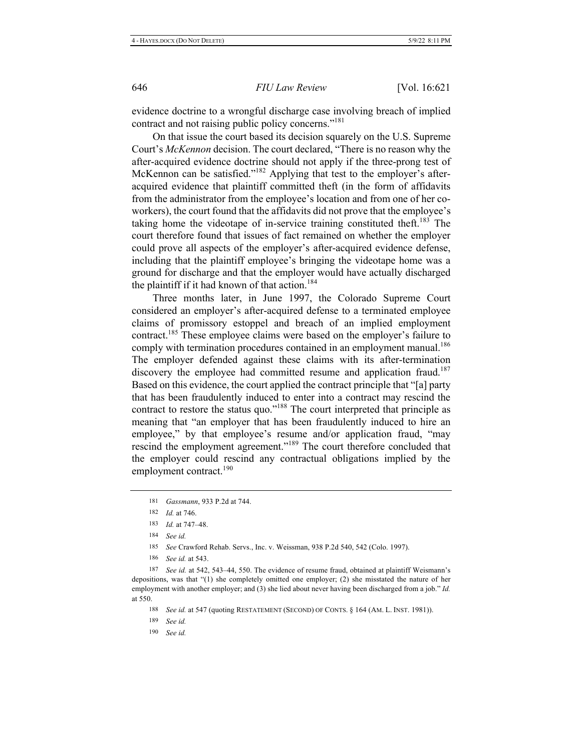evidence doctrine to a wrongful discharge case involving breach of implied contract and not raising public policy concerns."[181]

On that issue the court based its decision squarely on the U.S. Supreme Court's *McKennon* decision. The court declared, "There is no reason why the after-acquired evidence doctrine should not apply if the three-prong test of McKennon can be satisfied."[182] Applying that test to the employer's after-acquired evidence that plaintiff committed theft (in the form of affidavits from the administrator from the employee's location and from one of her co-workers), the court found that the affidavits did not prove that the employee's taking home the videotape of in-service training constituted theft.[183] The court therefore found that issues of fact remained on whether the employer could prove all aspects of the employer's after-acquired evidence defense, including that the plaintiff employee's bringing the videotape home was a ground for discharge and that the employer would have actually discharged the plaintiff if it had known of that action.[184]

Three months later, in June 1997, the Colorado Supreme Court considered an employer's after-acquired defense to a terminated employee claims of promissory estoppel and breach of an implied employment contract.[185] These employee claims were based on the employer's failure to comply with termination procedures contained in an employment manual.[186] The employer defended against these claims with its after-termination discovery the employee had committed resume and application fraud.[187] Based on this evidence, the court applied the contract principle that "[a] party that has been fraudulently induced to enter into a contract may rescind the contract to restore the status quo."[188] The court interpreted that principle as meaning that "an employer that has been fraudulently induced to hire an employee," by that employee's resume and/or application fraud, "may rescind the employment agreement."[189] The court therefore concluded that the employer could rescind any contractual obligations implied by the employment contract.[190]

---

181 *Gassmann*, 933 P.2d at 744.

182 *Id.* at 746.

183 *Id.* at 747–48.

184 *See id.*

185 *See* Crawford Rehab. Servs., Inc. v. Weissman, 938 P.2d 540, 542 (Colo. 1997).

186 *See id.* at 543.

187 *See id.* at 542, 543–44, 550. The evidence of resume fraud, obtained at plaintiff Weismann's depositions, was that "(1) she completely omitted one employer; (2) she misstated the nature of her employment with another employer; and (3) she lied about never having been discharged from a job." *Id.* at 550.

188 *See id.* at 547 (quoting RESTATEMENT (SECOND) OF CONTS. § 164 (AM. L. INST. 1981)).

189 *See id.*

190 *See id.*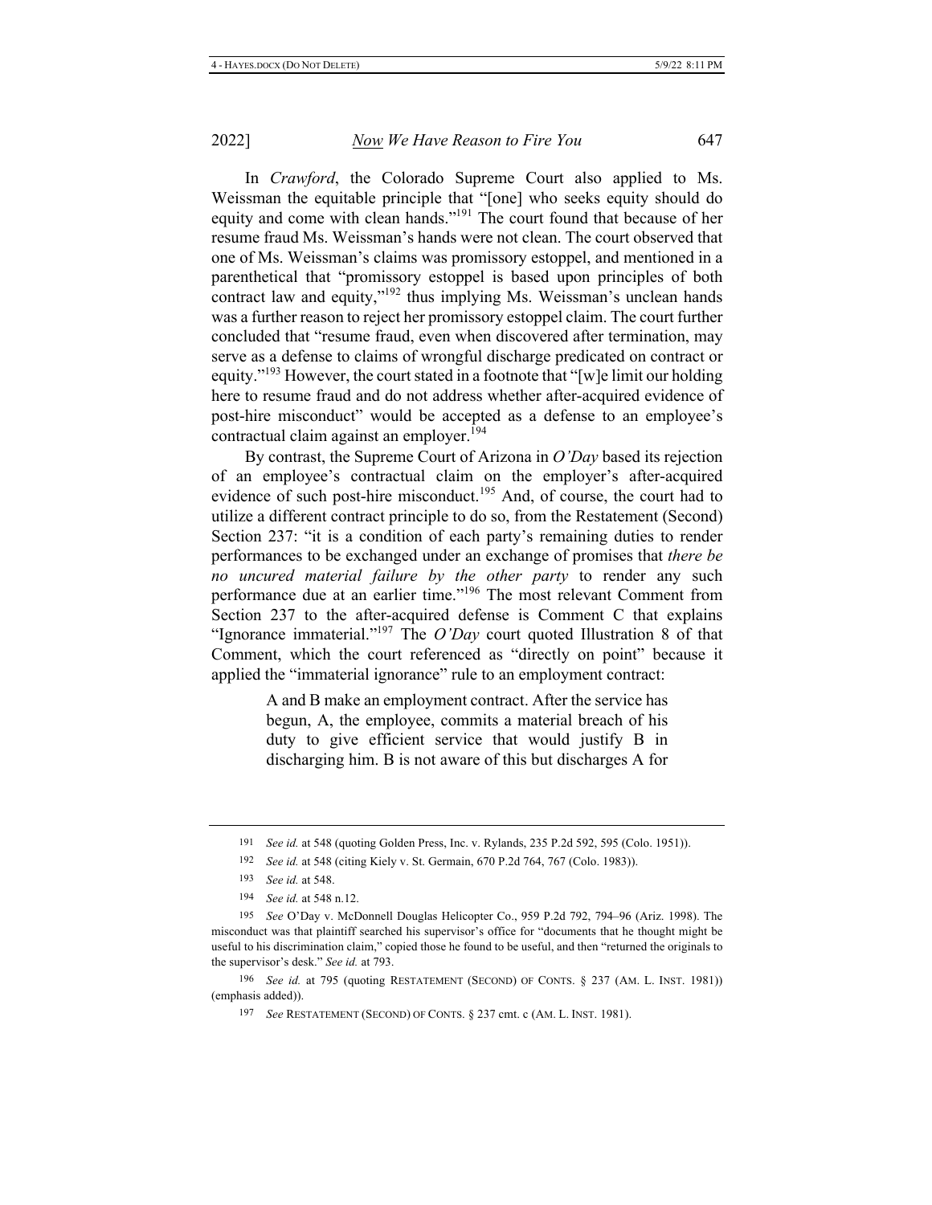In *Crawford*, the Colorado Supreme Court also applied to Ms. Weissman the equitable principle that "[one] who seeks equity should do equity and come with clean hands."[191] The court found that because of her resume fraud Ms. Weissman's hands were not clean. The court observed that one of Ms. Weissman's claims was promissory estoppel, and mentioned in a parenthetical that "promissory estoppel is based upon principles of both contract law and equity,"[192] thus implying Ms. Weissman's unclean hands was a further reason to reject her promissory estoppel claim. The court further concluded that "resume fraud, even when discovered after termination, may serve as a defense to claims of wrongful discharge predicated on contract or equity."[193] However, the court stated in a footnote that "[w]e limit our holding here to resume fraud and do not address whether after-acquired evidence of post-hire misconduct" would be accepted as a defense to an employee's contractual claim against an employer.[194]

By contrast, the Supreme Court of Arizona in *O'Day* based its rejection of an employee's contractual claim on the employer's after-acquired evidence of such post-hire misconduct.[195] And, of course, the court had to utilize a different contract principle to do so, from the Restatement (Second) Section 237: "it is a condition of each party's remaining duties to render performances to be exchanged under an exchange of promises that *there be no uncured material failure by the other party* to render any such performance due at an earlier time."[196] The most relevant Comment from Section 237 to the after-acquired defense is Comment C that explains "Ignorance immaterial."[197] The *O'Day* court quoted Illustration 8 of that Comment, which the court referenced as "directly on point" because it applied the "immaterial ignorance" rule to an employment contract:

> A and B make an employment contract. After the service has begun, A, the employee, commits a material breach of his duty to give efficient service that would justify B in discharging him. B is not aware of this but discharges A for

---

191 *See id.* at 548 (quoting Golden Press, Inc. v. Rylands, 235 P.2d 592, 595 (Colo. 1951)).

192 *See id.* at 548 (citing Kiely v. St. Germain, 670 P.2d 764, 767 (Colo. 1983)).

193 *See id.* at 548.

194 *See id.* at 548 n.12.

195 *See* O'Day v. McDonnell Douglas Helicopter Co., 959 P.2d 792, 794–96 (Ariz. 1998). The misconduct was that plaintiff searched his supervisor's office for "documents that he thought might be useful to his discrimination claim," copied those he found to be useful, and then "returned the originals to the supervisor's desk." *See id.* at 793.

196 *See id.* at 795 (quoting RESTATEMENT (SECOND) OF CONTS. § 237 (AM. L. INST. 1981)) (emphasis added)).

197 *See* RESTATEMENT (SECOND) OF CONTS. § 237 cmt. c (AM. L. INST. 1981).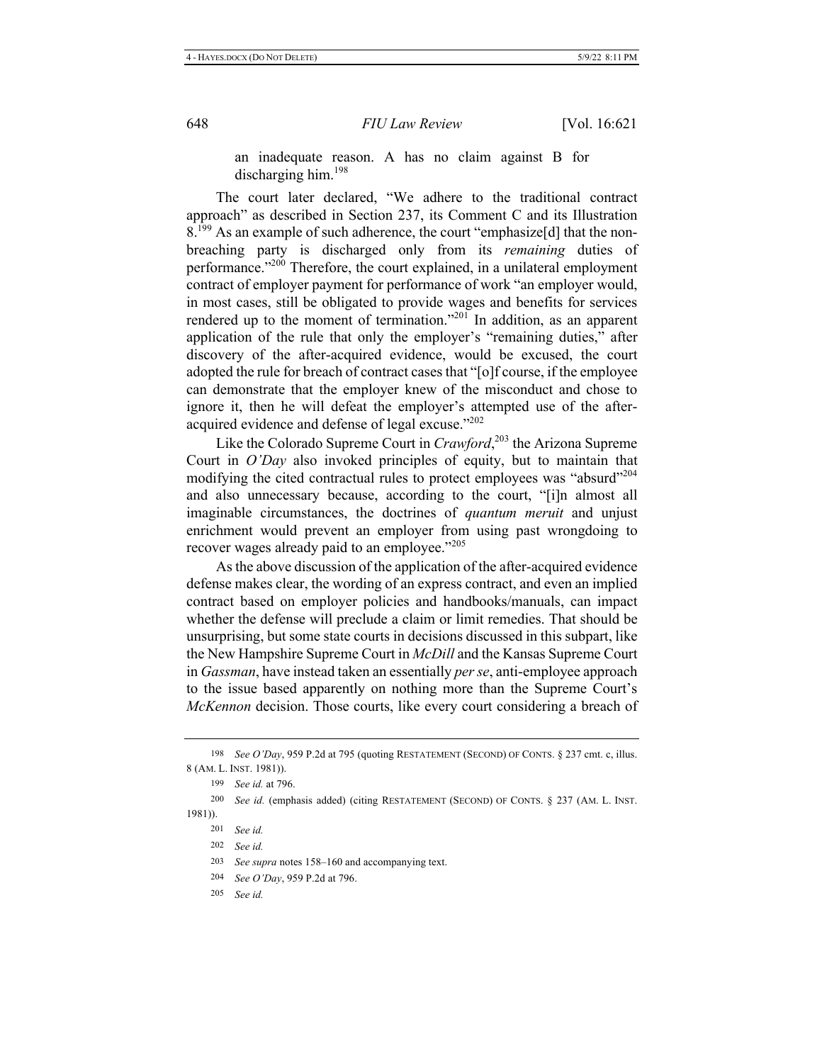> an inadequate reason. A has no claim against B for discharging him.[198]

The court later declared, "We adhere to the traditional contract approach" as described in Section 237, its Comment C and its Illustration 8.[199] As an example of such adherence, the court "emphasize[d] that the non-breaching party is discharged only from its *remaining* duties of performance."[200] Therefore, the court explained, in a unilateral employment contract of employer payment for performance of work "an employer would, in most cases, still be obligated to provide wages and benefits for services rendered up to the moment of termination."[201] In addition, as an apparent application of the rule that only the employer's "remaining duties," after discovery of the after-acquired evidence, would be excused, the court adopted the rule for breach of contract cases that "[o]f course, if the employee can demonstrate that the employer knew of the misconduct and chose to ignore it, then he will defeat the employer's attempted use of the after-acquired evidence and defense of legal excuse."[202]

Like the Colorado Supreme Court in *Crawford*,[203] the Arizona Supreme Court in *O'Day* also invoked principles of equity, but to maintain that modifying the cited contractual rules to protect employees was "absurd"[204] and also unnecessary because, according to the court, "[i]n almost all imaginable circumstances, the doctrines of *quantum meruit* and unjust enrichment would prevent an employer from using past wrongdoing to recover wages already paid to an employee."[205]

As the above discussion of the application of the after-acquired evidence defense makes clear, the wording of an express contract, and even an implied contract based on employer policies and handbooks/manuals, can impact whether the defense will preclude a claim or limit remedies. That should be unsurprising, but some state courts in decisions discussed in this subpart, like the New Hampshire Supreme Court in *McDill* and the Kansas Supreme Court in *Gassman*, have instead taken an essentially *per se*, anti-employee approach to the issue based apparently on nothing more than the Supreme Court's *McKennon* decision. Those courts, like every court considering a breach of

---

198 *See O'Day*, 959 P.2d at 795 (quoting RESTATEMENT (SECOND) OF CONTS. § 237 cmt. c, illus. 8 (AM. L. INST. 1981)).

199 *See id.* at 796.

200 *See id.* (emphasis added) (citing RESTATEMENT (SECOND) OF CONTS. § 237 (AM. L. INST. 1981)).

201 *See id.*

202 *See id.*

203 *See supra* notes 158–160 and accompanying text.

204 *See O'Day*, 959 P.2d at 796.

205 *See id.*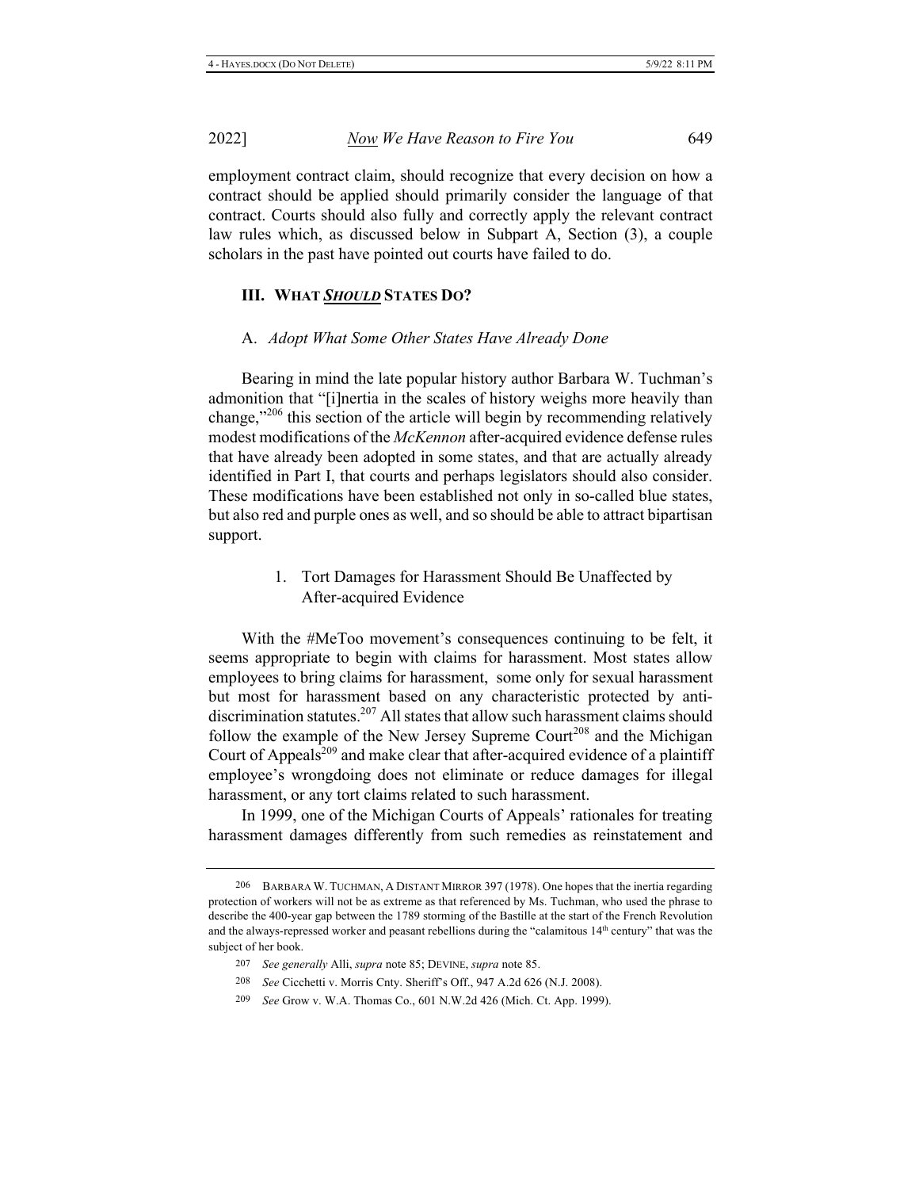employment contract claim, should recognize that every decision on how a contract should be applied should primarily consider the language of that contract. Courts should also fully and correctly apply the relevant contract law rules which, as discussed below in Subpart A, Section (3), a couple scholars in the past have pointed out courts have failed to do.

## III. What ***Should*** States Do?

### A. *Adopt What Some Other States Have Already Done*

Bearing in mind the late popular history author Barbara W. Tuchman's admonition that "[i]nertia in the scales of history weighs more heavily than change,"[206] this section of the article will begin by recommending relatively modest modifications of the *McKennon* after-acquired evidence defense rules that have already been adopted in some states, and that are actually already identified in Part I, that courts and perhaps legislators should also consider. These modifications have been established not only in so-called blue states, but also red and purple ones as well, and so should be able to attract bipartisan support.

#### 1. Tort Damages for Harassment Should Be Unaffected by After-acquired Evidence

With the #MeToo movement's consequences continuing to be felt, it seems appropriate to begin with claims for harassment. Most states allow employees to bring claims for harassment, some only for sexual harassment but most for harassment based on any characteristic protected by anti-discrimination statutes.[207] All states that allow such harassment claims should follow the example of the New Jersey Supreme Court[208] and the Michigan Court of Appeals[209] and make clear that after-acquired evidence of a plaintiff employee's wrongdoing does not eliminate or reduce damages for illegal harassment, or any tort claims related to such harassment.

In 1999, one of the Michigan Courts of Appeals' rationales for treating harassment damages differently from such remedies as reinstatement and

---

206 Barbara W. Tuchman, A Distant Mirror 397 (1978). One hopes that the inertia regarding protection of workers will not be as extreme as that referenced by Ms. Tuchman, who used the phrase to describe the 400-year gap between the 1789 storming of the Bastille at the start of the French Revolution and the always-repressed worker and peasant rebellions during the "calamitous 14th century" that was the subject of her book.

207 *See generally* Alli, *supra* note 85; Devine, *supra* note 85.

208 *See* Cicchetti v. Morris Cnty. Sheriff's Off., 947 A.2d 626 (N.J. 2008).

209 *See* Grow v. W.A. Thomas Co., 601 N.W.2d 426 (Mich. Ct. App. 1999).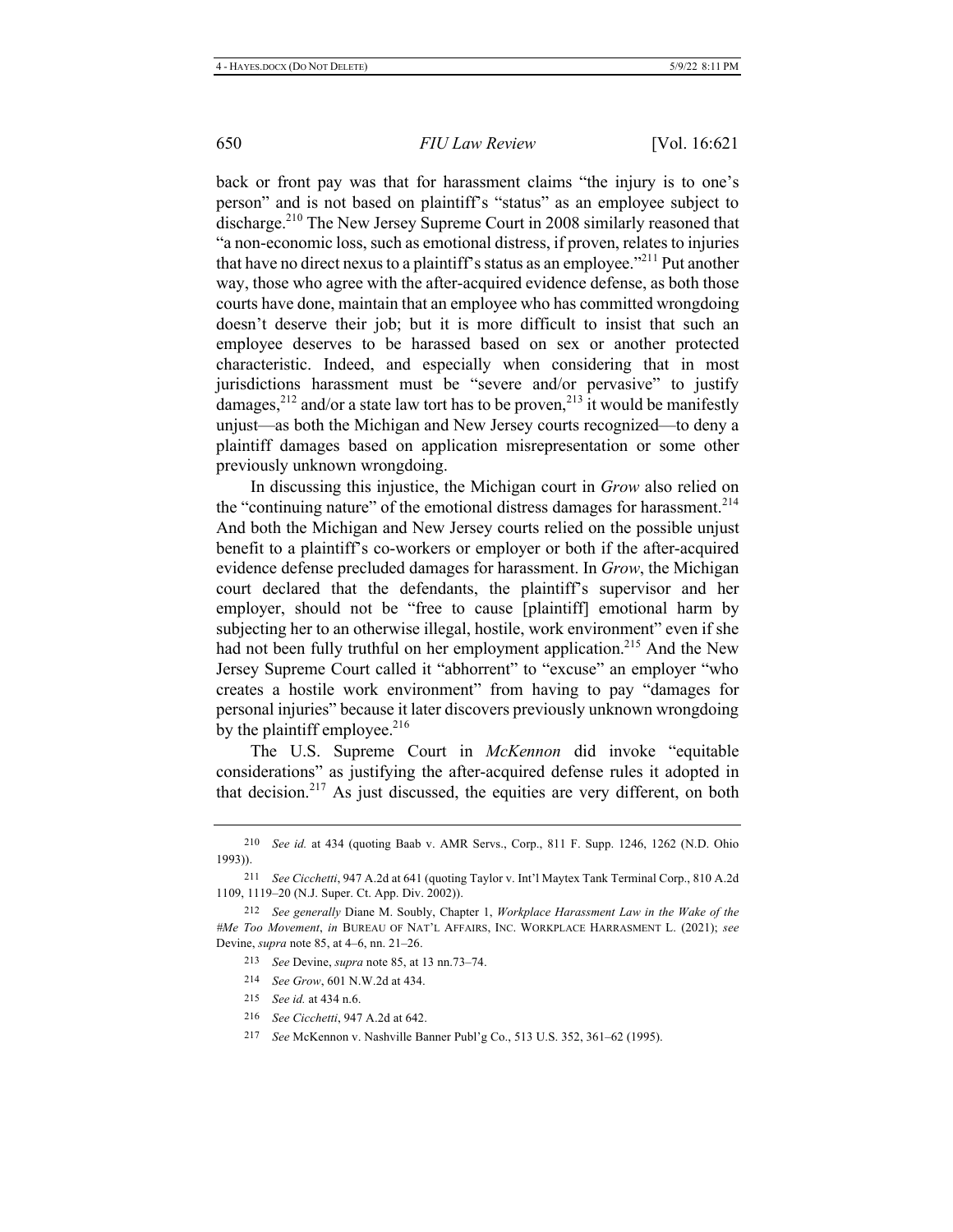back or front pay was that for harassment claims "the injury is to one's person" and is not based on plaintiff's "status" as an employee subject to discharge.[210] The New Jersey Supreme Court in 2008 similarly reasoned that "a non-economic loss, such as emotional distress, if proven, relates to injuries that have no direct nexus to a plaintiff's status as an employee."[211] Put another way, those who agree with the after-acquired evidence defense, as both those courts have done, maintain that an employee who has committed wrongdoing doesn't deserve their job; but it is more difficult to insist that such an employee deserves to be harassed based on sex or another protected characteristic. Indeed, and especially when considering that in most jurisdictions harassment must be "severe and/or pervasive" to justify damages,[212] and/or a state law tort has to be proven,[213] it would be manifestly unjust—as both the Michigan and New Jersey courts recognized—to deny a plaintiff damages based on application misrepresentation or some other previously unknown wrongdoing.

In discussing this injustice, the Michigan court in *Grow* also relied on the "continuing nature" of the emotional distress damages for harassment.[214] And both the Michigan and New Jersey courts relied on the possible unjust benefit to a plaintiff's co-workers or employer or both if the after-acquired evidence defense precluded damages for harassment. In *Grow*, the Michigan court declared that the defendants, the plaintiff's supervisor and her employer, should not be "free to cause [plaintiff] emotional harm by subjecting her to an otherwise illegal, hostile, work environment" even if she had not been fully truthful on her employment application.[215] And the New Jersey Supreme Court called it "abhorrent" to "excuse" an employer "who creates a hostile work environment" from having to pay "damages for personal injuries" because it later discovers previously unknown wrongdoing by the plaintiff employee.[216]

The U.S. Supreme Court in *McKennon* did invoke "equitable considerations" as justifying the after-acquired defense rules it adopted in that decision.[217] As just discussed, the equities are very different, on both

---

210 *See id.* at 434 (quoting Baab v. AMR Servs., Corp., 811 F. Supp. 1246, 1262 (N.D. Ohio 1993)).

211 *See Cicchetti*, 947 A.2d at 641 (quoting Taylor v. Int'l Maytex Tank Terminal Corp., 810 A.2d 1109, 1119–20 (N.J. Super. Ct. App. Div. 2002)).

212 *See generally* Diane M. Soubly, Chapter 1, *Workplace Harassment Law in the Wake of the #Me Too Movement*, *in* BUREAU OF NAT'L AFFAIRS, INC. WORKPLACE HARRASMENT L. (2021); *see* Devine, *supra* note 85, at 4–6, nn. 21–26.

213 *See* Devine, *supra* note 85, at 13 nn.73–74.

214 *See Grow*, 601 N.W.2d at 434.

215 *See id.* at 434 n.6.

216 *See Cicchetti*, 947 A.2d at 642.

217 *See* McKennon v. Nashville Banner Publ'g Co., 513 U.S. 352, 361–62 (1995).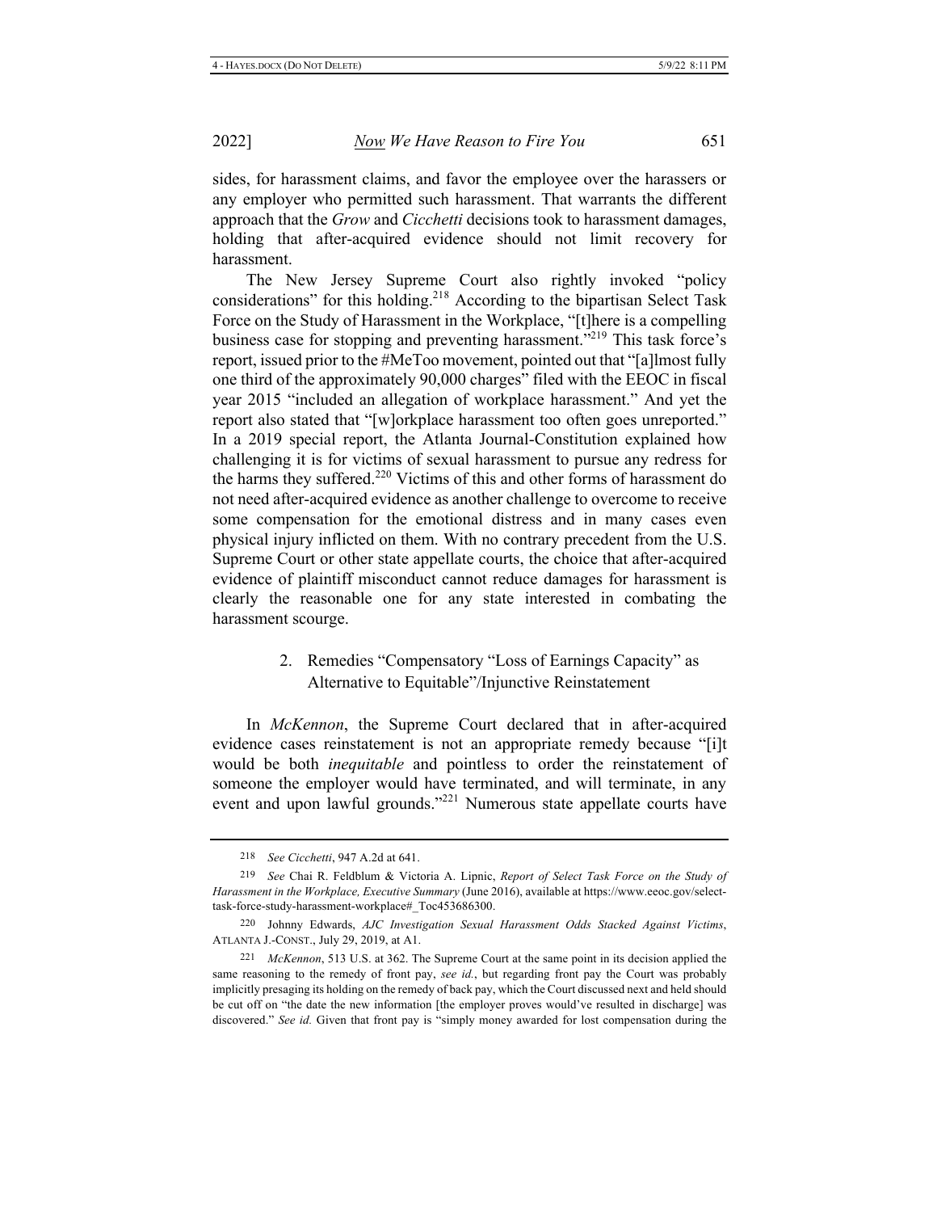sides, for harassment claims, and favor the employee over the harassers or any employer who permitted such harassment. That warrants the different approach that the *Grow* and *Cicchetti* decisions took to harassment damages, holding that after-acquired evidence should not limit recovery for harassment.

The New Jersey Supreme Court also rightly invoked "policy considerations" for this holding.[218] According to the bipartisan Select Task Force on the Study of Harassment in the Workplace, "[t]here is a compelling business case for stopping and preventing harassment."[219] This task force's report, issued prior to the #MeToo movement, pointed out that "[a]lmost fully one third of the approximately 90,000 charges" filed with the EEOC in fiscal year 2015 "included an allegation of workplace harassment." And yet the report also stated that "[w]orkplace harassment too often goes unreported." In a 2019 special report, the Atlanta Journal-Constitution explained how challenging it is for victims of sexual harassment to pursue any redress for the harms they suffered.[220] Victims of this and other forms of harassment do not need after-acquired evidence as another challenge to overcome to receive some compensation for the emotional distress and in many cases even physical injury inflicted on them. With no contrary precedent from the U.S. Supreme Court or other state appellate courts, the choice that after-acquired evidence of plaintiff misconduct cannot reduce damages for harassment is clearly the reasonable one for any state interested in combating the harassment scourge.

### 2. Remedies "Compensatory "Loss of Earnings Capacity" as Alternative to Equitable"/Injunctive Reinstatement

In *McKennon*, the Supreme Court declared that in after-acquired evidence cases reinstatement is not an appropriate remedy because "[i]t would be both *inequitable* and pointless to order the reinstatement of someone the employer would have terminated, and will terminate, in any event and upon lawful grounds."[221] Numerous state appellate courts have

---

[218] *See Cicchetti*, 947 A.2d at 641.

[219] *See* Chai R. Feldblum & Victoria A. Lipnic, *Report of Select Task Force on the Study of Harassment in the Workplace, Executive Summary* (June 2016), available at https://www.eeoc.gov/select-task-force-study-harassment-workplace#_Toc453686300.

[220] Johnny Edwards, *AJC Investigation Sexual Harassment Odds Stacked Against Victims*, ATLANTA J.-CONST., July 29, 2019, at A1.

[221] *McKennon*, 513 U.S. at 362. The Supreme Court at the same point in its decision applied the same reasoning to the remedy of front pay, *see id.*, but regarding front pay the Court was probably implicitly presaging its holding on the remedy of back pay, which the Court discussed next and held should be cut off on "the date the new information [the employer proves would've resulted in discharge] was discovered." *See id.* Given that front pay is "simply money awarded for lost compensation during the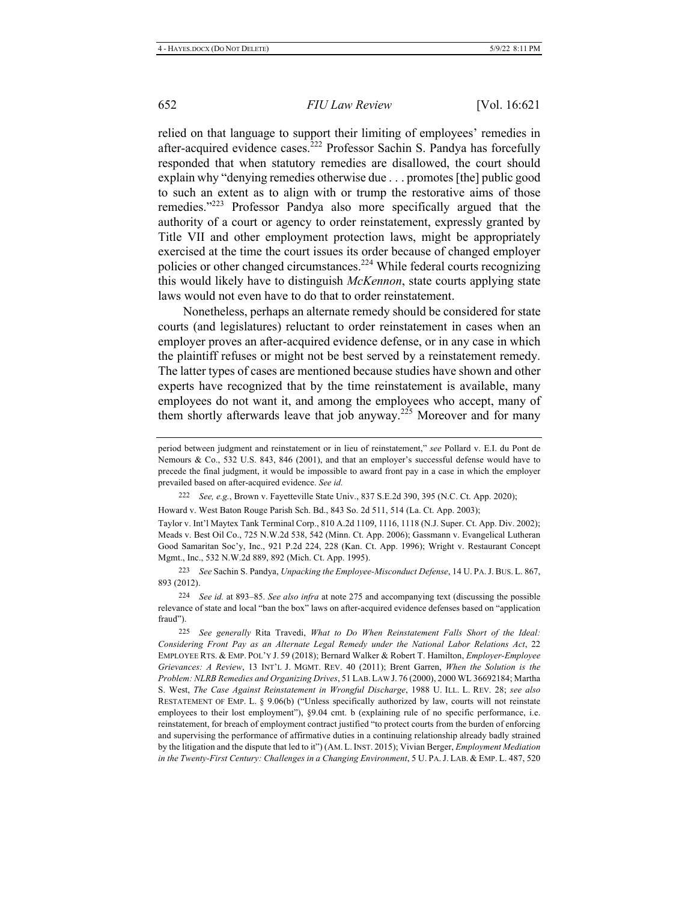relied on that language to support their limiting of employees' remedies in after-acquired evidence cases.[222] Professor Sachin S. Pandya has forcefully responded that when statutory remedies are disallowed, the court should explain why "denying remedies otherwise due . . . promotes [the] public good to such an extent as to align with or trump the restorative aims of those remedies."[223] Professor Pandya also more specifically argued that the authority of a court or agency to order reinstatement, expressly granted by Title VII and other employment protection laws, might be appropriately exercised at the time the court issues its order because of changed employer policies or other changed circumstances.[224] While federal courts recognizing this would likely have to distinguish *McKennon*, state courts applying state laws would not even have to do that to order reinstatement.

Nonetheless, perhaps an alternate remedy should be considered for state courts (and legislatures) reluctant to order reinstatement in cases when an employer proves an after-acquired evidence defense, or in any case in which the plaintiff refuses or might not be best served by a reinstatement remedy. The latter types of cases are mentioned because studies have shown and other experts have recognized that by the time reinstatement is available, many employees do not want it, and among the employees who accept, many of them shortly afterwards leave that job anyway.[225] Moreover and for many

---

period between judgment and reinstatement or in lieu of reinstatement," *see* Pollard v. E.I. du Pont de Nemours & Co., 532 U.S. 843, 846 (2001), and that an employer's successful defense would have to precede the final judgment, it would be impossible to award front pay in a case in which the employer prevailed based on after-acquired evidence. *See id.*

222 *See, e.g.*, Brown v. Fayetteville State Univ., 837 S.E.2d 390, 395 (N.C. Ct. App. 2020); Howard v. West Baton Rouge Parish Sch. Bd., 843 So. 2d 511, 514 (La. Ct. App. 2003); Taylor v. Int'l Maytex Tank Terminal Corp., 810 A.2d 1109, 1116, 1118 (N.J. Super. Ct. App. Div. 2002); Meads v. Best Oil Co., 725 N.W.2d 538, 542 (Minn. Ct. App. 2006); Gassmann v. Evangelical Lutheran Good Samaritan Soc'y, Inc., 921 P.2d 224, 228 (Kan. Ct. App. 1996); Wright v. Restaurant Concept Mgmt., Inc., 532 N.W.2d 889, 892 (Mich. Ct. App. 1995).

223 *See* Sachin S. Pandya, *Unpacking the Employee-Misconduct Defense*, 14 U. PA. J. BUS. L. 867, 893 (2012).

224 *See id.* at 893–85. *See also infra* at note 275 and accompanying text (discussing the possible relevance of state and local "ban the box" laws on after-acquired evidence defenses based on "application fraud").

225 *See generally* Rita Travedi, *What to Do When Reinstatement Falls Short of the Ideal: Considering Front Pay as an Alternate Legal Remedy under the National Labor Relations Act*, 22 EMPLOYEE RTS. & EMP. POL'Y J. 59 (2018); Bernard Walker & Robert T. Hamilton, *Employer-Employee Grievances: A Review*, 13 INT'L J. MGMT. REV. 40 (2011); Brent Garren, *When the Solution is the Problem: NLRB Remedies and Organizing Drives*, 51 LAB. LAW J. 76 (2000), 2000 WL 36692184; Martha S. West, *The Case Against Reinstatement in Wrongful Discharge*, 1988 U. ILL. L. REV. 28; *see also* RESTATEMENT OF EMP. L. § 9.06(b) ("Unless specifically authorized by law, courts will not reinstate employees to their lost employment"), §9.04 cmt. b (explaining rule of no specific performance, i.e. reinstatement, for breach of employment contract justified "to protect courts from the burden of enforcing and supervising the performance of affirmative duties in a continuing relationship already badly strained by the litigation and the dispute that led to it") (AM. L. INST. 2015); Vivian Berger, *Employment Mediation in the Twenty-First Century: Challenges in a Changing Environment*, 5 U. PA. J. LAB. & EMP. L. 487, 520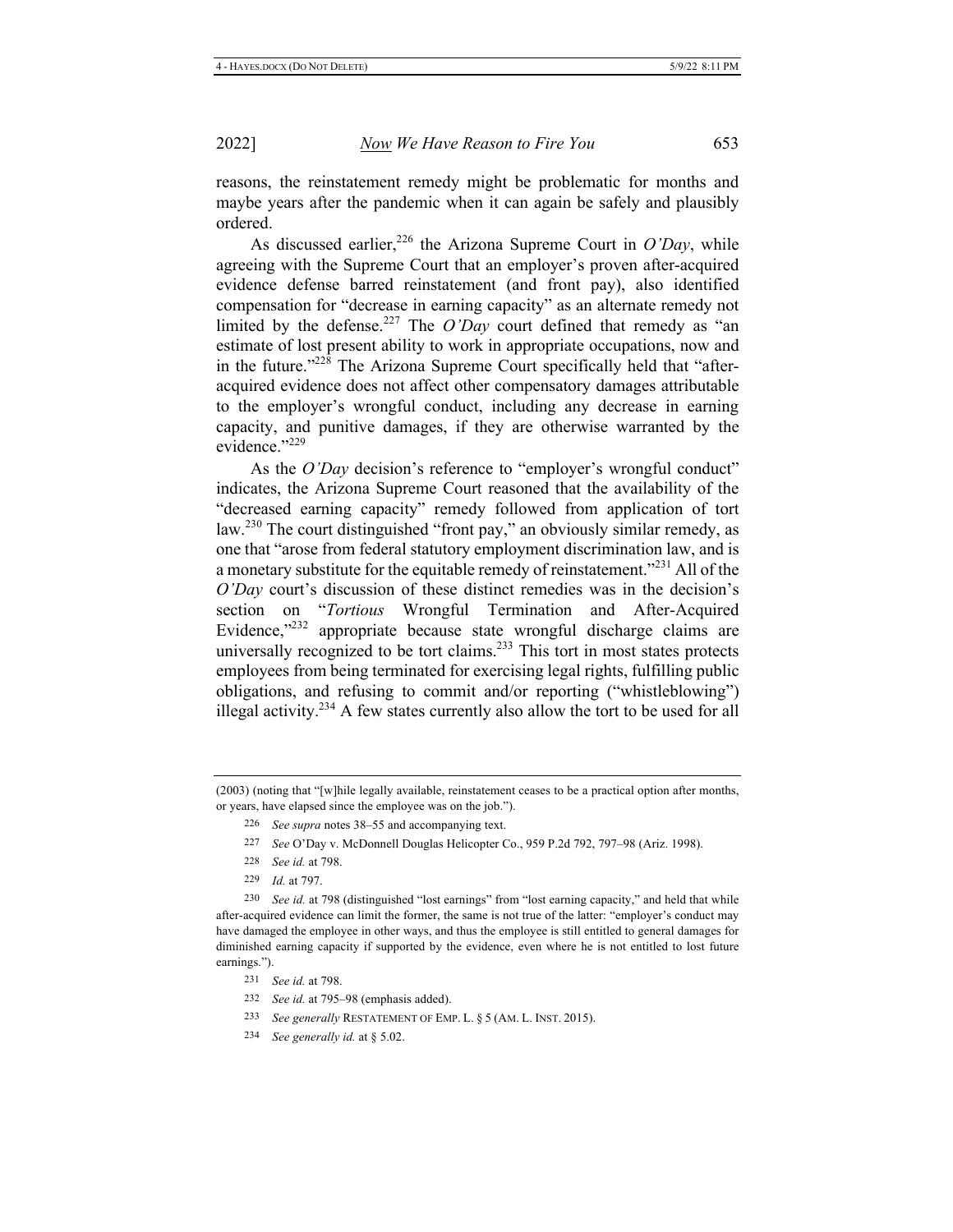reasons, the reinstatement remedy might be problematic for months and maybe years after the pandemic when it can again be safely and plausibly ordered.

As discussed earlier,[226] the Arizona Supreme Court in *O'Day*, while agreeing with the Supreme Court that an employer's proven after-acquired evidence defense barred reinstatement (and front pay), also identified compensation for "decrease in earning capacity" as an alternate remedy not limited by the defense.[227] The *O'Day* court defined that remedy as "an estimate of lost present ability to work in appropriate occupations, now and in the future."[228] The Arizona Supreme Court specifically held that "after-acquired evidence does not affect other compensatory damages attributable to the employer's wrongful conduct, including any decrease in earning capacity, and punitive damages, if they are otherwise warranted by the evidence."[229]

As the *O'Day* decision's reference to "employer's wrongful conduct" indicates, the Arizona Supreme Court reasoned that the availability of the "decreased earning capacity" remedy followed from application of tort law.[230] The court distinguished "front pay," an obviously similar remedy, as one that "arose from federal statutory employment discrimination law, and is a monetary substitute for the equitable remedy of reinstatement."[231] All of the *O'Day* court's discussion of these distinct remedies was in the decision's section on "*Tortious* Wrongful Termination and After-Acquired Evidence,"[232] appropriate because state wrongful discharge claims are universally recognized to be tort claims.[233] This tort in most states protects employees from being terminated for exercising legal rights, fulfilling public obligations, and refusing to commit and/or reporting ("whistleblowing") illegal activity.[234] A few states currently also allow the tort to be used for all

---

(2003) (noting that "[w]hile legally available, reinstatement ceases to be a practical option after months, or years, have elapsed since the employee was on the job.").

226 *See supra* notes 38–55 and accompanying text.

227 *See* O'Day v. McDonnell Douglas Helicopter Co., 959 P.2d 792, 797–98 (Ariz. 1998).

228 *See id.* at 798.

229 *Id.* at 797.

230 *See id.* at 798 (distinguished "lost earnings" from "lost earning capacity," and held that while after-acquired evidence can limit the former, the same is not true of the latter: "employer's conduct may have damaged the employee in other ways, and thus the employee is still entitled to general damages for diminished earning capacity if supported by the evidence, even where he is not entitled to lost future earnings.").

231 *See id.* at 798.

232 *See id.* at 795–98 (emphasis added).

233 *See generally* RESTATEMENT OF EMP. L. § 5 (AM. L. INST. 2015).

234 *See generally id.* at § 5.02.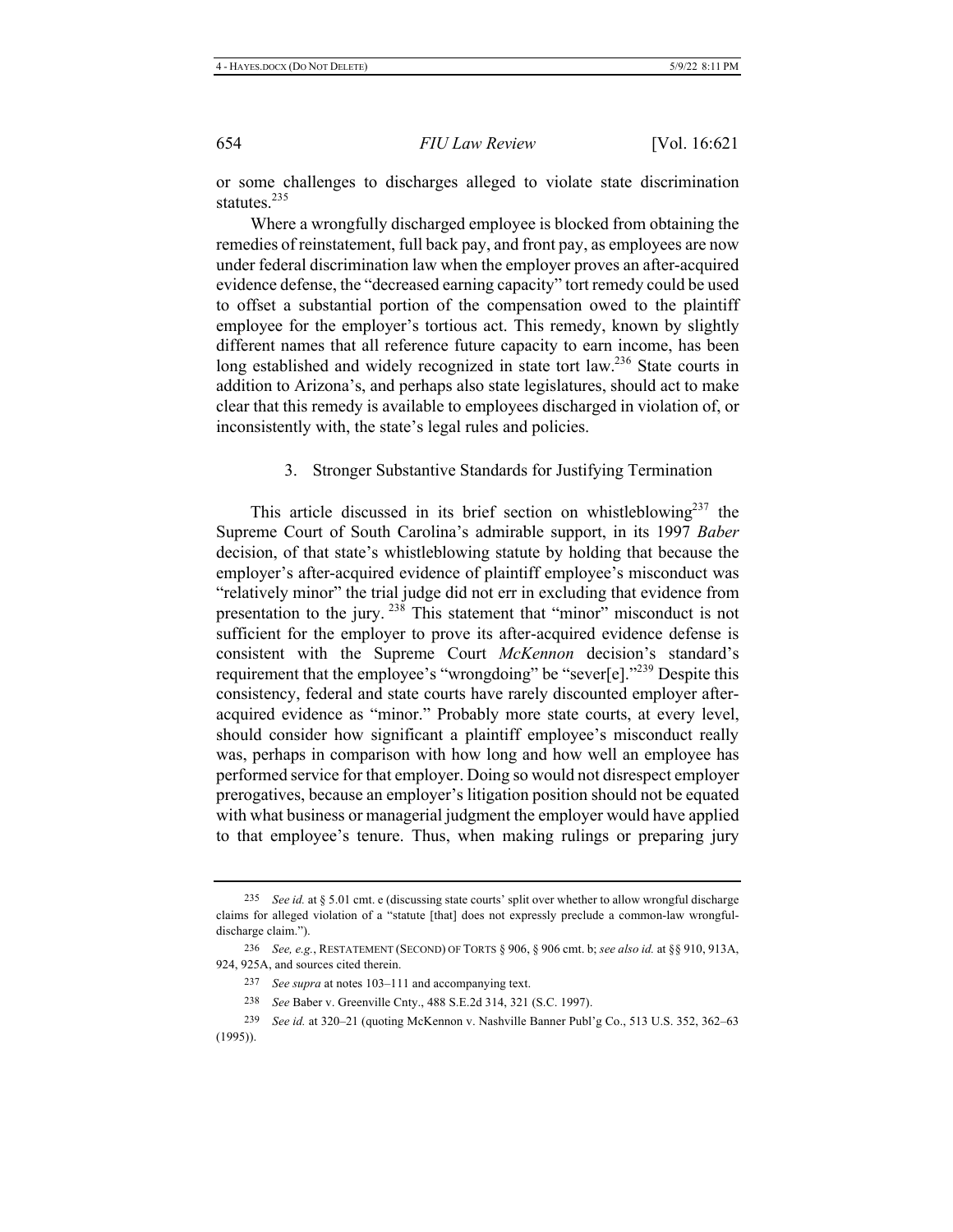or some challenges to discharges alleged to violate state discrimination statutes.[235]

Where a wrongfully discharged employee is blocked from obtaining the remedies of reinstatement, full back pay, and front pay, as employees are now under federal discrimination law when the employer proves an after-acquired evidence defense, the "decreased earning capacity" tort remedy could be used to offset a substantial portion of the compensation owed to the plaintiff employee for the employer's tortious act. This remedy, known by slightly different names that all reference future capacity to earn income, has been long established and widely recognized in state tort law.[236] State courts in addition to Arizona's, and perhaps also state legislatures, should act to make clear that this remedy is available to employees discharged in violation of, or inconsistently with, the state's legal rules and policies.

### 3. Stronger Substantive Standards for Justifying Termination

This article discussed in its brief section on whistleblowing[237] the Supreme Court of South Carolina's admirable support, in its 1997 *Baber* decision, of that state's whistleblowing statute by holding that because the employer's after-acquired evidence of plaintiff employee's misconduct was "relatively minor" the trial judge did not err in excluding that evidence from presentation to the jury.[238] This statement that "minor" misconduct is not sufficient for the employer to prove its after-acquired evidence defense is consistent with the Supreme Court *McKennon* decision's standard's requirement that the employee's "wrongdoing" be "sever[e]."[239] Despite this consistency, federal and state courts have rarely discounted employer after-acquired evidence as "minor." Probably more state courts, at every level, should consider how significant a plaintiff employee's misconduct really was, perhaps in comparison with how long and how well an employee has performed service for that employer. Doing so would not disrespect employer prerogatives, because an employer's litigation position should not be equated with what business or managerial judgment the employer would have applied to that employee's tenure. Thus, when making rulings or preparing jury

---

235 *See id.* at § 5.01 cmt. e (discussing state courts' split over whether to allow wrongful discharge claims for alleged violation of a "statute [that] does not expressly preclude a common-law wrongful-discharge claim.").

236 *See, e.g.*, RESTATEMENT (SECOND) OF TORTS § 906, § 906 cmt. b; *see also id.* at §§ 910, 913A, 924, 925A, and sources cited therein.

237 *See supra* at notes 103–111 and accompanying text.

238 *See* Baber v. Greenville Cnty., 488 S.E.2d 314, 321 (S.C. 1997).

239 *See id.* at 320–21 (quoting McKennon v. Nashville Banner Publ'g Co., 513 U.S. 352, 362–63 (1995)).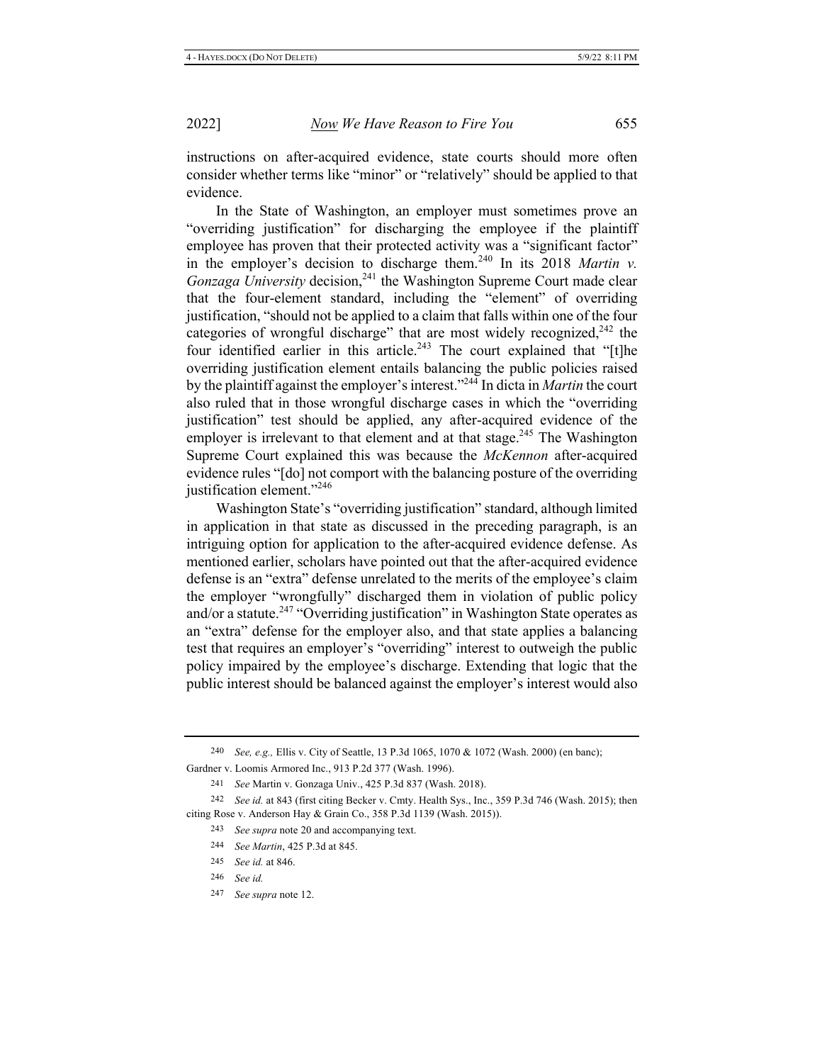instructions on after-acquired evidence, state courts should more often consider whether terms like "minor" or "relatively" should be applied to that evidence.

In the State of Washington, an employer must sometimes prove an "overriding justification" for discharging the employee if the plaintiff employee has proven that their protected activity was a "significant factor" in the employer's decision to discharge them.[240] In its 2018 *Martin v. Gonzaga University* decision,[241] the Washington Supreme Court made clear that the four-element standard, including the "element" of overriding justification, "should not be applied to a claim that falls within one of the four categories of wrongful discharge" that are most widely recognized,[242] the four identified earlier in this article.[243] The court explained that "[t]he overriding justification element entails balancing the public policies raised by the plaintiff against the employer's interest."[244] In dicta in *Martin* the court also ruled that in those wrongful discharge cases in which the "overriding justification" test should be applied, any after-acquired evidence of the employer is irrelevant to that element and at that stage.[245] The Washington Supreme Court explained this was because the *McKennon* after-acquired evidence rules "[do] not comport with the balancing posture of the overriding justification element."[246]

Washington State's "overriding justification" standard, although limited in application in that state as discussed in the preceding paragraph, is an intriguing option for application to the after-acquired evidence defense. As mentioned earlier, scholars have pointed out that the after-acquired evidence defense is an "extra" defense unrelated to the merits of the employee's claim the employer "wrongfully" discharged them in violation of public policy and/or a statute.[247] "Overriding justification" in Washington State operates as an "extra" defense for the employer also, and that state applies a balancing test that requires an employer's "overriding" interest to outweigh the public policy impaired by the employee's discharge. Extending that logic that the public interest should be balanced against the employer's interest would also

---

240 *See, e.g.,* Ellis v. City of Seattle, 13 P.3d 1065, 1070 & 1072 (Wash. 2000) (en banc); Gardner v. Loomis Armored Inc., 913 P.2d 377 (Wash. 1996).

241 *See* Martin v. Gonzaga Univ., 425 P.3d 837 (Wash. 2018).

242 *See id.* at 843 (first citing Becker v. Cmty. Health Sys., Inc., 359 P.3d 746 (Wash. 2015); then citing Rose v. Anderson Hay & Grain Co., 358 P.3d 1139 (Wash. 2015)).

243 *See supra* note 20 and accompanying text.

244 *See Martin*, 425 P.3d at 845.

245 *See id.* at 846.

246 *See id.*

247 *See supra* note 12.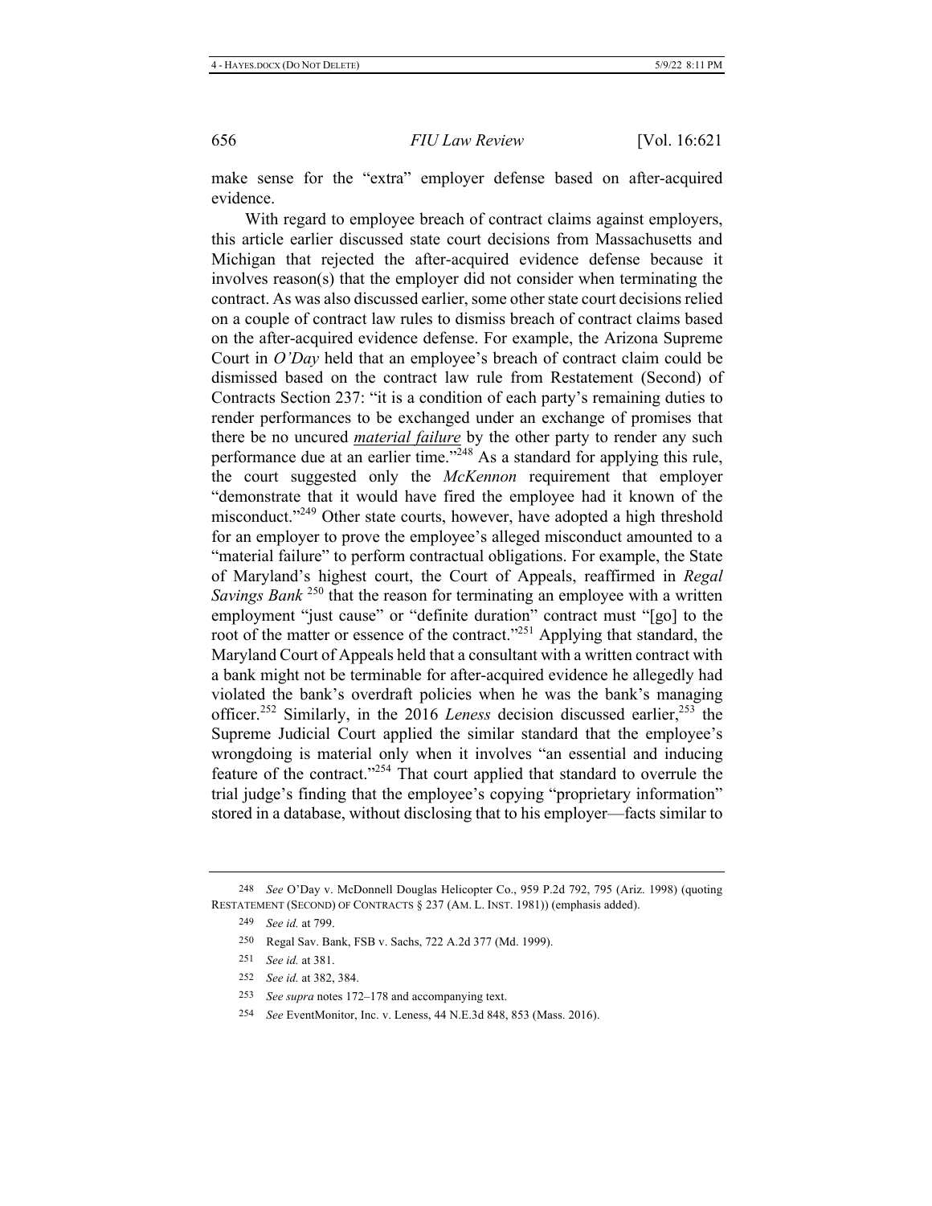make sense for the "extra" employer defense based on after-acquired evidence.

With regard to employee breach of contract claims against employers, this article earlier discussed state court decisions from Massachusetts and Michigan that rejected the after-acquired evidence defense because it involves reason(s) that the employer did not consider when terminating the contract. As was also discussed earlier, some other state court decisions relied on a couple of contract law rules to dismiss breach of contract claims based on the after-acquired evidence defense. For example, the Arizona Supreme Court in *O'Day* held that an employee's breach of contract claim could be dismissed based on the contract law rule from Restatement (Second) of Contracts Section 237: "it is a condition of each party's remaining duties to render performances to be exchanged under an exchange of promises that there be no uncured ***material failure*** by the other party to render any such performance due at an earlier time."[248] As a standard for applying this rule, the court suggested only the *McKennon* requirement that employer "demonstrate that it would have fired the employee had it known of the misconduct."[249] Other state courts, however, have adopted a high threshold for an employer to prove the employee's alleged misconduct amounted to a "material failure" to perform contractual obligations. For example, the State of Maryland's highest court, the Court of Appeals, reaffirmed in *Regal Savings Bank* [250] that the reason for terminating an employee with a written employment "just cause" or "definite duration" contract must "[go] to the root of the matter or essence of the contract."[251] Applying that standard, the Maryland Court of Appeals held that a consultant with a written contract with a bank might not be terminable for after-acquired evidence he allegedly had violated the bank's overdraft policies when he was the bank's managing officer.[252] Similarly, in the 2016 *Leness* decision discussed earlier,[253] the Supreme Judicial Court applied the similar standard that the employee's wrongdoing is material only when it involves "an essential and inducing feature of the contract."[254] That court applied that standard to overrule the trial judge's finding that the employee's copying "proprietary information" stored in a database, without disclosing that to his employer—facts similar to

---

248 *See* O'Day v. McDonnell Douglas Helicopter Co., 959 P.2d 792, 795 (Ariz. 1998) (quoting RESTATEMENT (SECOND) OF CONTRACTS § 237 (AM. L. INST. 1981)) (emphasis added).

249 *See id.* at 799.

250 Regal Sav. Bank, FSB v. Sachs, 722 A.2d 377 (Md. 1999).

251 *See id.* at 381.

252 *See id.* at 382, 384.

253 *See supra* notes 172–178 and accompanying text.

254 *See* EventMonitor, Inc. v. Leness, 44 N.E.3d 848, 853 (Mass. 2016).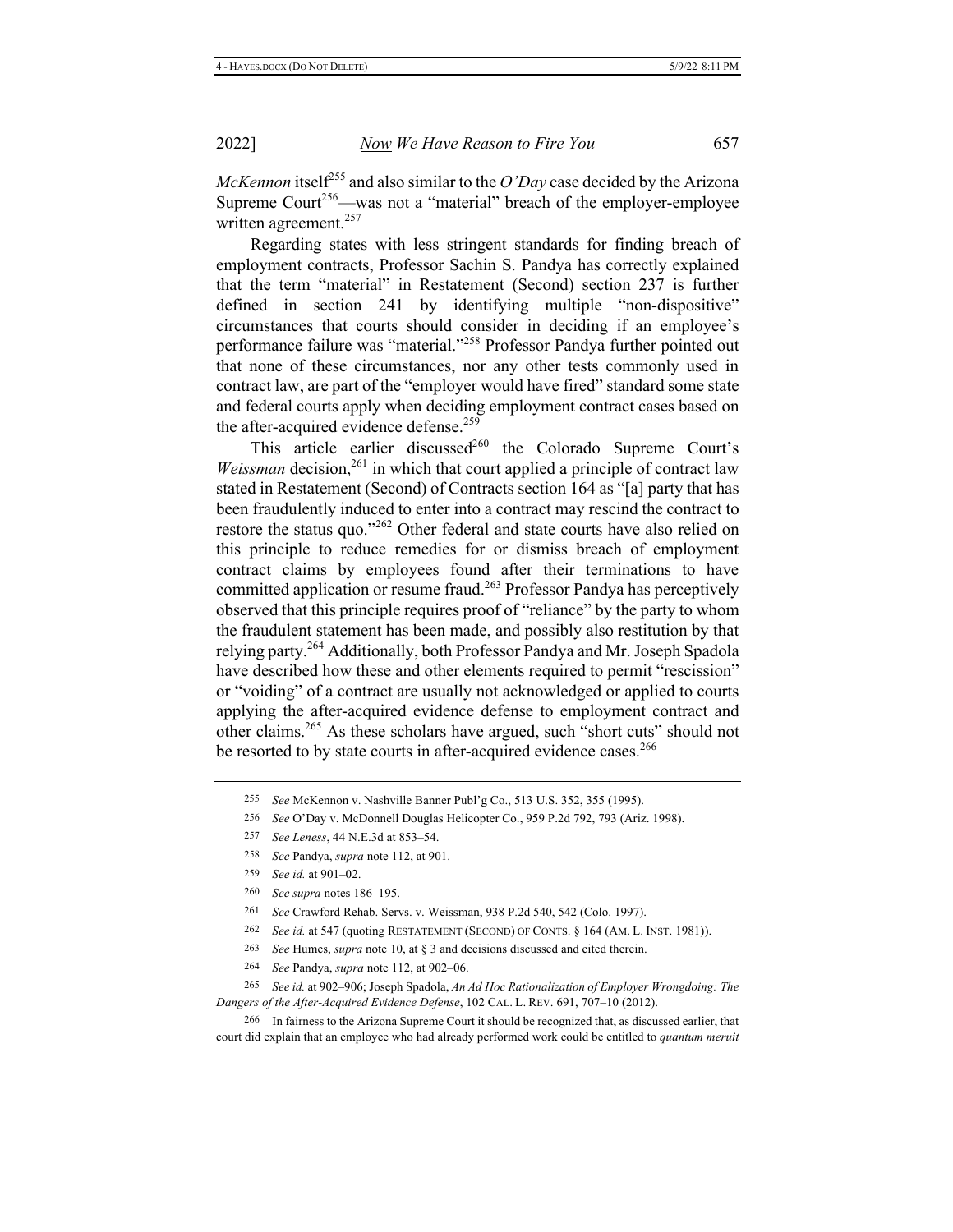*McKennon* itself[255] and also similar to the *O'Day* case decided by the Arizona Supreme Court[256]—was not a "material" breach of the employer-employee written agreement.[257]

Regarding states with less stringent standards for finding breach of employment contracts, Professor Sachin S. Pandya has correctly explained that the term "material" in Restatement (Second) section 237 is further defined in section 241 by identifying multiple "non-dispositive" circumstances that courts should consider in deciding if an employee's performance failure was "material."[258] Professor Pandya further pointed out that none of these circumstances, nor any other tests commonly used in contract law, are part of the "employer would have fired" standard some state and federal courts apply when deciding employment contract cases based on the after-acquired evidence defense.[259]

This article earlier discussed[260] the Colorado Supreme Court's *Weissman* decision,[261] in which that court applied a principle of contract law stated in Restatement (Second) of Contracts section 164 as "[a] party that has been fraudulently induced to enter into a contract may rescind the contract to restore the status quo."[262] Other federal and state courts have also relied on this principle to reduce remedies for or dismiss breach of employment contract claims by employees found after their terminations to have committed application or resume fraud.[263] Professor Pandya has perceptively observed that this principle requires proof of "reliance" by the party to whom the fraudulent statement has been made, and possibly also restitution by that relying party.[264] Additionally, both Professor Pandya and Mr. Joseph Spadola have described how these and other elements required to permit "rescission" or "voiding" of a contract are usually not acknowledged or applied to courts applying the after-acquired evidence defense to employment contract and other claims.[265] As these scholars have argued, such "short cuts" should not be resorted to by state courts in after-acquired evidence cases.[266]

---

255 *See* McKennon v. Nashville Banner Publ'g Co., 513 U.S. 352, 355 (1995).

256 *See* O'Day v. McDonnell Douglas Helicopter Co., 959 P.2d 792, 793 (Ariz. 1998).

257 *See Leness*, 44 N.E.3d at 853–54.

258 *See* Pandya, *supra* note 112, at 901.

259 *See id.* at 901–02.

260 *See supra* notes 186–195.

261 *See* Crawford Rehab. Servs. v. Weissman, 938 P.2d 540, 542 (Colo. 1997).

262 *See id.* at 547 (quoting RESTATEMENT (SECOND) OF CONTS. § 164 (AM. L. INST. 1981)).

263 *See* Humes, *supra* note 10, at § 3 and decisions discussed and cited therein.

264 *See* Pandya, *supra* note 112, at 902–06.

265 *See id.* at 902–906; Joseph Spadola, *An Ad Hoc Rationalization of Employer Wrongdoing: The Dangers of the After-Acquired Evidence Defense*, 102 CAL. L. REV. 691, 707–10 (2012).

266 In fairness to the Arizona Supreme Court it should be recognized that, as discussed earlier, that court did explain that an employee who had already performed work could be entitled to *quantum meruit*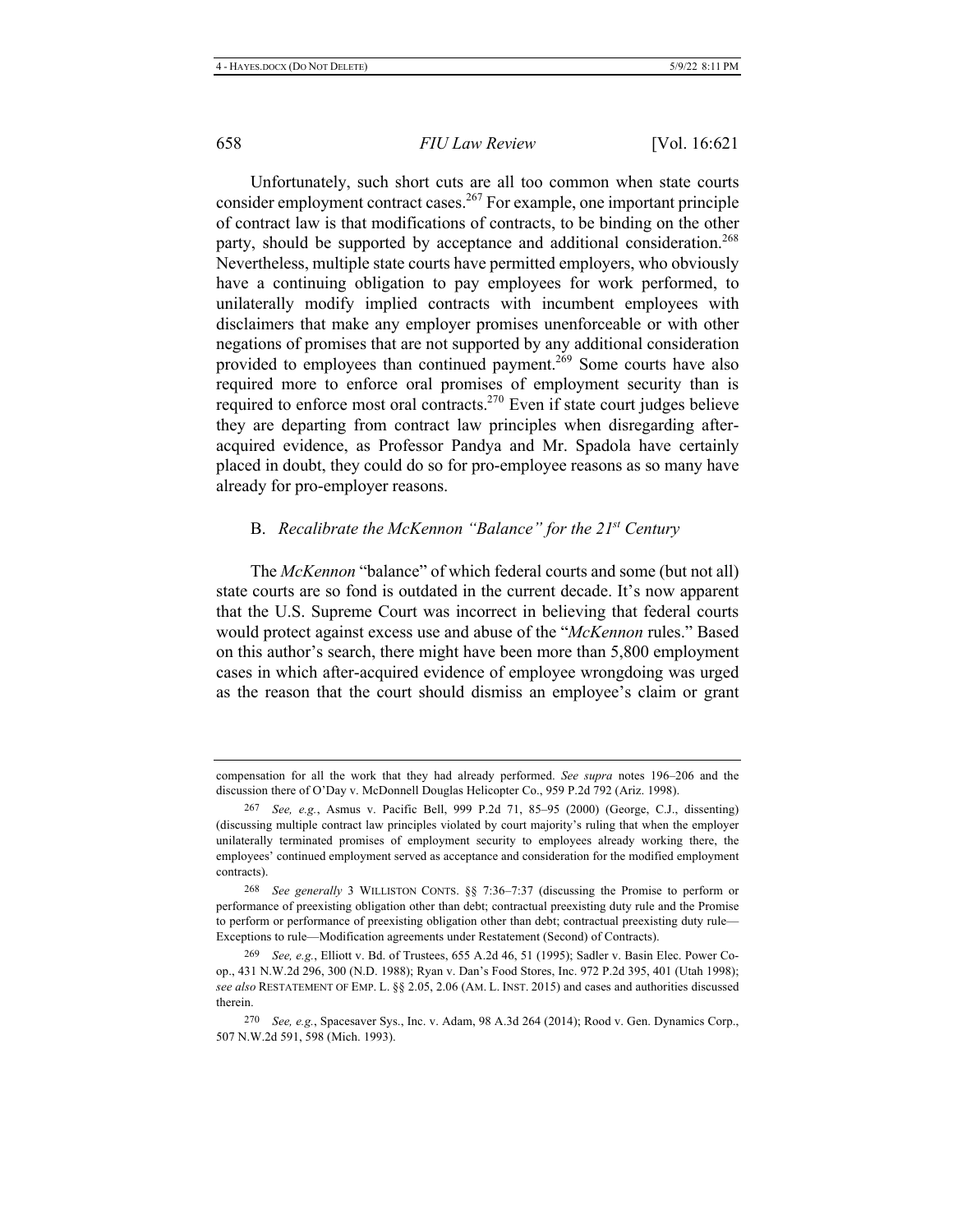Unfortunately, such short cuts are all too common when state courts consider employment contract cases.[267] For example, one important principle of contract law is that modifications of contracts, to be binding on the other party, should be supported by acceptance and additional consideration.[268] Nevertheless, multiple state courts have permitted employers, who obviously have a continuing obligation to pay employees for work performed, to unilaterally modify implied contracts with incumbent employees with disclaimers that make any employer promises unenforceable or with other negations of promises that are not supported by any additional consideration provided to employees than continued payment.[269] Some courts have also required more to enforce oral promises of employment security than is required to enforce most oral contracts.[270] Even if state court judges believe they are departing from contract law principles when disregarding after-acquired evidence, as Professor Pandya and Mr. Spadola have certainly placed in doubt, they could do so for pro-employee reasons as so many have already for pro-employer reasons.

## B. *Recalibrate the McKennon "Balance" for the 21st Century*

The *McKennon* "balance" of which federal courts and some (but not all) state courts are so fond is outdated in the current decade. It's now apparent that the U.S. Supreme Court was incorrect in believing that federal courts would protect against excess use and abuse of the "*McKennon* rules." Based on this author's search, there might have been more than 5,800 employment cases in which after-acquired evidence of employee wrongdoing was urged as the reason that the court should dismiss an employee's claim or grant

---

compensation for all the work that they had already performed. *See supra* notes 196–206 and the discussion there of O'Day v. McDonnell Douglas Helicopter Co., 959 P.2d 792 (Ariz. 1998).

267 *See, e.g.*, Asmus v. Pacific Bell, 999 P.2d 71, 85–95 (2000) (George, C.J., dissenting) (discussing multiple contract law principles violated by court majority's ruling that when the employer unilaterally terminated promises of employment security to employees already working there, the employees' continued employment served as acceptance and consideration for the modified employment contracts).

268 *See generally* 3 WILLISTON CONTS. §§ 7:36–7:37 (discussing the Promise to perform or performance of preexisting obligation other than debt; contractual preexisting duty rule and the Promise to perform or performance of preexisting obligation other than debt; contractual preexisting duty rule—Exceptions to rule—Modification agreements under Restatement (Second) of Contracts).

269 *See, e.g.*, Elliott v. Bd. of Trustees, 655 A.2d 46, 51 (1995); Sadler v. Basin Elec. Power Co-op., 431 N.W.2d 296, 300 (N.D. 1988); Ryan v. Dan's Food Stores, Inc. 972 P.2d 395, 401 (Utah 1998); *see also* RESTATEMENT OF EMP. L. §§ 2.05, 2.06 (AM. L. INST. 2015) and cases and authorities discussed therein.

270 *See, e.g.*, Spacesaver Sys., Inc. v. Adam, 98 A.3d 264 (2014); Rood v. Gen. Dynamics Corp., 507 N.W.2d 591, 598 (Mich. 1993).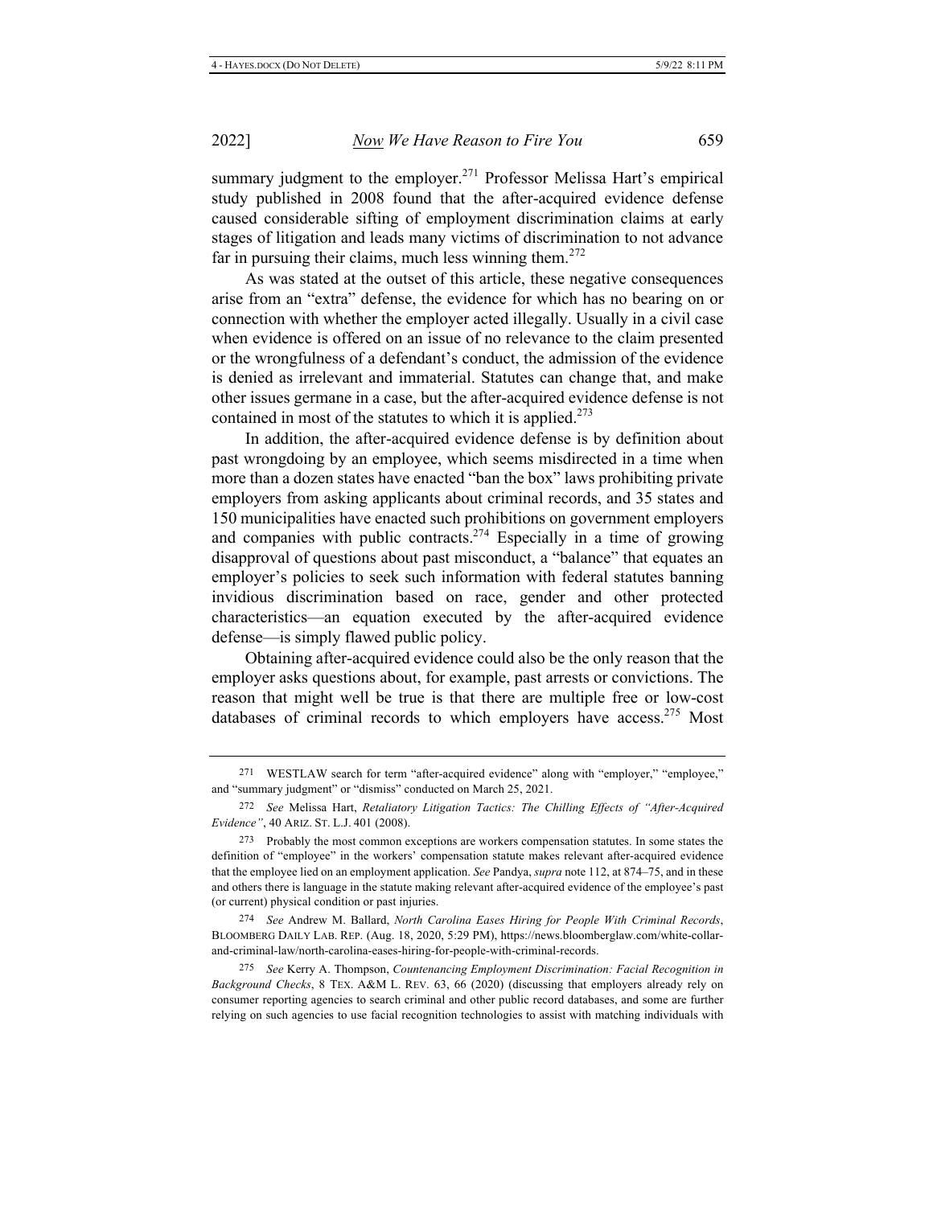summary judgment to the employer.[271] Professor Melissa Hart's empirical study published in 2008 found that the after-acquired evidence defense caused considerable sifting of employment discrimination claims at early stages of litigation and leads many victims of discrimination to not advance far in pursuing their claims, much less winning them.[272]

As was stated at the outset of this article, these negative consequences arise from an "extra" defense, the evidence for which has no bearing on or connection with whether the employer acted illegally. Usually in a civil case when evidence is offered on an issue of no relevance to the claim presented or the wrongfulness of a defendant's conduct, the admission of the evidence is denied as irrelevant and immaterial. Statutes can change that, and make other issues germane in a case, but the after-acquired evidence defense is not contained in most of the statutes to which it is applied.[273]

In addition, the after-acquired evidence defense is by definition about past wrongdoing by an employee, which seems misdirected in a time when more than a dozen states have enacted "ban the box" laws prohibiting private employers from asking applicants about criminal records, and 35 states and 150 municipalities have enacted such prohibitions on government employers and companies with public contracts.[274] Especially in a time of growing disapproval of questions about past misconduct, a "balance" that equates an employer's policies to seek such information with federal statutes banning invidious discrimination based on race, gender and other protected characteristics—an equation executed by the after-acquired evidence defense—is simply flawed public policy.

Obtaining after-acquired evidence could also be the only reason that the employer asks questions about, for example, past arrests or convictions. The reason that might well be true is that there are multiple free or low-cost databases of criminal records to which employers have access.[275] Most

---

271 WESTLAW search for term "after-acquired evidence" along with "employer," "employee," and "summary judgment" or "dismiss" conducted on March 25, 2021.

272 *See* Melissa Hart, *Retaliatory Litigation Tactics: The Chilling Effects of "After-Acquired Evidence"*, 40 ARIZ. ST. L.J. 401 (2008).

273 Probably the most common exceptions are workers compensation statutes. In some states the definition of "employee" in the workers' compensation statute makes relevant after-acquired evidence that the employee lied on an employment application. *See* Pandya, *supra* note 112, at 874–75, and in these and others there is language in the statute making relevant after-acquired evidence of the employee's past (or current) physical condition or past injuries.

274 *See* Andrew M. Ballard, *North Carolina Eases Hiring for People With Criminal Records*, BLOOMBERG DAILY LAB. REP. (Aug. 18, 2020, 5:29 PM), https://news.bloomberglaw.com/white-collar-and-criminal-law/north-carolina-eases-hiring-for-people-with-criminal-records.

275 *See* Kerry A. Thompson, *Countenancing Employment Discrimination: Facial Recognition in Background Checks*, 8 TEX. A&M L. REV. 63, 66 (2020) (discussing that employers already rely on consumer reporting agencies to search criminal and other public record databases, and some are further relying on such agencies to use facial recognition technologies to assist with matching individuals with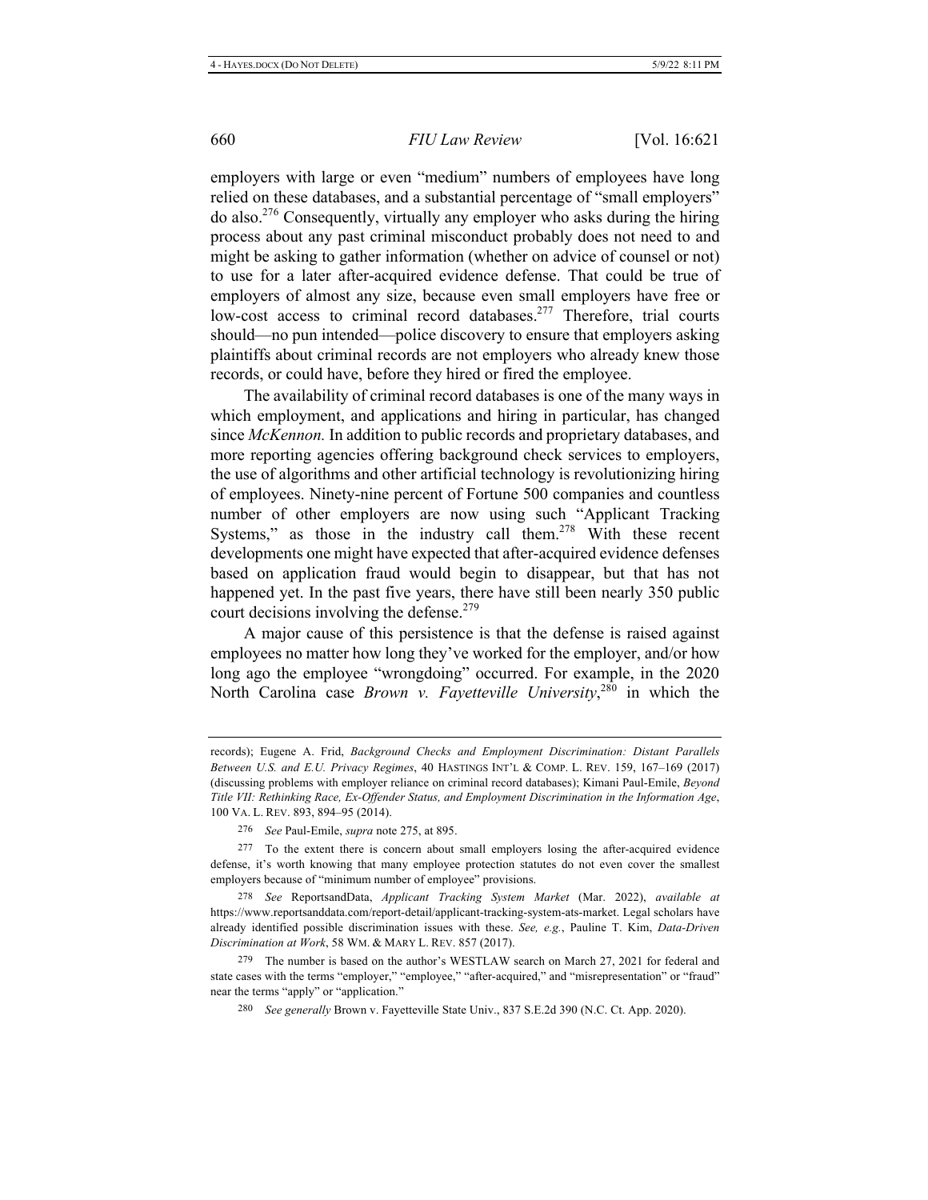employers with large or even "medium" numbers of employees have long relied on these databases, and a substantial percentage of "small employers" do also.[276] Consequently, virtually any employer who asks during the hiring process about any past criminal misconduct probably does not need to and might be asking to gather information (whether on advice of counsel or not) to use for a later after-acquired evidence defense. That could be true of employers of almost any size, because even small employers have free or low-cost access to criminal record databases.[277] Therefore, trial courts should—no pun intended—police discovery to ensure that employers asking plaintiffs about criminal records are not employers who already knew those records, or could have, before they hired or fired the employee.

The availability of criminal record databases is one of the many ways in which employment, and applications and hiring in particular, has changed since *McKennon.* In addition to public records and proprietary databases, and more reporting agencies offering background check services to employers, the use of algorithms and other artificial technology is revolutionizing hiring of employees. Ninety-nine percent of Fortune 500 companies and countless number of other employers are now using such "Applicant Tracking Systems," as those in the industry call them.[278] With these recent developments one might have expected that after-acquired evidence defenses based on application fraud would begin to disappear, but that has not happened yet. In the past five years, there have still been nearly 350 public court decisions involving the defense.[279]

A major cause of this persistence is that the defense is raised against employees no matter how long they've worked for the employer, and/or how long ago the employee "wrongdoing" occurred. For example, in the 2020 North Carolina case *Brown v. Fayetteville University*,[280] in which the

---

records); Eugene A. Frid, *Background Checks and Employment Discrimination: Distant Parallels Between U.S. and E.U. Privacy Regimes*, 40 HASTINGS INT'L & COMP. L. REV. 159, 167–169 (2017) (discussing problems with employer reliance on criminal record databases); Kimani Paul-Emile, *Beyond Title VII: Rethinking Race, Ex-Offender Status, and Employment Discrimination in the Information Age*, 100 VA. L. REV. 893, 894–95 (2014).

276 *See* Paul-Emile, *supra* note 275, at 895.

277 To the extent there is concern about small employers losing the after-acquired evidence defense, it's worth knowing that many employee protection statutes do not even cover the smallest employers because of "minimum number of employee" provisions.

278 *See* ReportsandData, *Applicant Tracking System Market* (Mar. 2022), *available at* https://www.reportsanddata.com/report-detail/applicant-tracking-system-ats-market. Legal scholars have already identified possible discrimination issues with these. *See, e.g.*, Pauline T. Kim, *Data-Driven Discrimination at Work*, 58 WM. & MARY L. REV. 857 (2017).

279 The number is based on the author's WESTLAW search on March 27, 2021 for federal and state cases with the terms "employer," "employee," "after-acquired," and "misrepresentation" or "fraud" near the terms "apply" or "application."

280 *See generally* Brown v. Fayetteville State Univ., 837 S.E.2d 390 (N.C. Ct. App. 2020).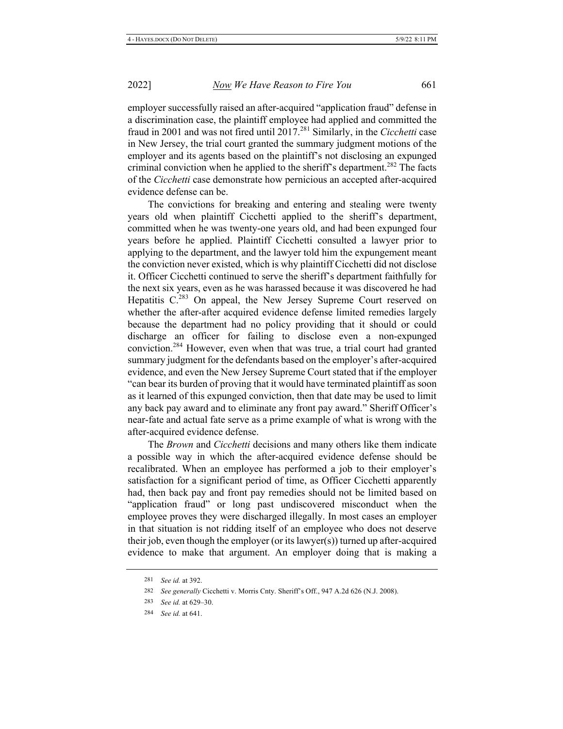employer successfully raised an after-acquired "application fraud" defense in a discrimination case, the plaintiff employee had applied and committed the fraud in 2001 and was not fired until 2017.[281] Similarly, in the *Cicchetti* case in New Jersey, the trial court granted the summary judgment motions of the employer and its agents based on the plaintiff's not disclosing an expunged criminal conviction when he applied to the sheriff's department.[282] The facts of the *Cicchetti* case demonstrate how pernicious an accepted after-acquired evidence defense can be.

The convictions for breaking and entering and stealing were twenty years old when plaintiff Cicchetti applied to the sheriff's department, committed when he was twenty-one years old, and had been expunged four years before he applied. Plaintiff Cicchetti consulted a lawyer prior to applying to the department, and the lawyer told him the expungement meant the conviction never existed, which is why plaintiff Cicchetti did not disclose it. Officer Cicchetti continued to serve the sheriff's department faithfully for the next six years, even as he was harassed because it was discovered he had Hepatitis C.[283] On appeal, the New Jersey Supreme Court reserved on whether the after-after acquired evidence defense limited remedies largely because the department had no policy providing that it should or could discharge an officer for failing to disclose even a non-expunged conviction.[284] However, even when that was true, a trial court had granted summary judgment for the defendants based on the employer's after-acquired evidence, and even the New Jersey Supreme Court stated that if the employer "can bear its burden of proving that it would have terminated plaintiff as soon as it learned of this expunged conviction, then that date may be used to limit any back pay award and to eliminate any front pay award." Sheriff Officer's near-fate and actual fate serve as a prime example of what is wrong with the after-acquired evidence defense.

The *Brown* and *Cicchetti* decisions and many others like them indicate a possible way in which the after-acquired evidence defense should be recalibrated. When an employee has performed a job to their employer's satisfaction for a significant period of time, as Officer Cicchetti apparently had, then back pay and front pay remedies should not be limited based on "application fraud" or long past undiscovered misconduct when the employee proves they were discharged illegally. In most cases an employer in that situation is not ridding itself of an employee who does not deserve their job, even though the employer (or its lawyer(s)) turned up after-acquired evidence to make that argument. An employer doing that is making a

281 *See id.* at 392.

282 *See generally* Cicchetti v. Morris Cnty. Sheriff's Off., 947 A.2d 626 (N.J. 2008).

283 *See id.* at 629–30.

284 *See id.* at 641.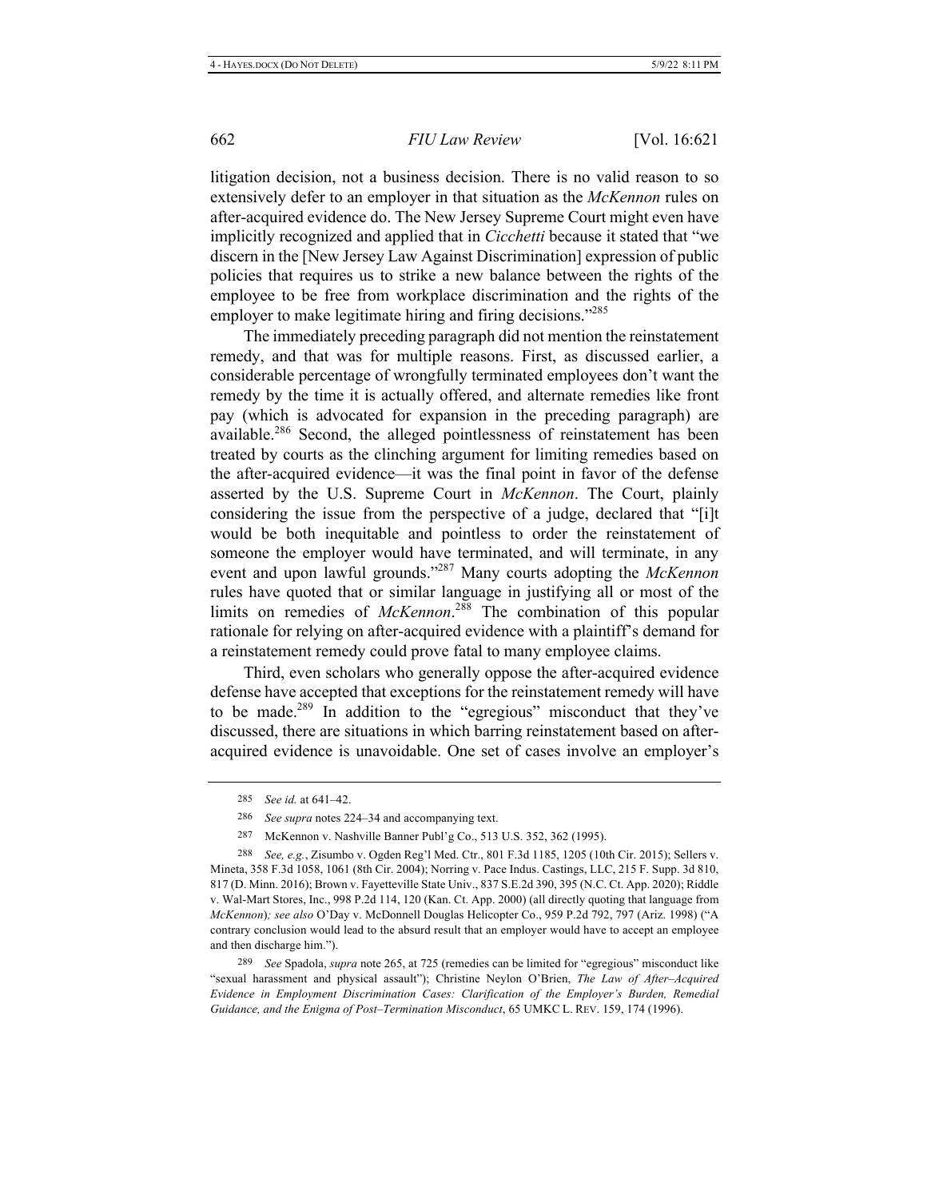litigation decision, not a business decision. There is no valid reason to so extensively defer to an employer in that situation as the *McKennon* rules on after-acquired evidence do. The New Jersey Supreme Court might even have implicitly recognized and applied that in *Cicchetti* because it stated that "we discern in the [New Jersey Law Against Discrimination] expression of public policies that requires us to strike a new balance between the rights of the employee to be free from workplace discrimination and the rights of the employer to make legitimate hiring and firing decisions."[285]

The immediately preceding paragraph did not mention the reinstatement remedy, and that was for multiple reasons. First, as discussed earlier, a considerable percentage of wrongfully terminated employees don't want the remedy by the time it is actually offered, and alternate remedies like front pay (which is advocated for expansion in the preceding paragraph) are available.[286] Second, the alleged pointlessness of reinstatement has been treated by courts as the clinching argument for limiting remedies based on the after-acquired evidence—it was the final point in favor of the defense asserted by the U.S. Supreme Court in *McKennon*. The Court, plainly considering the issue from the perspective of a judge, declared that "[i]t would be both inequitable and pointless to order the reinstatement of someone the employer would have terminated, and will terminate, in any event and upon lawful grounds."[287] Many courts adopting the *McKennon* rules have quoted that or similar language in justifying all or most of the limits on remedies of *McKennon*.[288] The combination of this popular rationale for relying on after-acquired evidence with a plaintiff's demand for a reinstatement remedy could prove fatal to many employee claims.

Third, even scholars who generally oppose the after-acquired evidence defense have accepted that exceptions for the reinstatement remedy will have to be made.[289] In addition to the "egregious" misconduct that they've discussed, there are situations in which barring reinstatement based on after-acquired evidence is unavoidable. One set of cases involve an employer's

---

285 *See id.* at 641–42.

286 *See supra* notes 224–34 and accompanying text.

287 McKennon v. Nashville Banner Publ'g Co., 513 U.S. 352, 362 (1995).

288 *See, e.g.*, Zisumbo v. Ogden Reg'l Med. Ctr., 801 F.3d 1185, 1205 (10th Cir. 2015); Sellers v. Mineta, 358 F.3d 1058, 1061 (8th Cir. 2004); Norring v. Pace Indus. Castings, LLC, 215 F. Supp. 3d 810, 817 (D. Minn. 2016); Brown v. Fayetteville State Univ., 837 S.E.2d 390, 395 (N.C. Ct. App. 2020); Riddle v. Wal-Mart Stores, Inc., 998 P.2d 114, 120 (Kan. Ct. App. 2000) (all directly quoting that language from *McKennon*)*; see also* O'Day v. McDonnell Douglas Helicopter Co., 959 P.2d 792, 797 (Ariz. 1998) ("A contrary conclusion would lead to the absurd result that an employer would have to accept an employee and then discharge him.").

289 *See* Spadola, *supra* note 265, at 725 (remedies can be limited for "egregious" misconduct like "sexual harassment and physical assault"); Christine Neylon O'Brien, *The Law of After–Acquired Evidence in Employment Discrimination Cases: Clarification of the Employer's Burden, Remedial Guidance, and the Enigma of Post–Termination Misconduct*, 65 UMKC L. REV. 159, 174 (1996).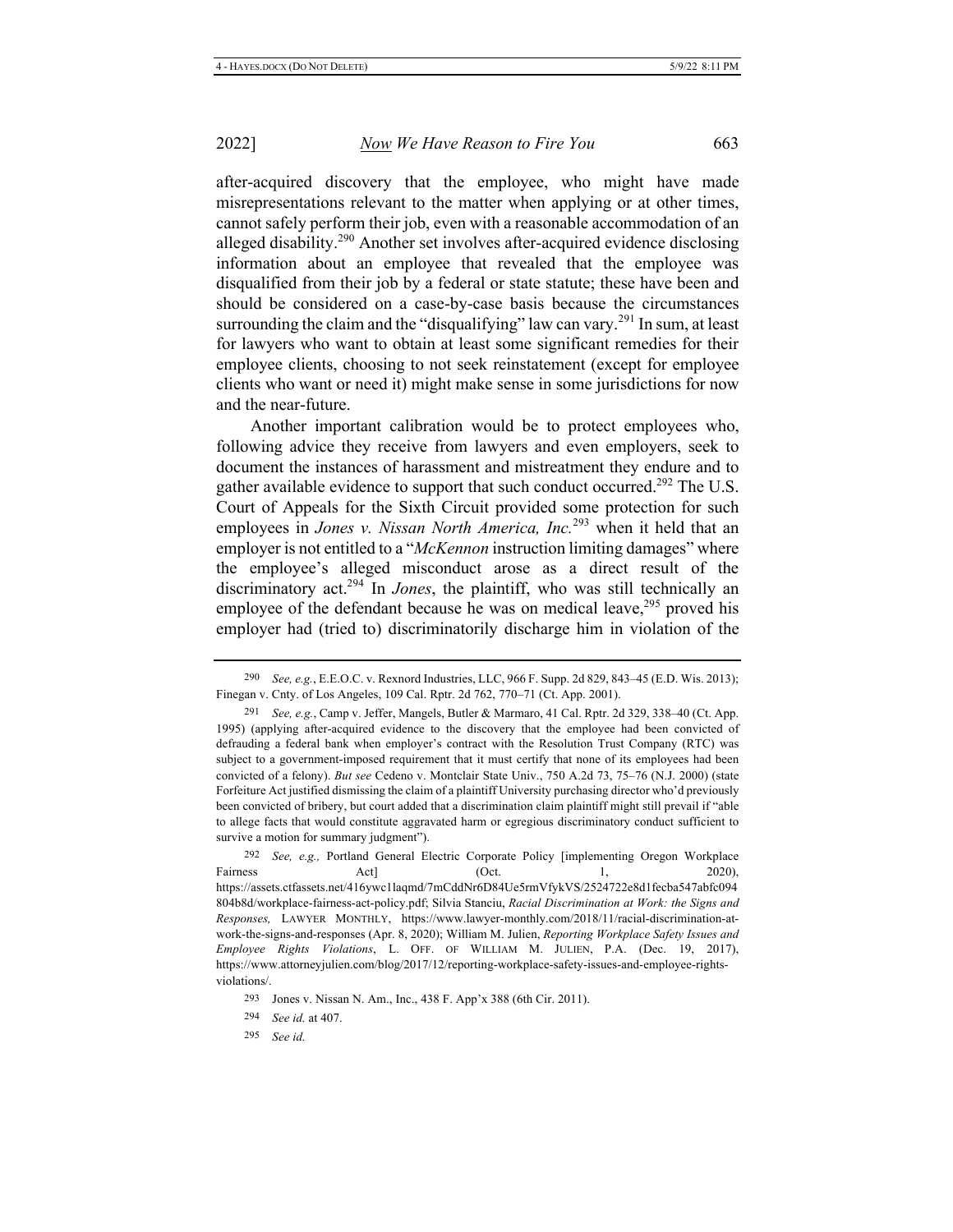after-acquired discovery that the employee, who might have made misrepresentations relevant to the matter when applying or at other times, cannot safely perform their job, even with a reasonable accommodation of an alleged disability.[290] Another set involves after-acquired evidence disclosing information about an employee that revealed that the employee was disqualified from their job by a federal or state statute; these have been and should be considered on a case-by-case basis because the circumstances surrounding the claim and the "disqualifying" law can vary.[291] In sum, at least for lawyers who want to obtain at least some significant remedies for their employee clients, choosing to not seek reinstatement (except for employee clients who want or need it) might make sense in some jurisdictions for now and the near-future.

Another important calibration would be to protect employees who, following advice they receive from lawyers and even employers, seek to document the instances of harassment and mistreatment they endure and to gather available evidence to support that such conduct occurred.[292] The U.S. Court of Appeals for the Sixth Circuit provided some protection for such employees in *Jones v. Nissan North America, Inc.*[293] when it held that an employer is not entitled to a "*McKennon* instruction limiting damages" where the employee's alleged misconduct arose as a direct result of the discriminatory act.[294] In *Jones*, the plaintiff, who was still technically an employee of the defendant because he was on medical leave,[295] proved his employer had (tried to) discriminatorily discharge him in violation of the

---

290 *See, e.g.*, E.E.O.C. v. Rexnord Industries, LLC, 966 F. Supp. 2d 829, 843–45 (E.D. Wis. 2013); Finegan v. Cnty. of Los Angeles, 109 Cal. Rptr. 2d 762, 770–71 (Ct. App. 2001).

291 *See, e.g.*, Camp v. Jeffer, Mangels, Butler & Marmaro, 41 Cal. Rptr. 2d 329, 338–40 (Ct. App. 1995) (applying after-acquired evidence to the discovery that the employee had been convicted of defrauding a federal bank when employer's contract with the Resolution Trust Company (RTC) was subject to a government-imposed requirement that it must certify that none of its employees had been convicted of a felony). *But see* Cedeno v. Montclair State Univ., 750 A.2d 73, 75–76 (N.J. 2000) (state Forfeiture Act justified dismissing the claim of a plaintiff University purchasing director who'd previously been convicted of bribery, but court added that a discrimination claim plaintiff might still prevail if "able to allege facts that would constitute aggravated harm or egregious discriminatory conduct sufficient to survive a motion for summary judgment").

292 *See, e.g.,* Portland General Electric Corporate Policy [implementing Oregon Workplace Fairness Act] (Oct. 1, 2020), https://assets.ctfassets.net/416ywc1laqmd/7mCddNr6D84Ue5rmVfykVS/2524722e8d1fecba547abfc094804b8d/workplace-fairness-act-policy.pdf; Silvia Stanciu, *Racial Discrimination at Work: the Signs and Responses,* LAWYER MONTHLY, https://www.lawyer-monthly.com/2018/11/racial-discrimination-at-work-the-signs-and-responses (Apr. 8, 2020); William M. Julien, *Reporting Workplace Safety Issues and Employee Rights Violations*, L. OFF. OF WILLIAM M. JULIEN, P.A. (Dec. 19, 2017), https://www.attorneyjulien.com/blog/2017/12/reporting-workplace-safety-issues-and-employee-rights-violations/.

293 Jones v. Nissan N. Am., Inc., 438 F. App'x 388 (6th Cir. 2011).

294 *See id.* at 407.

295 *See id.*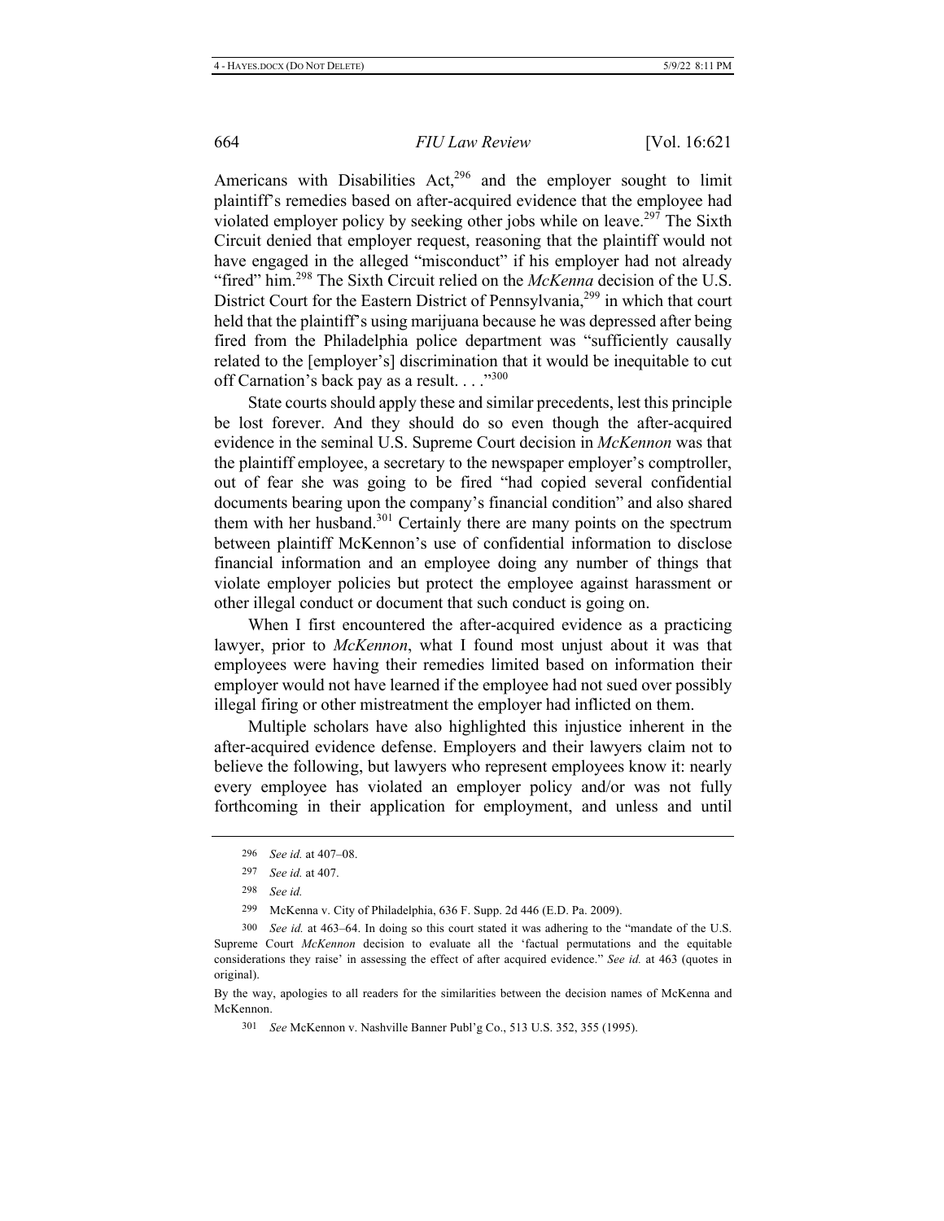Americans with Disabilities Act,[296] and the employer sought to limit plaintiff's remedies based on after-acquired evidence that the employee had violated employer policy by seeking other jobs while on leave.[297] The Sixth Circuit denied that employer request, reasoning that the plaintiff would not have engaged in the alleged "misconduct" if his employer had not already "fired" him.[298] The Sixth Circuit relied on the *McKenna* decision of the U.S. District Court for the Eastern District of Pennsylvania,[299] in which that court held that the plaintiff's using marijuana because he was depressed after being fired from the Philadelphia police department was "sufficiently causally related to the [employer's] discrimination that it would be inequitable to cut off Carnation's back pay as a result. . . ."[300]

State courts should apply these and similar precedents, lest this principle be lost forever. And they should do so even though the after-acquired evidence in the seminal U.S. Supreme Court decision in *McKennon* was that the plaintiff employee, a secretary to the newspaper employer's comptroller, out of fear she was going to be fired "had copied several confidential documents bearing upon the company's financial condition" and also shared them with her husband.[301] Certainly there are many points on the spectrum between plaintiff McKennon's use of confidential information to disclose financial information and an employee doing any number of things that violate employer policies but protect the employee against harassment or other illegal conduct or document that such conduct is going on.

When I first encountered the after-acquired evidence as a practicing lawyer, prior to *McKennon*, what I found most unjust about it was that employees were having their remedies limited based on information their employer would not have learned if the employee had not sued over possibly illegal firing or other mistreatment the employer had inflicted on them.

Multiple scholars have also highlighted this injustice inherent in the after-acquired evidence defense. Employers and their lawyers claim not to believe the following, but lawyers who represent employees know it: nearly every employee has violated an employer policy and/or was not fully forthcoming in their application for employment, and unless and until

---

[296] *See id.* at 407–08.

[297] *See id.* at 407.

[298] *See id.*

[299] McKenna v. City of Philadelphia, 636 F. Supp. 2d 446 (E.D. Pa. 2009).

[300] *See id.* at 463–64. In doing so this court stated it was adhering to the "mandate of the U.S. Supreme Court *McKennon* decision to evaluate all the 'factual permutations and the equitable considerations they raise' in assessing the effect of after acquired evidence." *See id.* at 463 (quotes in original).

By the way, apologies to all readers for the similarities between the decision names of McKenna and McKennon.

[301] *See* McKennon v. Nashville Banner Publ'g Co., 513 U.S. 352, 355 (1995).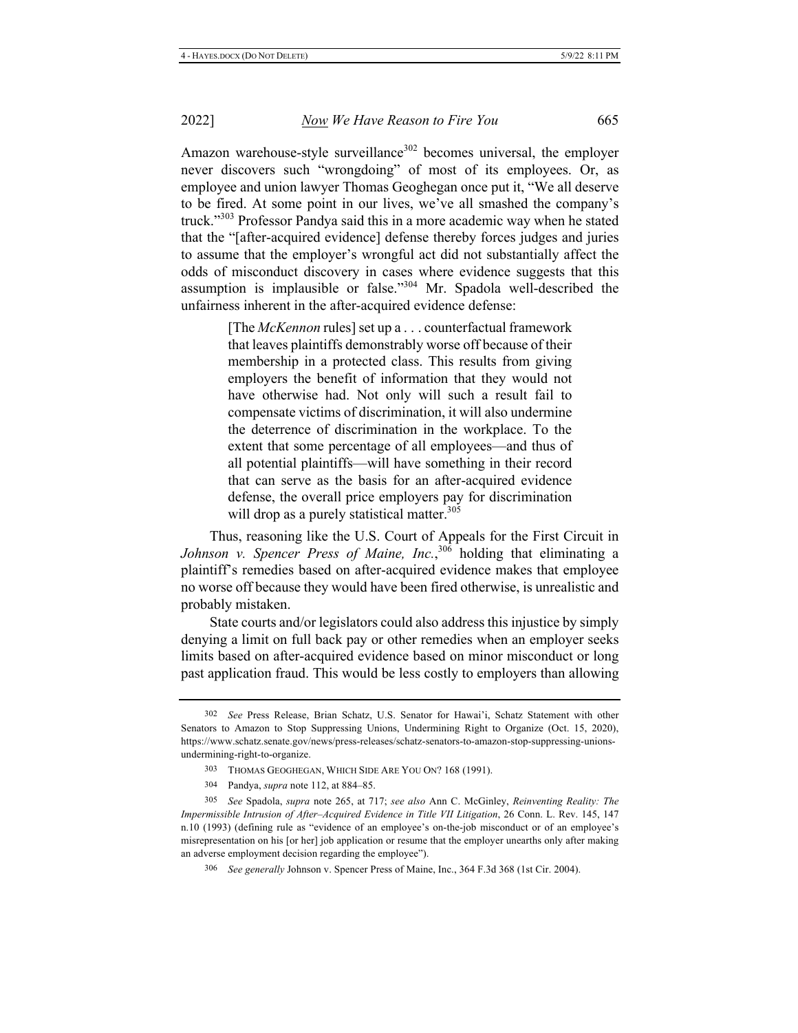Amazon warehouse-style surveillance[302] becomes universal, the employer never discovers such "wrongdoing" of most of its employees. Or, as employee and union lawyer Thomas Geoghegan once put it, "We all deserve to be fired. At some point in our lives, we've all smashed the company's truck."[303] Professor Pandya said this in a more academic way when he stated that the "[after-acquired evidence] defense thereby forces judges and juries to assume that the employer's wrongful act did not substantially affect the odds of misconduct discovery in cases where evidence suggests that this assumption is implausible or false."[304] Mr. Spadola well-described the unfairness inherent in the after-acquired evidence defense:

> [The *McKennon* rules] set up a . . . counterfactual framework that leaves plaintiffs demonstrably worse off because of their membership in a protected class. This results from giving employers the benefit of information that they would not have otherwise had. Not only will such a result fail to compensate victims of discrimination, it will also undermine the deterrence of discrimination in the workplace. To the extent that some percentage of all employees—and thus of all potential plaintiffs—will have something in their record that can serve as the basis for an after-acquired evidence defense, the overall price employers pay for discrimination will drop as a purely statistical matter.[305]

Thus, reasoning like the U.S. Court of Appeals for the First Circuit in *Johnson v. Spencer Press of Maine, Inc.*,[306] holding that eliminating a plaintiff's remedies based on after-acquired evidence makes that employee no worse off because they would have been fired otherwise, is unrealistic and probably mistaken.

State courts and/or legislators could also address this injustice by simply denying a limit on full back pay or other remedies when an employer seeks limits based on after-acquired evidence based on minor misconduct or long past application fraud. This would be less costly to employers than allowing

---

302 *See* Press Release, Brian Schatz, U.S. Senator for Hawai'i, Schatz Statement with other Senators to Amazon to Stop Suppressing Unions, Undermining Right to Organize (Oct. 15, 2020), https://www.schatz.senate.gov/news/press-releases/schatz-senators-to-amazon-stop-suppressing-unions-undermining-right-to-organize.

303 THOMAS GEOGHEGAN, WHICH SIDE ARE YOU ON? 168 (1991).

304 Pandya, *supra* note 112, at 884–85.

305 *See* Spadola, *supra* note 265, at 717; *see also* Ann C. McGinley, *Reinventing Reality: The Impermissible Intrusion of After–Acquired Evidence in Title VII Litigation*, 26 Conn. L. Rev. 145, 147 n.10 (1993) (defining rule as "evidence of an employee's on-the-job misconduct or of an employee's misrepresentation on his [or her] job application or resume that the employer unearths only after making an adverse employment decision regarding the employee").

306 *See generally* Johnson v. Spencer Press of Maine, Inc., 364 F.3d 368 (1st Cir. 2004).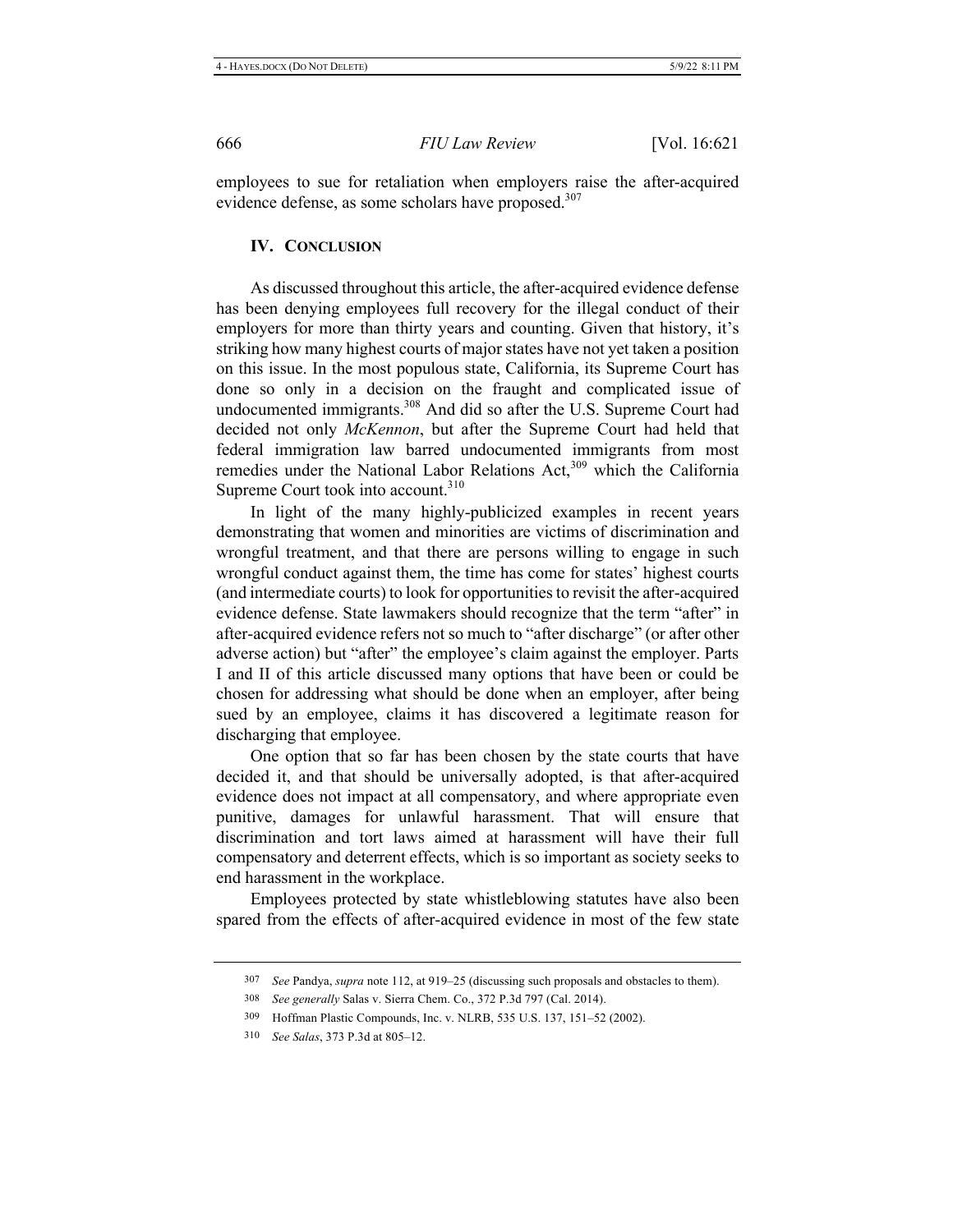employees to sue for retaliation when employers raise the after-acquired evidence defense, as some scholars have proposed.[307]

## IV. CONCLUSION

As discussed throughout this article, the after-acquired evidence defense has been denying employees full recovery for the illegal conduct of their employers for more than thirty years and counting. Given that history, it's striking how many highest courts of major states have not yet taken a position on this issue. In the most populous state, California, its Supreme Court has done so only in a decision on the fraught and complicated issue of undocumented immigrants.[308] And did so after the U.S. Supreme Court had decided not only *McKennon*, but after the Supreme Court had held that federal immigration law barred undocumented immigrants from most remedies under the National Labor Relations Act,[309] which the California Supreme Court took into account.[310]

In light of the many highly-publicized examples in recent years demonstrating that women and minorities are victims of discrimination and wrongful treatment, and that there are persons willing to engage in such wrongful conduct against them, the time has come for states' highest courts (and intermediate courts) to look for opportunities to revisit the after-acquired evidence defense. State lawmakers should recognize that the term "after" in after-acquired evidence refers not so much to "after discharge" (or after other adverse action) but "after" the employee's claim against the employer. Parts I and II of this article discussed many options that have been or could be chosen for addressing what should be done when an employer, after being sued by an employee, claims it has discovered a legitimate reason for discharging that employee.

One option that so far has been chosen by the state courts that have decided it, and that should be universally adopted, is that after-acquired evidence does not impact at all compensatory, and where appropriate even punitive, damages for unlawful harassment. That will ensure that discrimination and tort laws aimed at harassment will have their full compensatory and deterrent effects, which is so important as society seeks to end harassment in the workplace.

Employees protected by state whistleblowing statutes have also been spared from the effects of after-acquired evidence in most of the few state

---

[307] *See* Pandya, *supra* note 112, at 919–25 (discussing such proposals and obstacles to them).

[308] *See generally* Salas v. Sierra Chem. Co., 372 P.3d 797 (Cal. 2014).

[309] Hoffman Plastic Compounds, Inc. v. NLRB, 535 U.S. 137, 151–52 (2002).

[310] *See Salas*, 373 P.3d at 805–12.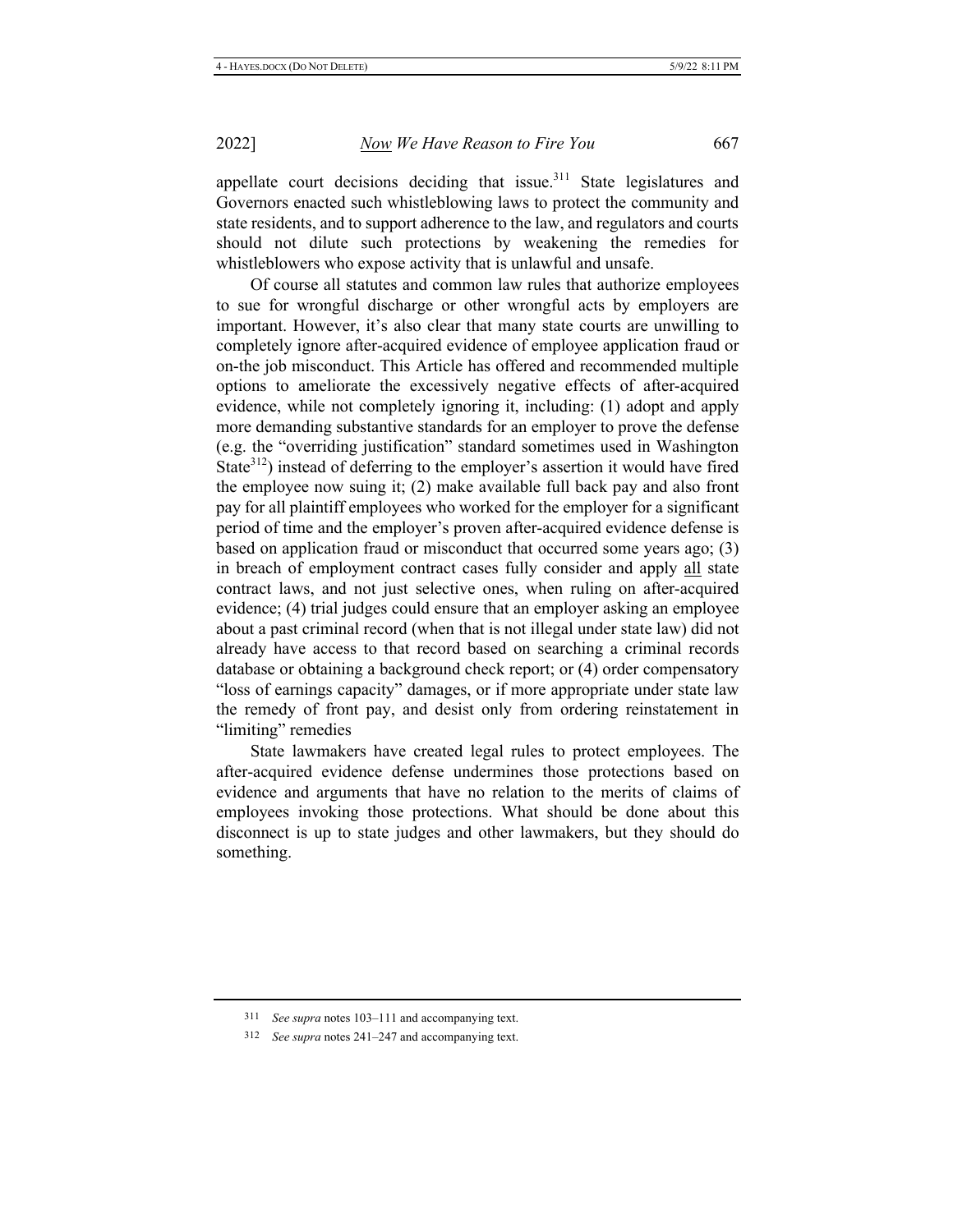appellate court decisions deciding that issue.[311] State legislatures and Governors enacted such whistleblowing laws to protect the community and state residents, and to support adherence to the law, and regulators and courts should not dilute such protections by weakening the remedies for whistleblowers who expose activity that is unlawful and unsafe.

Of course all statutes and common law rules that authorize employees to sue for wrongful discharge or other wrongful acts by employers are important. However, it's also clear that many state courts are unwilling to completely ignore after-acquired evidence of employee application fraud or on-the job misconduct. This Article has offered and recommended multiple options to ameliorate the excessively negative effects of after-acquired evidence, while not completely ignoring it, including: (1) adopt and apply more demanding substantive standards for an employer to prove the defense (e.g. the "overriding justification" standard sometimes used in Washington State[312]) instead of deferring to the employer's assertion it would have fired the employee now suing it; (2) make available full back pay and also front pay for all plaintiff employees who worked for the employer for a significant period of time and the employer's proven after-acquired evidence defense is based on application fraud or misconduct that occurred some years ago; (3) in breach of employment contract cases fully consider and apply <u>all</u> state contract laws, and not just selective ones, when ruling on after-acquired evidence; (4) trial judges could ensure that an employer asking an employee about a past criminal record (when that is not illegal under state law) did not already have access to that record based on searching a criminal records database or obtaining a background check report; or (4) order compensatory "loss of earnings capacity" damages, or if more appropriate under state law the remedy of front pay, and desist only from ordering reinstatement in "limiting" remedies

State lawmakers have created legal rules to protect employees. The after-acquired evidence defense undermines those protections based on evidence and arguments that have no relation to the merits of claims of employees invoking those protections. What should be done about this disconnect is up to state judges and other lawmakers, but they should do something.

---

311 *See supra* notes 103–111 and accompanying text.

312 *See supra* notes 241–247 and accompanying text.